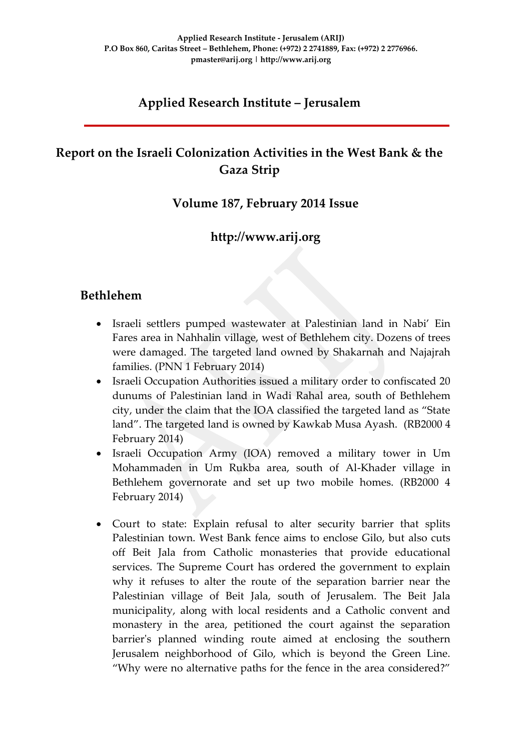Applied Research Institute - Jerusalem (ARIJ)
P.O Box 860, Caritas Street – Bethlehem, Phone: (+972) 2 2741889, Fax: (+972) 2 2776966.
pmaster@arij.org | http://www.arij.org

# Applied Research Institute – Jerusalem

## Report on the Israeli Colonization Activities in the West Bank & the Gaza Strip

### Volume 187, February 2014 Issue

### http://www.arij.org

## Bethlehem

- Israeli settlers pumped wastewater at Palestinian land in Nabi' Ein Fares area in Nahhalin village, west of Bethlehem city. Dozens of trees were damaged. The targeted land owned by Shakarnah and Najajrah families. (PNN 1 February 2014)
- Israeli Occupation Authorities issued a military order to confiscated 20 dunums of Palestinian land in Wadi Rahal area, south of Bethlehem city, under the claim that the IOA classified the targeted land as "State land". The targeted land is owned by Kawkab Musa Ayash. (RB2000 4 February 2014)
- Israeli Occupation Army (IOA) removed a military tower in Um Mohammaden in Um Rukba area, south of Al-Khader village in Bethlehem governorate and set up two mobile homes. (RB2000 4 February 2014)
- Court to state: Explain refusal to alter security barrier that splits Palestinian town. West Bank fence aims to enclose Gilo, but also cuts off Beit Jala from Catholic monasteries that provide educational services. The Supreme Court has ordered the government to explain why it refuses to alter the route of the separation barrier near the Palestinian village of Beit Jala, south of Jerusalem. The Beit Jala municipality, along with local residents and a Catholic convent and monastery in the area, petitioned the court against the separation barrier's planned winding route aimed at enclosing the southern Jerusalem neighborhood of Gilo, which is beyond the Green Line. "Why were no alternative paths for the fence in the area considered?"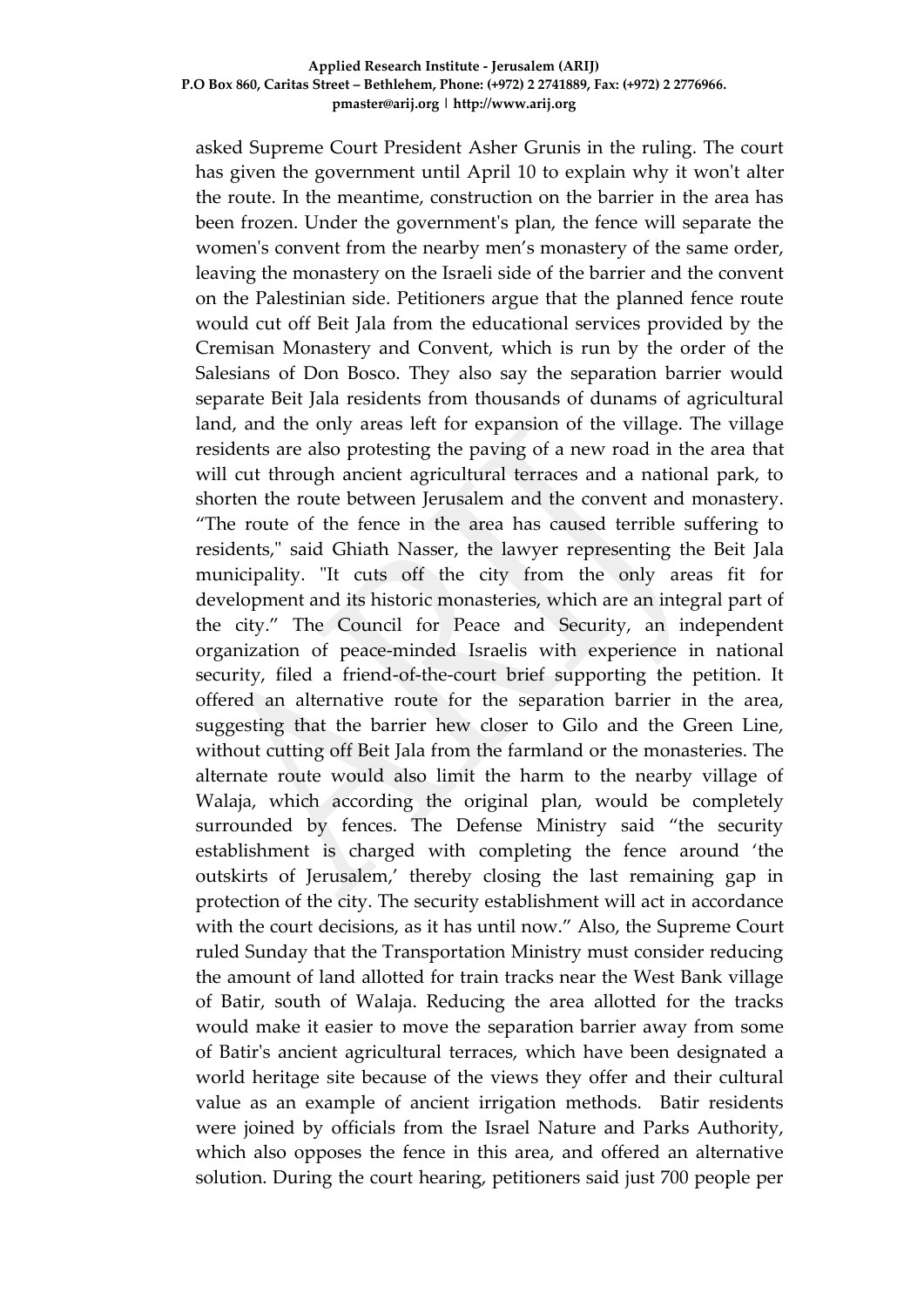asked Supreme Court President Asher Grunis in the ruling. The court has given the government until April 10 to explain why it won't alter the route. In the meantime, construction on the barrier in the area has been frozen. Under the government's plan, the fence will separate the women's convent from the nearby men's monastery of the same order, leaving the monastery on the Israeli side of the barrier and the convent on the Palestinian side. Petitioners argue that the planned fence route would cut off Beit Jala from the educational services provided by the Cremisan Monastery and Convent, which is run by the order of the Salesians of Don Bosco. They also say the separation barrier would separate Beit Jala residents from thousands of dunams of agricultural land, and the only areas left for expansion of the village. The village residents are also protesting the paving of a new road in the area that will cut through ancient agricultural terraces and a national park, to shorten the route between Jerusalem and the convent and monastery. "The route of the fence in the area has caused terrible suffering to residents," said Ghiath Nasser, the lawyer representing the Beit Jala municipality. "It cuts off the city from the only areas fit for development and its historic monasteries, which are an integral part of the city." The Council for Peace and Security, an independent organization of peace-minded Israelis with experience in national security, filed a friend-of-the-court brief supporting the petition. It offered an alternative route for the separation barrier in the area, suggesting that the barrier hew closer to Gilo and the Green Line, without cutting off Beit Jala from the farmland or the monasteries. The alternate route would also limit the harm to the nearby village of Walaja, which according the original plan, would be completely surrounded by fences. The Defense Ministry said "the security establishment is charged with completing the fence around 'the outskirts of Jerusalem,' thereby closing the last remaining gap in protection of the city. The security establishment will act in accordance with the court decisions, as it has until now." Also, the Supreme Court ruled Sunday that the Transportation Ministry must consider reducing the amount of land allotted for train tracks near the West Bank village of Batir, south of Walaja. Reducing the area allotted for the tracks would make it easier to move the separation barrier away from some of Batir's ancient agricultural terraces, which have been designated a world heritage site because of the views they offer and their cultural value as an example of ancient irrigation methods. Batir residents were joined by officials from the Israel Nature and Parks Authority, which also opposes the fence in this area, and offered an alternative solution. During the court hearing, petitioners said just 700 people per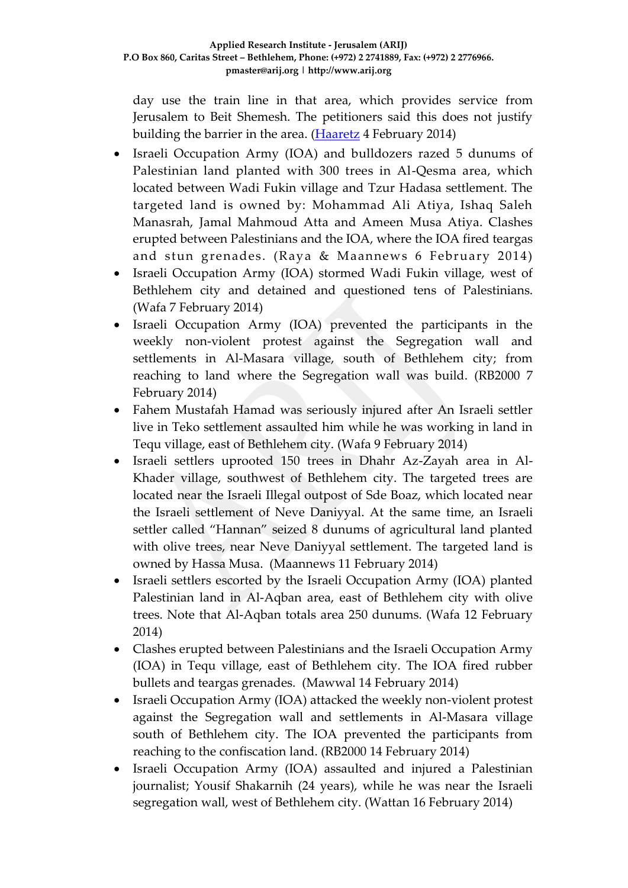day use the train line in that area, which provides service from Jerusalem to Beit Shemesh. The petitioners said this does not justify building the barrier in the area. ([Haaretz](Haaretz) 4 February 2014)

- Israeli Occupation Army (IOA) and bulldozers razed 5 dunums of Palestinian land planted with 300 trees in Al-Qesma area, which located between Wadi Fukin village and Tzur Hadasa settlement. The targeted land is owned by: Mohammad Ali Atiya, Ishaq Saleh Manasrah, Jamal Mahmoud Atta and Ameen Musa Atiya. Clashes erupted between Palestinians and the IOA, where the IOA fired teargas and stun grenades. (Raya & Maannews 6 February 2014)
- Israeli Occupation Army (IOA) stormed Wadi Fukin village, west of Bethlehem city and detained and questioned tens of Palestinians. (Wafa 7 February 2014)
- Israeli Occupation Army (IOA) prevented the participants in the weekly non-violent protest against the Segregation wall and settlements in Al-Masara village, south of Bethlehem city; from reaching to land where the Segregation wall was build. (RB2000 7 February 2014)
- Fahem Mustafah Hamad was seriously injured after An Israeli settler live in Teko settlement assaulted him while he was working in land in Tequ village, east of Bethlehem city. (Wafa 9 February 2014)
- Israeli settlers uprooted 150 trees in Dhahr Az-Zayah area in Al-Khader village, southwest of Bethlehem city. The targeted trees are located near the Israeli Illegal outpost of Sde Boaz, which located near the Israeli settlement of Neve Daniyyal. At the same time, an Israeli settler called "Hannan" seized 8 dunums of agricultural land planted with olive trees, near Neve Daniyyal settlement. The targeted land is owned by Hassa Musa. (Maannews 11 February 2014)
- Israeli settlers escorted by the Israeli Occupation Army (IOA) planted Palestinian land in Al-Aqban area, east of Bethlehem city with olive trees. Note that Al-Aqban totals area 250 dunums. (Wafa 12 February 2014)
- Clashes erupted between Palestinians and the Israeli Occupation Army (IOA) in Tequ village, east of Bethlehem city. The IOA fired rubber bullets and teargas grenades. (Mawwal 14 February 2014)
- Israeli Occupation Army (IOA) attacked the weekly non-violent protest against the Segregation wall and settlements in Al-Masara village south of Bethlehem city. The IOA prevented the participants from reaching to the confiscation land. (RB2000 14 February 2014)
- Israeli Occupation Army (IOA) assaulted and injured a Palestinian journalist; Yousif Shakarnih (24 years), while he was near the Israeli segregation wall, west of Bethlehem city. (Wattan 16 February 2014)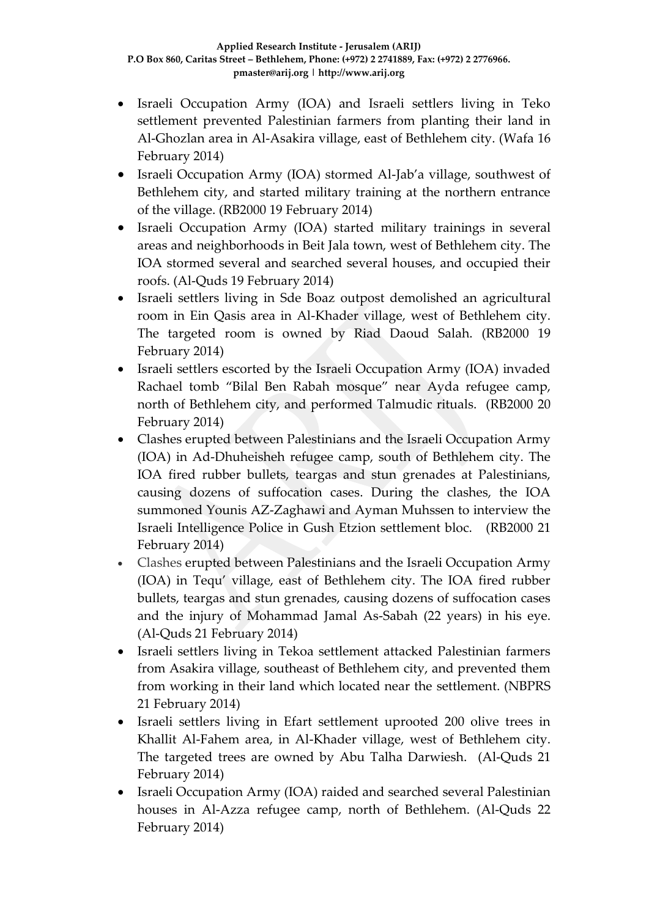- Israeli Occupation Army (IOA) and Israeli settlers living in Teko settlement prevented Palestinian farmers from planting their land in Al-Ghozlan area in Al-Asakira village, east of Bethlehem city. (Wafa 16 February 2014)
- Israeli Occupation Army (IOA) stormed Al-Jab'a village, southwest of Bethlehem city, and started military training at the northern entrance of the village. (RB2000 19 February 2014)
- Israeli Occupation Army (IOA) started military trainings in several areas and neighborhoods in Beit Jala town, west of Bethlehem city. The IOA stormed several and searched several houses, and occupied their roofs. (Al-Quds 19 February 2014)
- Israeli settlers living in Sde Boaz outpost demolished an agricultural room in Ein Qasis area in Al-Khader village, west of Bethlehem city. The targeted room is owned by Riad Daoud Salah. (RB2000 19 February 2014)
- Israeli settlers escorted by the Israeli Occupation Army (IOA) invaded Rachael tomb "Bilal Ben Rabah mosque" near Ayda refugee camp, north of Bethlehem city, and performed Talmudic rituals. (RB2000 20 February 2014)
- Clashes erupted between Palestinians and the Israeli Occupation Army (IOA) in Ad-Dhuheisheh refugee camp, south of Bethlehem city. The IOA fired rubber bullets, teargas and stun grenades at Palestinians, causing dozens of suffocation cases. During the clashes, the IOA summoned Younis AZ-Zaghawi and Ayman Muhssen to interview the Israeli Intelligence Police in Gush Etzion settlement bloc. (RB2000 21 February 2014)
- Clashes erupted between Palestinians and the Israeli Occupation Army (IOA) in Tequ' village, east of Bethlehem city. The IOA fired rubber bullets, teargas and stun grenades, causing dozens of suffocation cases and the injury of Mohammad Jamal As-Sabah (22 years) in his eye. (Al-Quds 21 February 2014)
- Israeli settlers living in Tekoa settlement attacked Palestinian farmers from Asakira village, southeast of Bethlehem city, and prevented them from working in their land which located near the settlement. (NBPRS 21 February 2014)
- Israeli settlers living in Efart settlement uprooted 200 olive trees in Khallit Al-Fahem area, in Al-Khader village, west of Bethlehem city. The targeted trees are owned by Abu Talha Darwiesh. (Al-Quds 21 February 2014)
- Israeli Occupation Army (IOA) raided and searched several Palestinian houses in Al-Azza refugee camp, north of Bethlehem. (Al-Quds 22 February 2014)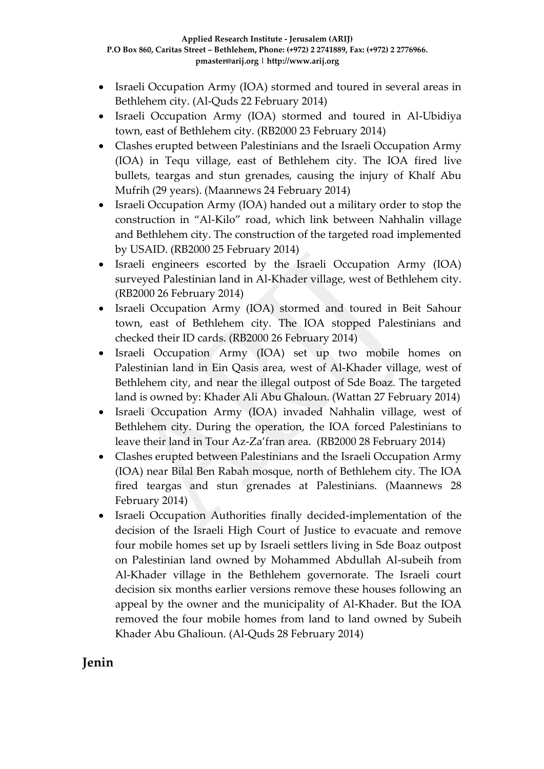- Israeli Occupation Army (IOA) stormed and toured in several areas in Bethlehem city. (Al-Quds 22 February 2014)
- Israeli Occupation Army (IOA) stormed and toured in Al-Ubidiya town, east of Bethlehem city. (RB2000 23 February 2014)
- Clashes erupted between Palestinians and the Israeli Occupation Army (IOA) in Tequ village, east of Bethlehem city. The IOA fired live bullets, teargas and stun grenades, causing the injury of Khalf Abu Mufrih (29 years). (Maannews 24 February 2014)
- Israeli Occupation Army (IOA) handed out a military order to stop the construction in "Al-Kilo" road, which link between Nahhalin village and Bethlehem city. The construction of the targeted road implemented by USAID. (RB2000 25 February 2014)
- Israeli engineers escorted by the Israeli Occupation Army (IOA) surveyed Palestinian land in Al-Khader village, west of Bethlehem city. (RB2000 26 February 2014)
- Israeli Occupation Army (IOA) stormed and toured in Beit Sahour town, east of Bethlehem city. The IOA stopped Palestinians and checked their ID cards. (RB2000 26 February 2014)
- Israeli Occupation Army (IOA) set up two mobile homes on Palestinian land in Ein Qasis area, west of Al-Khader village, west of Bethlehem city, and near the illegal outpost of Sde Boaz. The targeted land is owned by: Khader Ali Abu Ghaloun. (Wattan 27 February 2014)
- Israeli Occupation Army (IOA) invaded Nahhalin village, west of Bethlehem city. During the operation, the IOA forced Palestinians to leave their land in Tour Az-Za'fran area. (RB2000 28 February 2014)
- Clashes erupted between Palestinians and the Israeli Occupation Army (IOA) near Bilal Ben Rabah mosque, north of Bethlehem city. The IOA fired teargas and stun grenades at Palestinians. (Maannews 28 February 2014)
- Israeli Occupation Authorities finally decided-implementation of the decision of the Israeli High Court of Justice to evacuate and remove four mobile homes set up by Israeli settlers living in Sde Boaz outpost on Palestinian land owned by Mohammed Abdullah Al-subeih from Al-Khader village in the Bethlehem governorate. The Israeli court decision six months earlier versions remove these houses following an appeal by the owner and the municipality of Al-Khader. But the IOA removed the four mobile homes from land to land owned by Subeih Khader Abu Ghalioun. (Al-Quds 28 February 2014)

## Jenin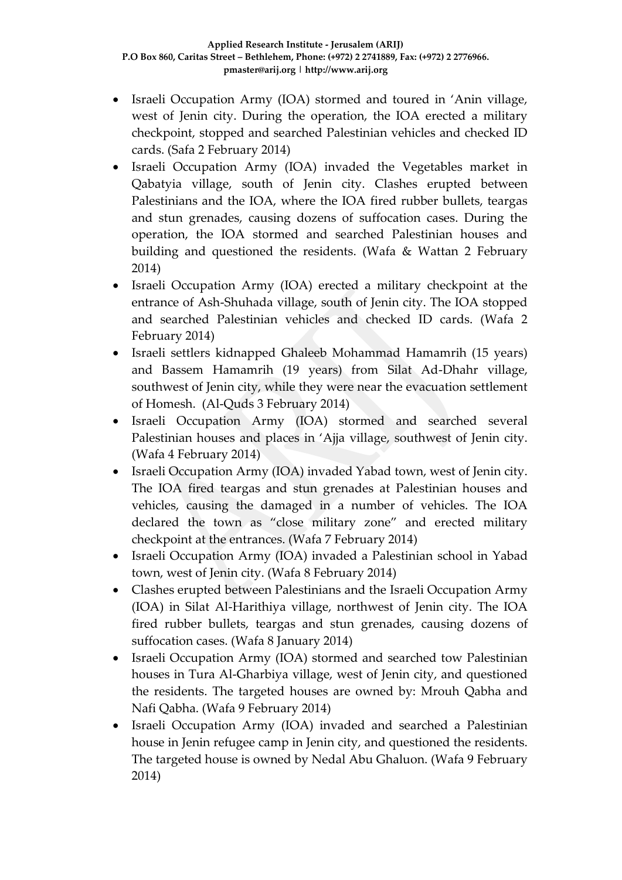- Israeli Occupation Army (IOA) stormed and toured in 'Anin village, west of Jenin city. During the operation, the IOA erected a military checkpoint, stopped and searched Palestinian vehicles and checked ID cards. (Safa 2 February 2014)
- Israeli Occupation Army (IOA) invaded the Vegetables market in Qabatyia village, south of Jenin city. Clashes erupted between Palestinians and the IOA, where the IOA fired rubber bullets, teargas and stun grenades, causing dozens of suffocation cases. During the operation, the IOA stormed and searched Palestinian houses and building and questioned the residents. (Wafa & Wattan 2 February 2014)
- Israeli Occupation Army (IOA) erected a military checkpoint at the entrance of Ash-Shuhada village, south of Jenin city. The IOA stopped and searched Palestinian vehicles and checked ID cards. (Wafa 2 February 2014)
- Israeli settlers kidnapped Ghaleeb Mohammad Hamamrih (15 years) and Bassem Hamamrih (19 years) from Silat Ad-Dhahr village, southwest of Jenin city, while they were near the evacuation settlement of Homesh. (Al-Quds 3 February 2014)
- Israeli Occupation Army (IOA) stormed and searched several Palestinian houses and places in 'Ajja village, southwest of Jenin city. (Wafa 4 February 2014)
- Israeli Occupation Army (IOA) invaded Yabad town, west of Jenin city. The IOA fired teargas and stun grenades at Palestinian houses and vehicles, causing the damaged in a number of vehicles. The IOA declared the town as "close military zone" and erected military checkpoint at the entrances. (Wafa 7 February 2014)
- Israeli Occupation Army (IOA) invaded a Palestinian school in Yabad town, west of Jenin city. (Wafa 8 February 2014)
- Clashes erupted between Palestinians and the Israeli Occupation Army (IOA) in Silat Al-Harithiya village, northwest of Jenin city. The IOA fired rubber bullets, teargas and stun grenades, causing dozens of suffocation cases. (Wafa 8 January 2014)
- Israeli Occupation Army (IOA) stormed and searched tow Palestinian houses in Tura Al-Gharbiya village, west of Jenin city, and questioned the residents. The targeted houses are owned by: Mrouh Qabha and Nafi Qabha. (Wafa 9 February 2014)
- Israeli Occupation Army (IOA) invaded and searched a Palestinian house in Jenin refugee camp in Jenin city, and questioned the residents. The targeted house is owned by Nedal Abu Ghaluon. (Wafa 9 February 2014)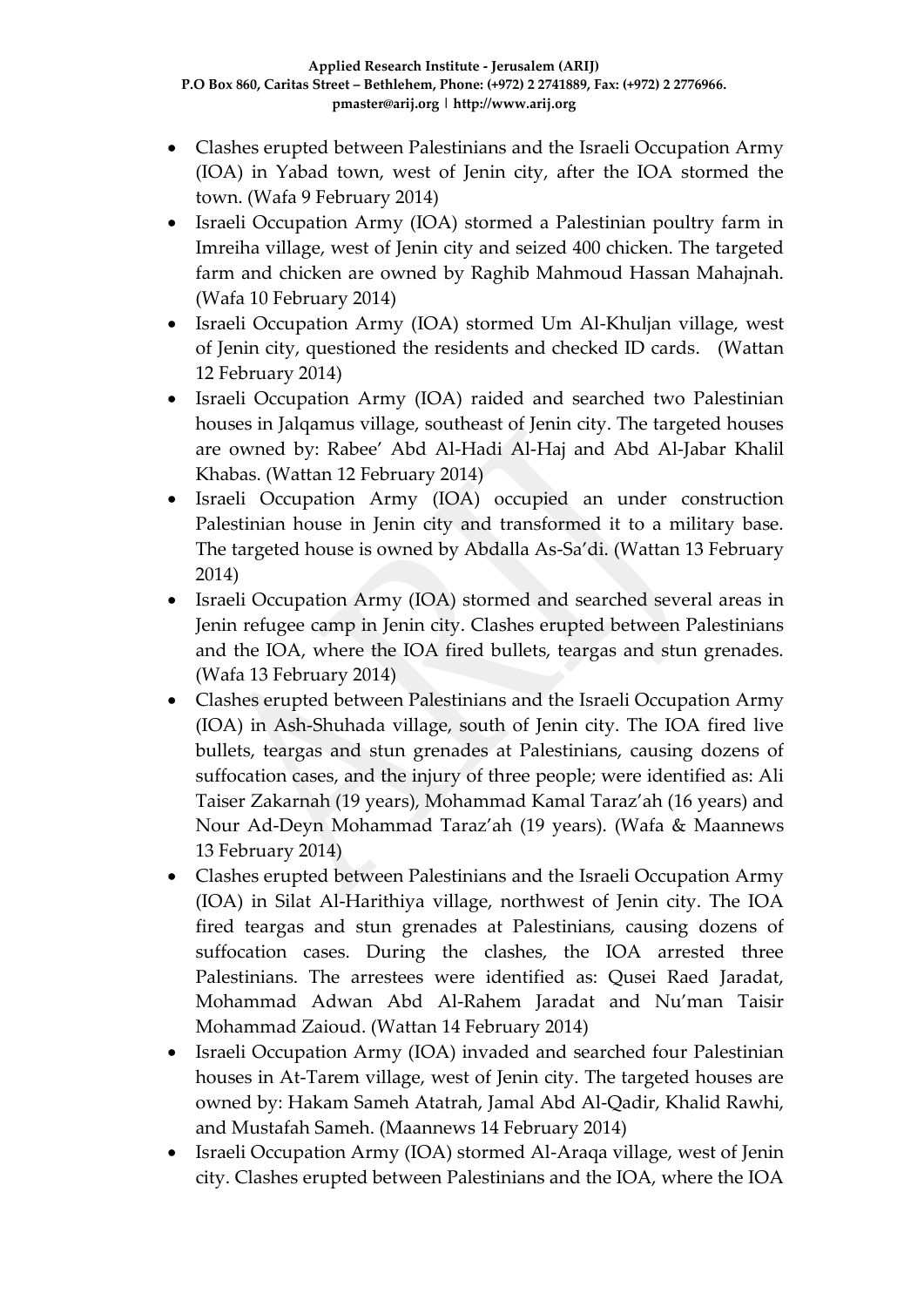- Clashes erupted between Palestinians and the Israeli Occupation Army (IOA) in Yabad town, west of Jenin city, after the IOA stormed the town. (Wafa 9 February 2014)
- Israeli Occupation Army (IOA) stormed a Palestinian poultry farm in Imreiha village, west of Jenin city and seized 400 chicken. The targeted farm and chicken are owned by Raghib Mahmoud Hassan Mahajnah. (Wafa 10 February 2014)
- Israeli Occupation Army (IOA) stormed Um Al-Khuljan village, west of Jenin city, questioned the residents and checked ID cards. (Wattan 12 February 2014)
- Israeli Occupation Army (IOA) raided and searched two Palestinian houses in Jalqamus village, southeast of Jenin city. The targeted houses are owned by: Rabee' Abd Al-Hadi Al-Haj and Abd Al-Jabar Khalil Khabas. (Wattan 12 February 2014)
- Israeli Occupation Army (IOA) occupied an under construction Palestinian house in Jenin city and transformed it to a military base. The targeted house is owned by Abdalla As-Sa'di. (Wattan 13 February 2014)
- Israeli Occupation Army (IOA) stormed and searched several areas in Jenin refugee camp in Jenin city. Clashes erupted between Palestinians and the IOA, where the IOA fired bullets, teargas and stun grenades. (Wafa 13 February 2014)
- Clashes erupted between Palestinians and the Israeli Occupation Army (IOA) in Ash-Shuhada village, south of Jenin city. The IOA fired live bullets, teargas and stun grenades at Palestinians, causing dozens of suffocation cases, and the injury of three people; were identified as: Ali Taiser Zakarnah (19 years), Mohammad Kamal Taraz'ah (16 years) and Nour Ad-Deyn Mohammad Taraz'ah (19 years). (Wafa & Maannews 13 February 2014)
- Clashes erupted between Palestinians and the Israeli Occupation Army (IOA) in Silat Al-Harithiya village, northwest of Jenin city. The IOA fired teargas and stun grenades at Palestinians, causing dozens of suffocation cases. During the clashes, the IOA arrested three Palestinians. The arrestees were identified as: Qusei Raed Jaradat, Mohammad Adwan Abd Al-Rahem Jaradat and Nu'man Taisir Mohammad Zaioud. (Wattan 14 February 2014)
- Israeli Occupation Army (IOA) invaded and searched four Palestinian houses in At-Tarem village, west of Jenin city. The targeted houses are owned by: Hakam Sameh Atatrah, Jamal Abd Al-Qadir, Khalid Rawhi, and Mustafah Sameh. (Maannews 14 February 2014)
- Israeli Occupation Army (IOA) stormed Al-Araqa village, west of Jenin city. Clashes erupted between Palestinians and the IOA, where the IOA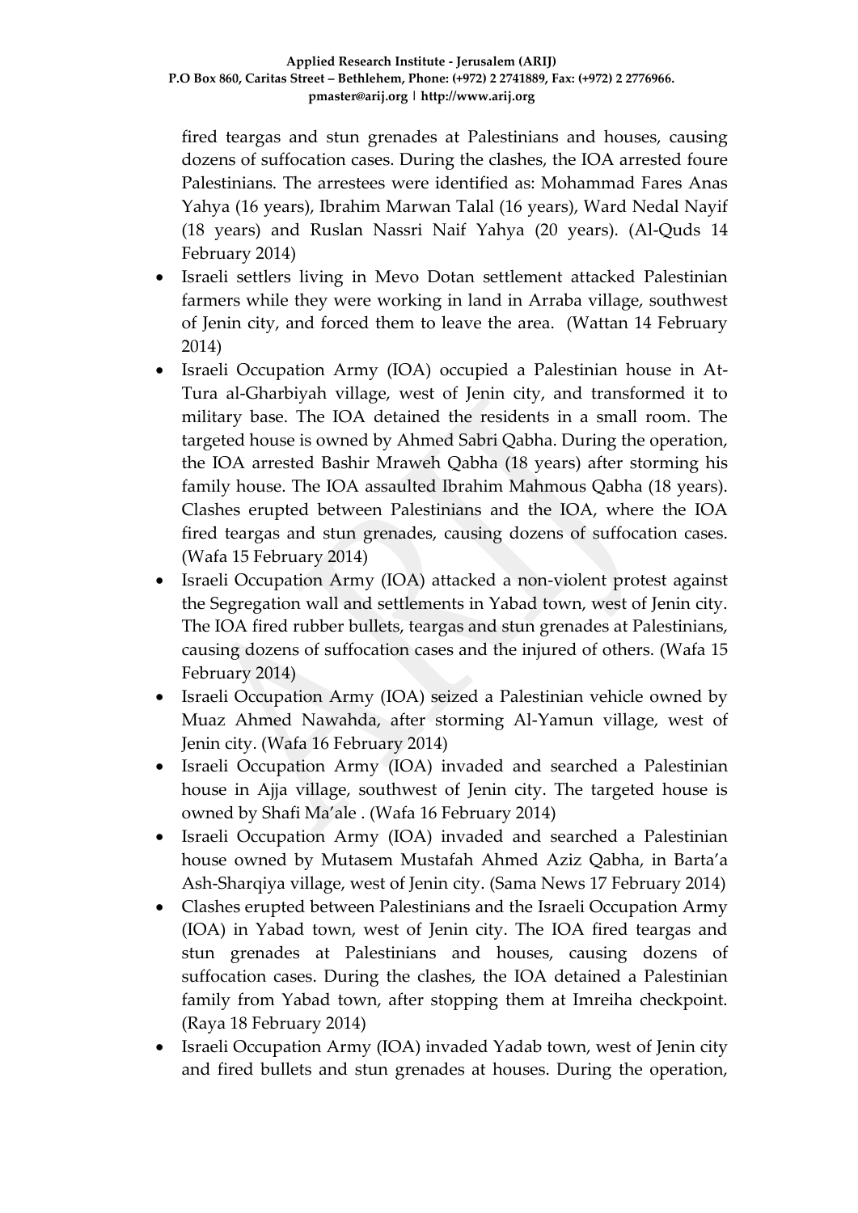fired teargas and stun grenades at Palestinians and houses, causing dozens of suffocation cases. During the clashes, the IOA arrested foure Palestinians. The arrestees were identified as: Mohammad Fares Anas Yahya (16 years), Ibrahim Marwan Talal (16 years), Ward Nedal Nayif (18 years) and Ruslan Nassri Naif Yahya (20 years). (Al-Quds 14 February 2014)

- Israeli settlers living in Mevo Dotan settlement attacked Palestinian farmers while they were working in land in Arraba village, southwest of Jenin city, and forced them to leave the area. (Wattan 14 February 2014)
- Israeli Occupation Army (IOA) occupied a Palestinian house in At-Tura al-Gharbiyah village, west of Jenin city, and transformed it to military base. The IOA detained the residents in a small room. The targeted house is owned by Ahmed Sabri Qabha. During the operation, the IOA arrested Bashir Mraweh Qabha (18 years) after storming his family house. The IOA assaulted Ibrahim Mahmous Qabha (18 years). Clashes erupted between Palestinians and the IOA, where the IOA fired teargas and stun grenades, causing dozens of suffocation cases. (Wafa 15 February 2014)
- Israeli Occupation Army (IOA) attacked a non-violent protest against the Segregation wall and settlements in Yabad town, west of Jenin city. The IOA fired rubber bullets, teargas and stun grenades at Palestinians, causing dozens of suffocation cases and the injured of others. (Wafa 15 February 2014)
- Israeli Occupation Army (IOA) seized a Palestinian vehicle owned by Muaz Ahmed Nawahda, after storming Al-Yamun village, west of Jenin city. (Wafa 16 February 2014)
- Israeli Occupation Army (IOA) invaded and searched a Palestinian house in Ajja village, southwest of Jenin city. The targeted house is owned by Shafi Ma'ale . (Wafa 16 February 2014)
- Israeli Occupation Army (IOA) invaded and searched a Palestinian house owned by Mutasem Mustafah Ahmed Aziz Qabha, in Barta'a Ash-Sharqiya village, west of Jenin city. (Sama News 17 February 2014)
- Clashes erupted between Palestinians and the Israeli Occupation Army (IOA) in Yabad town, west of Jenin city. The IOA fired teargas and stun grenades at Palestinians and houses, causing dozens of suffocation cases. During the clashes, the IOA detained a Palestinian family from Yabad town, after stopping them at Imreiha checkpoint. (Raya 18 February 2014)
- Israeli Occupation Army (IOA) invaded Yadab town, west of Jenin city and fired bullets and stun grenades at houses. During the operation,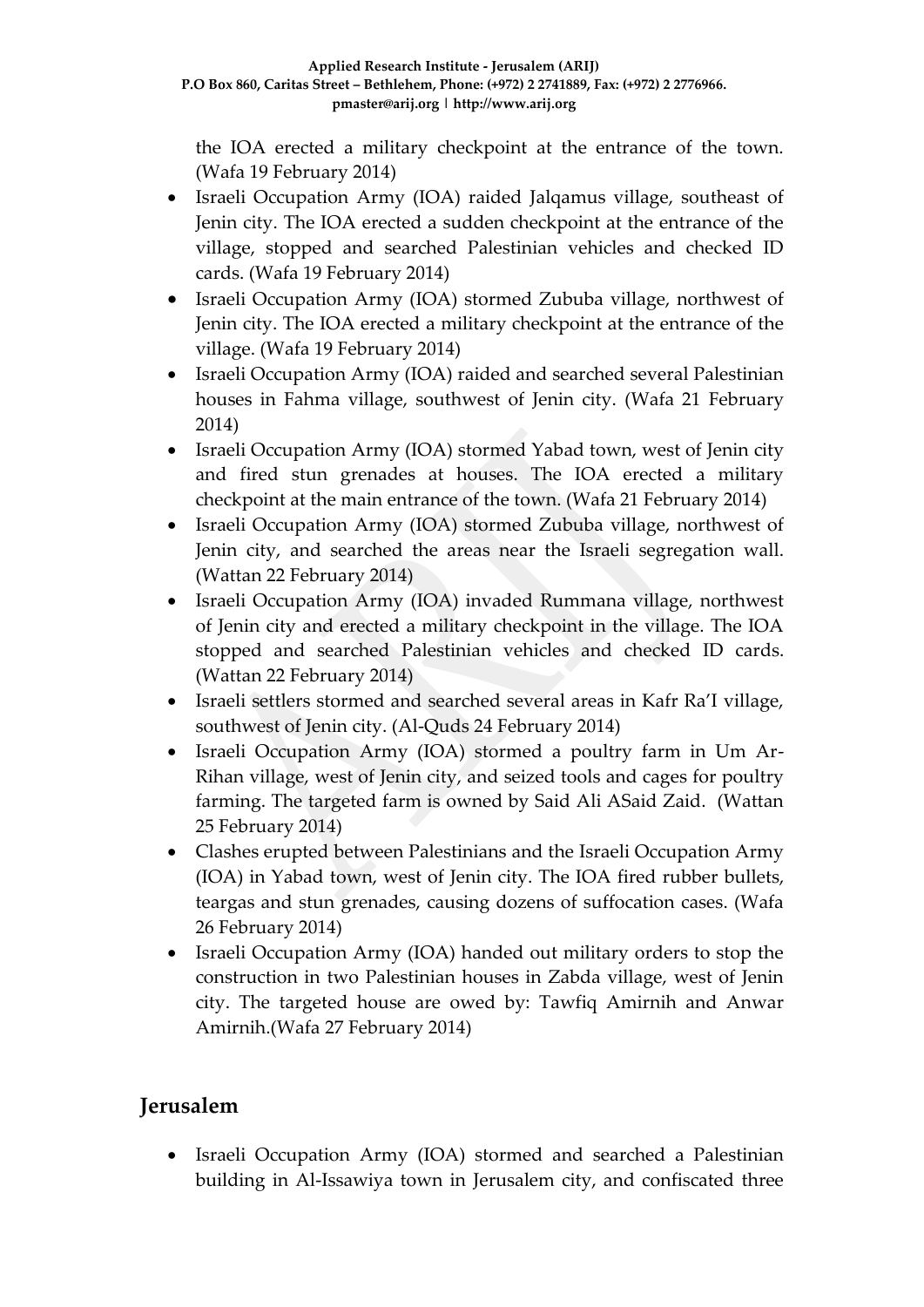the IOA erected a military checkpoint at the entrance of the town. (Wafa 19 February 2014)

- Israeli Occupation Army (IOA) raided Jalqamus village, southeast of Jenin city. The IOA erected a sudden checkpoint at the entrance of the village, stopped and searched Palestinian vehicles and checked ID cards. (Wafa 19 February 2014)
- Israeli Occupation Army (IOA) stormed Zububa village, northwest of Jenin city. The IOA erected a military checkpoint at the entrance of the village. (Wafa 19 February 2014)
- Israeli Occupation Army (IOA) raided and searched several Palestinian houses in Fahma village, southwest of Jenin city. (Wafa 21 February 2014)
- Israeli Occupation Army (IOA) stormed Yabad town, west of Jenin city and fired stun grenades at houses. The IOA erected a military checkpoint at the main entrance of the town. (Wafa 21 February 2014)
- Israeli Occupation Army (IOA) stormed Zububa village, northwest of Jenin city, and searched the areas near the Israeli segregation wall. (Wattan 22 February 2014)
- Israeli Occupation Army (IOA) invaded Rummana village, northwest of Jenin city and erected a military checkpoint in the village. The IOA stopped and searched Palestinian vehicles and checked ID cards. (Wattan 22 February 2014)
- Israeli settlers stormed and searched several areas in Kafr Ra'I village, southwest of Jenin city. (Al-Quds 24 February 2014)
- Israeli Occupation Army (IOA) stormed a poultry farm in Um Ar-Rihan village, west of Jenin city, and seized tools and cages for poultry farming. The targeted farm is owned by Said Ali ASaid Zaid. (Wattan 25 February 2014)
- Clashes erupted between Palestinians and the Israeli Occupation Army (IOA) in Yabad town, west of Jenin city. The IOA fired rubber bullets, teargas and stun grenades, causing dozens of suffocation cases. (Wafa 26 February 2014)
- Israeli Occupation Army (IOA) handed out military orders to stop the construction in two Palestinian houses in Zabda village, west of Jenin city. The targeted house are owed by: Tawfiq Amirnih and Anwar Amirnih.(Wafa 27 February 2014)

## Jerusalem

- Israeli Occupation Army (IOA) stormed and searched a Palestinian building in Al-Issawiya town in Jerusalem city, and confiscated three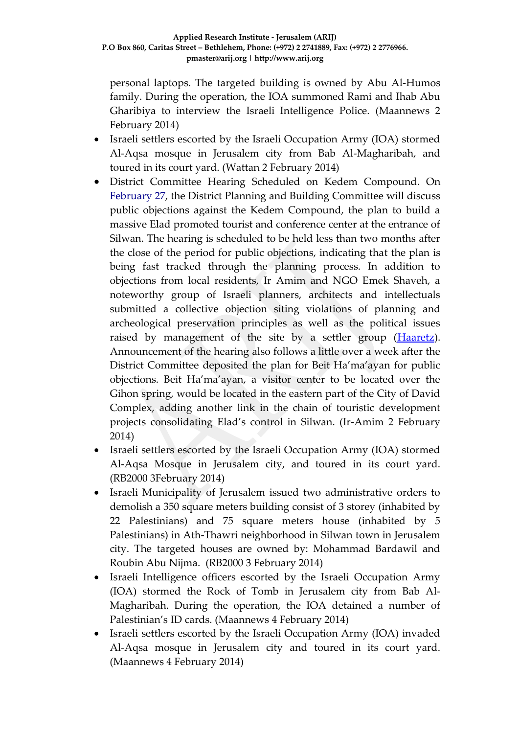personal laptops. The targeted building is owned by Abu Al-Humos family. During the operation, the IOA summoned Rami and Ihab Abu Gharibiya to interview the Israeli Intelligence Police. (Maannews 2 February 2014)

- Israeli settlers escorted by the Israeli Occupation Army (IOA) stormed Al-Aqsa mosque in Jerusalem city from Bab Al-Magharibah, and toured in its court yard. (Wattan 2 February 2014)
- District Committee Hearing Scheduled on Kedem Compound. On February 27, the District Planning and Building Committee will discuss public objections against the Kedem Compound, the plan to build a massive Elad promoted tourist and conference center at the entrance of Silwan. The hearing is scheduled to be held less than two months after the close of the period for public objections, indicating that the plan is being fast tracked through the planning process. In addition to objections from local residents, Ir Amim and NGO Emek Shaveh, a noteworthy group of Israeli planners, architects and intellectuals submitted a collective objection siting violations of planning and archeological preservation principles as well as the political issues raised by management of the site by a settler group (Haaretz). Announcement of the hearing also follows a little over a week after the District Committee deposited the plan for Beit Ha'ma'ayan for public objections. Beit Ha'ma'ayan, a visitor center to be located over the Gihon spring, would be located in the eastern part of the City of David Complex, adding another link in the chain of touristic development projects consolidating Elad's control in Silwan. (Ir-Amim 2 February 2014)
- Israeli settlers escorted by the Israeli Occupation Army (IOA) stormed Al-Aqsa Mosque in Jerusalem city, and toured in its court yard. (RB2000 3February 2014)
- Israeli Municipality of Jerusalem issued two administrative orders to demolish a 350 square meters building consist of 3 storey (inhabited by 22 Palestinians) and 75 square meters house (inhabited by 5 Palestinians) in Ath-Thawri neighborhood in Silwan town in Jerusalem city. The targeted houses are owned by: Mohammad Bardawil and Roubin Abu Nijma. (RB2000 3 February 2014)
- Israeli Intelligence officers escorted by the Israeli Occupation Army (IOA) stormed the Rock of Tomb in Jerusalem city from Bab Al-Magharibah. During the operation, the IOA detained a number of Palestinian's ID cards. (Maannews 4 February 2014)
- Israeli settlers escorted by the Israeli Occupation Army (IOA) invaded Al-Aqsa mosque in Jerusalem city and toured in its court yard. (Maannews 4 February 2014)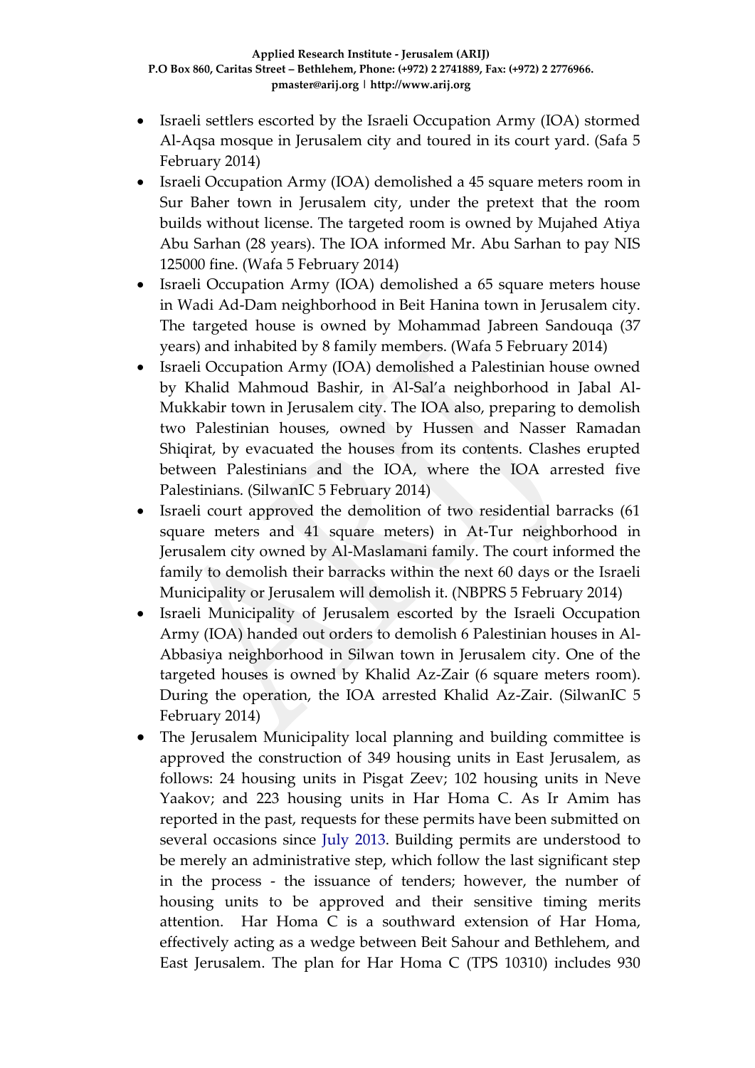- Israeli settlers escorted by the Israeli Occupation Army (IOA) stormed Al-Aqsa mosque in Jerusalem city and toured in its court yard. (Safa 5 February 2014)
- Israeli Occupation Army (IOA) demolished a 45 square meters room in Sur Baher town in Jerusalem city, under the pretext that the room builds without license. The targeted room is owned by Mujahed Atiya Abu Sarhan (28 years). The IOA informed Mr. Abu Sarhan to pay NIS 125000 fine. (Wafa 5 February 2014)
- Israeli Occupation Army (IOA) demolished a 65 square meters house in Wadi Ad-Dam neighborhood in Beit Hanina town in Jerusalem city. The targeted house is owned by Mohammad Jabreen Sandouqa (37 years) and inhabited by 8 family members. (Wafa 5 February 2014)
- Israeli Occupation Army (IOA) demolished a Palestinian house owned by Khalid Mahmoud Bashir, in Al-Sal'a neighborhood in Jabal Al-Mukkabir town in Jerusalem city. The IOA also, preparing to demolish two Palestinian houses, owned by Hussen and Nasser Ramadan Shiqirat, by evacuated the houses from its contents. Clashes erupted between Palestinians and the IOA, where the IOA arrested five Palestinians. (SilwanIC 5 February 2014)
- Israeli court approved the demolition of two residential barracks (61 square meters and 41 square meters) in At-Tur neighborhood in Jerusalem city owned by Al-Maslamani family. The court informed the family to demolish their barracks within the next 60 days or the Israeli Municipality or Jerusalem will demolish it. (NBPRS 5 February 2014)
- Israeli Municipality of Jerusalem escorted by the Israeli Occupation Army (IOA) handed out orders to demolish 6 Palestinian houses in Al-Abbasiya neighborhood in Silwan town in Jerusalem city. One of the targeted houses is owned by Khalid Az-Zair (6 square meters room). During the operation, the IOA arrested Khalid Az-Zair. (SilwanIC 5 February 2014)
- The Jerusalem Municipality local planning and building committee is approved the construction of 349 housing units in East Jerusalem, as follows: 24 housing units in Pisgat Zeev; 102 housing units in Neve Yaakov; and 223 housing units in Har Homa C. As Ir Amim has reported in the past, requests for these permits have been submitted on several occasions since July 2013. Building permits are understood to be merely an administrative step, which follow the last significant step in the process - the issuance of tenders; however, the number of housing units to be approved and their sensitive timing merits attention. Har Homa C is a southward extension of Har Homa, effectively acting as a wedge between Beit Sahour and Bethlehem, and East Jerusalem. The plan for Har Homa C (TPS 10310) includes 930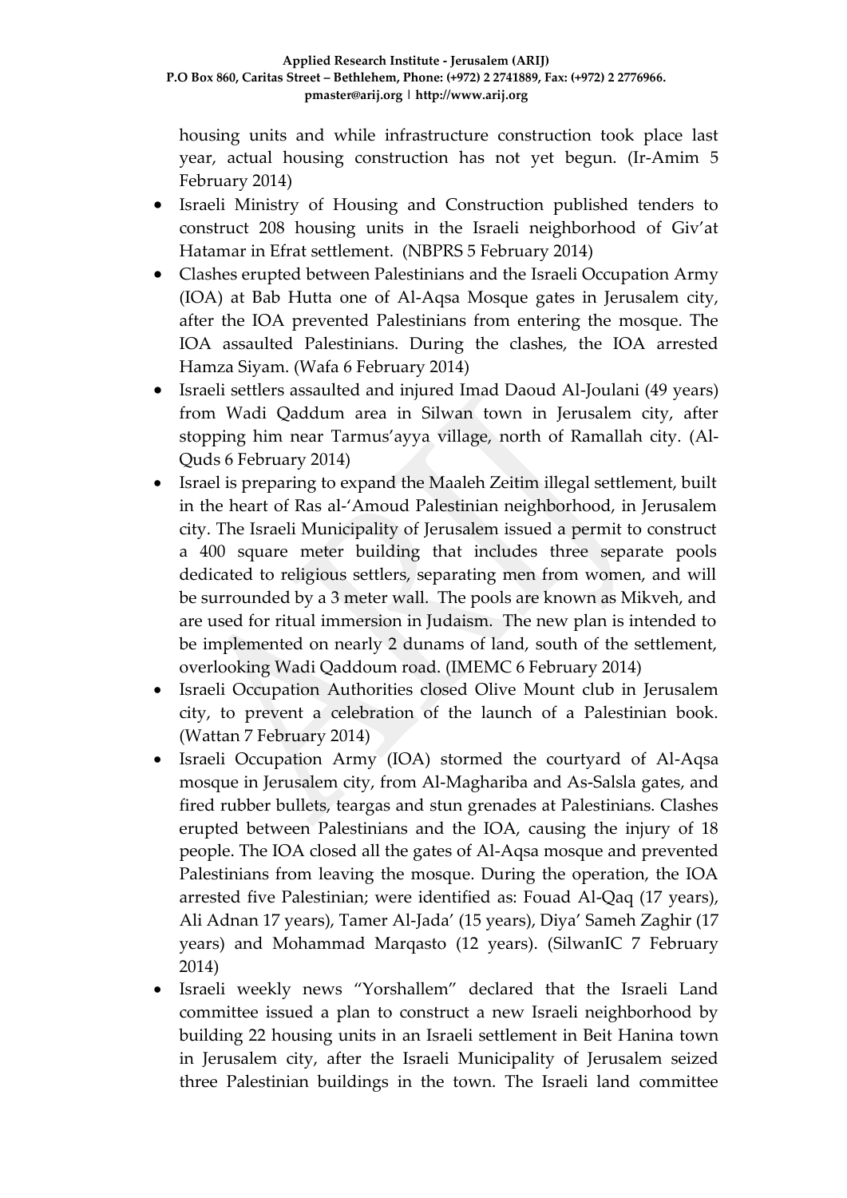housing units and while infrastructure construction took place last year, actual housing construction has not yet begun. (Ir-Amim 5 February 2014)

- Israeli Ministry of Housing and Construction published tenders to construct 208 housing units in the Israeli neighborhood of Giv'at Hatamar in Efrat settlement. (NBPRS 5 February 2014)
- Clashes erupted between Palestinians and the Israeli Occupation Army (IOA) at Bab Hutta one of Al-Aqsa Mosque gates in Jerusalem city, after the IOA prevented Palestinians from entering the mosque. The IOA assaulted Palestinians. During the clashes, the IOA arrested Hamza Siyam. (Wafa 6 February 2014)
- Israeli settlers assaulted and injured Imad Daoud Al-Joulani (49 years) from Wadi Qaddum area in Silwan town in Jerusalem city, after stopping him near Tarmus'ayya village, north of Ramallah city. (Al-Quds 6 February 2014)
- Israel is preparing to expand the Maaleh Zeitim illegal settlement, built in the heart of Ras al-'Amoud Palestinian neighborhood, in Jerusalem city. The Israeli Municipality of Jerusalem issued a permit to construct a 400 square meter building that includes three separate pools dedicated to religious settlers, separating men from women, and will be surrounded by a 3 meter wall. The pools are known as Mikveh, and are used for ritual immersion in Judaism. The new plan is intended to be implemented on nearly 2 dunams of land, south of the settlement, overlooking Wadi Qaddoum road. (IMEMC 6 February 2014)
- Israeli Occupation Authorities closed Olive Mount club in Jerusalem city, to prevent a celebration of the launch of a Palestinian book. (Wattan 7 February 2014)
- Israeli Occupation Army (IOA) stormed the courtyard of Al-Aqsa mosque in Jerusalem city, from Al-Maghariba and As-Salsla gates, and fired rubber bullets, teargas and stun grenades at Palestinians. Clashes erupted between Palestinians and the IOA, causing the injury of 18 people. The IOA closed all the gates of Al-Aqsa mosque and prevented Palestinians from leaving the mosque. During the operation, the IOA arrested five Palestinian; were identified as: Fouad Al-Qaq (17 years), Ali Adnan 17 years), Tamer Al-Jada' (15 years), Diya' Sameh Zaghir (17 years) and Mohammad Marqasto (12 years). (SilwanIC 7 February 2014)
- Israeli weekly news "Yorshallem" declared that the Israeli Land committee issued a plan to construct a new Israeli neighborhood by building 22 housing units in an Israeli settlement in Beit Hanina town in Jerusalem city, after the Israeli Municipality of Jerusalem seized three Palestinian buildings in the town. The Israeli land committee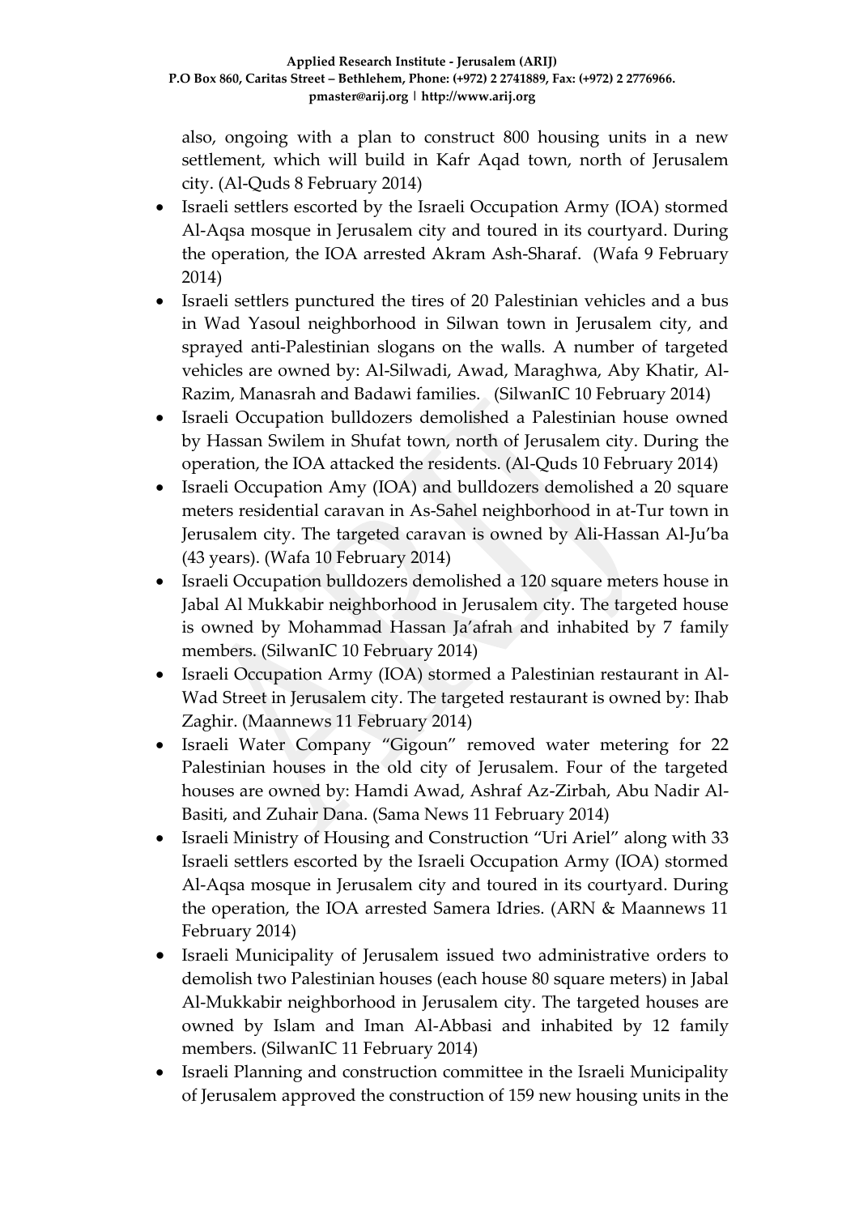also, ongoing with a plan to construct 800 housing units in a new settlement, which will build in Kafr Aqad town, north of Jerusalem city. (Al-Quds 8 February 2014)

- Israeli settlers escorted by the Israeli Occupation Army (IOA) stormed Al-Aqsa mosque in Jerusalem city and toured in its courtyard. During the operation, the IOA arrested Akram Ash-Sharaf. (Wafa 9 February 2014)
- Israeli settlers punctured the tires of 20 Palestinian vehicles and a bus in Wad Yasoul neighborhood in Silwan town in Jerusalem city, and sprayed anti-Palestinian slogans on the walls. A number of targeted vehicles are owned by: Al-Silwadi, Awad, Maraghwa, Aby Khatir, Al-Razim, Manasrah and Badawi families. (SilwanIC 10 February 2014)
- Israeli Occupation bulldozers demolished a Palestinian house owned by Hassan Swilem in Shufat town, north of Jerusalem city. During the operation, the IOA attacked the residents. (Al-Quds 10 February 2014)
- Israeli Occupation Amy (IOA) and bulldozers demolished a 20 square meters residential caravan in As-Sahel neighborhood in at-Tur town in Jerusalem city. The targeted caravan is owned by Ali-Hassan Al-Ju'ba (43 years). (Wafa 10 February 2014)
- Israeli Occupation bulldozers demolished a 120 square meters house in Jabal Al Mukkabir neighborhood in Jerusalem city. The targeted house is owned by Mohammad Hassan Ja'afrah and inhabited by 7 family members. (SilwanIC 10 February 2014)
- Israeli Occupation Army (IOA) stormed a Palestinian restaurant in Al-Wad Street in Jerusalem city. The targeted restaurant is owned by: Ihab Zaghir. (Maannews 11 February 2014)
- Israeli Water Company "Gigoun" removed water metering for 22 Palestinian houses in the old city of Jerusalem. Four of the targeted houses are owned by: Hamdi Awad, Ashraf Az-Zirbah, Abu Nadir Al-Basiti, and Zuhair Dana. (Sama News 11 February 2014)
- Israeli Ministry of Housing and Construction "Uri Ariel" along with 33 Israeli settlers escorted by the Israeli Occupation Army (IOA) stormed Al-Aqsa mosque in Jerusalem city and toured in its courtyard. During the operation, the IOA arrested Samera Idries. (ARN & Maannews 11 February 2014)
- Israeli Municipality of Jerusalem issued two administrative orders to demolish two Palestinian houses (each house 80 square meters) in Jabal Al-Mukkabir neighborhood in Jerusalem city. The targeted houses are owned by Islam and Iman Al-Abbasi and inhabited by 12 family members. (SilwanIC 11 February 2014)
- Israeli Planning and construction committee in the Israeli Municipality of Jerusalem approved the construction of 159 new housing units in the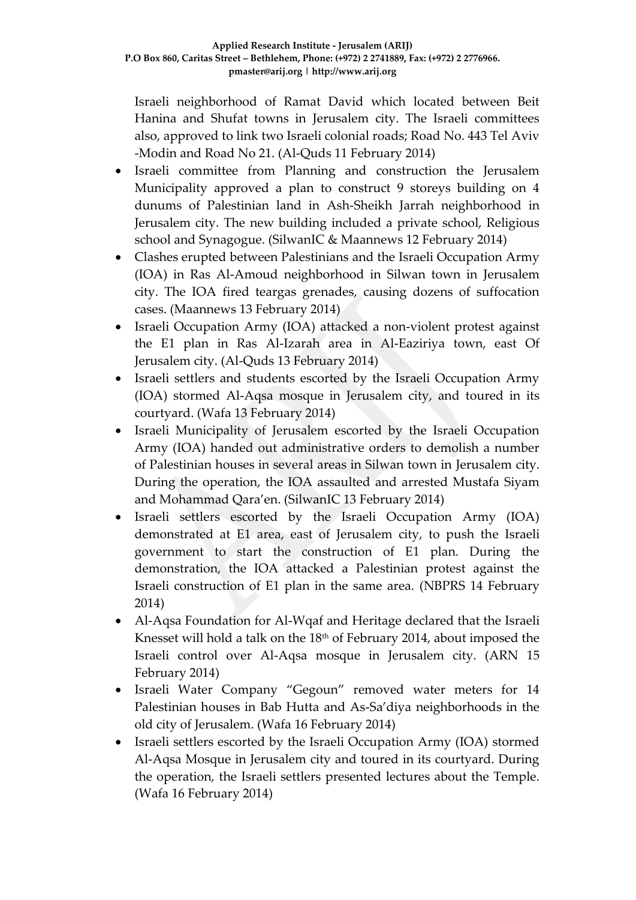Israeli neighborhood of Ramat David which located between Beit Hanina and Shufat towns in Jerusalem city. The Israeli committees also, approved to link two Israeli colonial roads; Road No. 443 Tel Aviv -Modin and Road No 21. (Al-Quds 11 February 2014)

- Israeli committee from Planning and construction the Jerusalem Municipality approved a plan to construct 9 storeys building on 4 dunums of Palestinian land in Ash-Sheikh Jarrah neighborhood in Jerusalem city. The new building included a private school, Religious school and Synagogue. (SilwanIC & Maannews 12 February 2014)
- Clashes erupted between Palestinians and the Israeli Occupation Army (IOA) in Ras Al-Amoud neighborhood in Silwan town in Jerusalem city. The IOA fired teargas grenades, causing dozens of suffocation cases. (Maannews 13 February 2014)
- Israeli Occupation Army (IOA) attacked a non-violent protest against the E1 plan in Ras Al-Izarah area in Al-Eaziriya town, east Of Jerusalem city. (Al-Quds 13 February 2014)
- Israeli settlers and students escorted by the Israeli Occupation Army (IOA) stormed Al-Aqsa mosque in Jerusalem city, and toured in its courtyard. (Wafa 13 February 2014)
- Israeli Municipality of Jerusalem escorted by the Israeli Occupation Army (IOA) handed out administrative orders to demolish a number of Palestinian houses in several areas in Silwan town in Jerusalem city. During the operation, the IOA assaulted and arrested Mustafa Siyam and Mohammad Qara'en. (SilwanIC 13 February 2014)
- Israeli settlers escorted by the Israeli Occupation Army (IOA) demonstrated at E1 area, east of Jerusalem city, to push the Israeli government to start the construction of E1 plan. During the demonstration, the IOA attacked a Palestinian protest against the Israeli construction of E1 plan in the same area. (NBPRS 14 February 2014)
- Al-Aqsa Foundation for Al-Wqaf and Heritage declared that the Israeli Knesset will hold a talk on the 18th of February 2014, about imposed the Israeli control over Al-Aqsa mosque in Jerusalem city. (ARN 15 February 2014)
- Israeli Water Company "Gegoun" removed water meters for 14 Palestinian houses in Bab Hutta and As-Sa'diya neighborhoods in the old city of Jerusalem. (Wafa 16 February 2014)
- Israeli settlers escorted by the Israeli Occupation Army (IOA) stormed Al-Aqsa Mosque in Jerusalem city and toured in its courtyard. During the operation, the Israeli settlers presented lectures about the Temple. (Wafa 16 February 2014)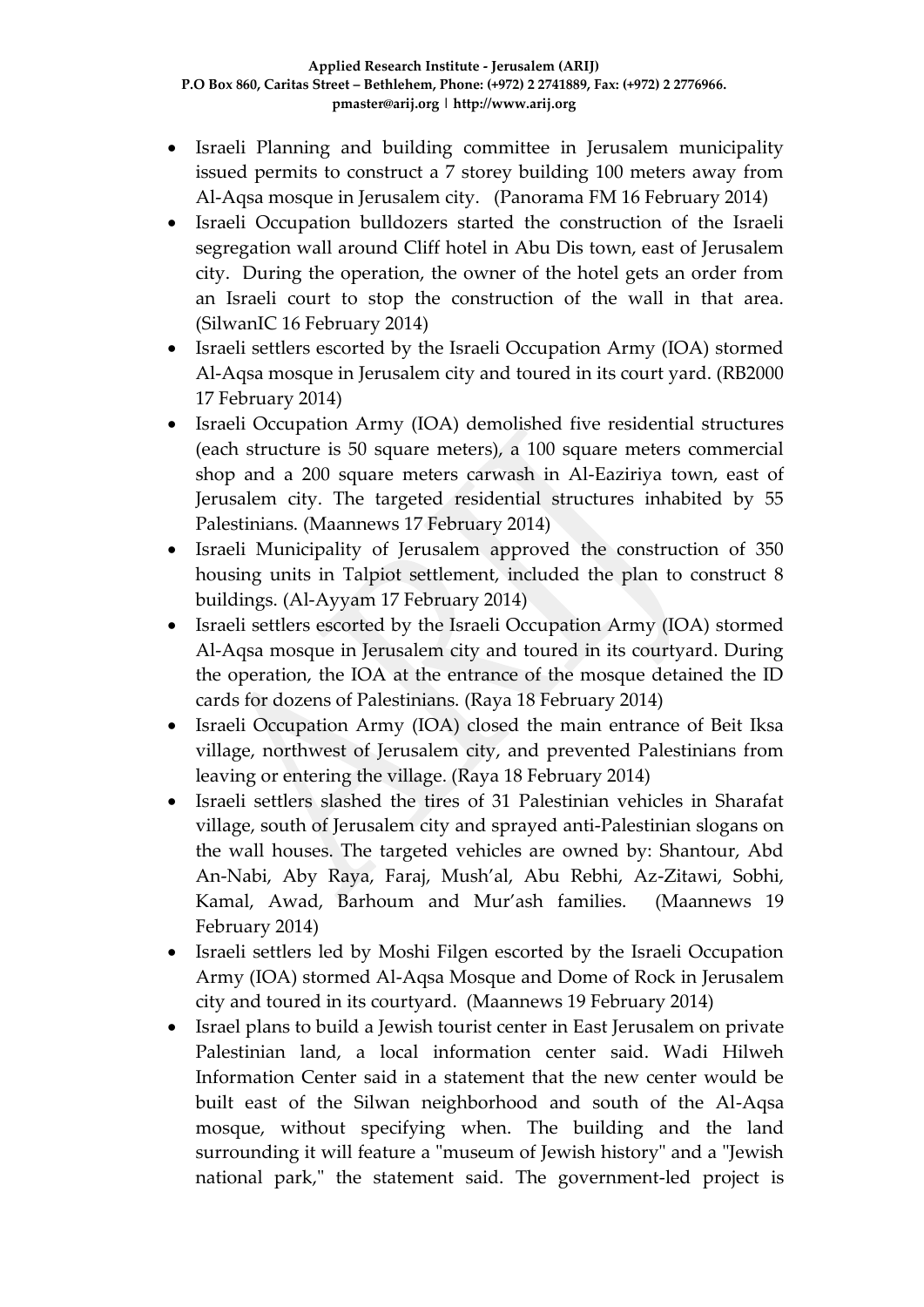- Israeli Planning and building committee in Jerusalem municipality issued permits to construct a 7 storey building 100 meters away from Al-Aqsa mosque in Jerusalem city. (Panorama FM 16 February 2014)
- Israeli Occupation bulldozers started the construction of the Israeli segregation wall around Cliff hotel in Abu Dis town, east of Jerusalem city. During the operation, the owner of the hotel gets an order from an Israeli court to stop the construction of the wall in that area. (SilwanIC 16 February 2014)
- Israeli settlers escorted by the Israeli Occupation Army (IOA) stormed Al-Aqsa mosque in Jerusalem city and toured in its court yard. (RB2000 17 February 2014)
- Israeli Occupation Army (IOA) demolished five residential structures (each structure is 50 square meters), a 100 square meters commercial shop and a 200 square meters carwash in Al-Eaziriya town, east of Jerusalem city. The targeted residential structures inhabited by 55 Palestinians. (Maannews 17 February 2014)
- Israeli Municipality of Jerusalem approved the construction of 350 housing units in Talpiot settlement, included the plan to construct 8 buildings. (Al-Ayyam 17 February 2014)
- Israeli settlers escorted by the Israeli Occupation Army (IOA) stormed Al-Aqsa mosque in Jerusalem city and toured in its courtyard. During the operation, the IOA at the entrance of the mosque detained the ID cards for dozens of Palestinians. (Raya 18 February 2014)
- Israeli Occupation Army (IOA) closed the main entrance of Beit Iksa village, northwest of Jerusalem city, and prevented Palestinians from leaving or entering the village. (Raya 18 February 2014)
- Israeli settlers slashed the tires of 31 Palestinian vehicles in Sharafat village, south of Jerusalem city and sprayed anti-Palestinian slogans on the wall houses. The targeted vehicles are owned by: Shantour, Abd An-Nabi, Aby Raya, Faraj, Mush'al, Abu Rebhi, Az-Zitawi, Sobhi, Kamal, Awad, Barhoum and Mur'ash families. (Maannews 19 February 2014)
- Israeli settlers led by Moshi Filgen escorted by the Israeli Occupation Army (IOA) stormed Al-Aqsa Mosque and Dome of Rock in Jerusalem city and toured in its courtyard. (Maannews 19 February 2014)
- Israel plans to build a Jewish tourist center in East Jerusalem on private Palestinian land, a local information center said. Wadi Hilweh Information Center said in a statement that the new center would be built east of the Silwan neighborhood and south of the Al-Aqsa mosque, without specifying when. The building and the land surrounding it will feature a "museum of Jewish history" and a "Jewish national park," the statement said. The government-led project is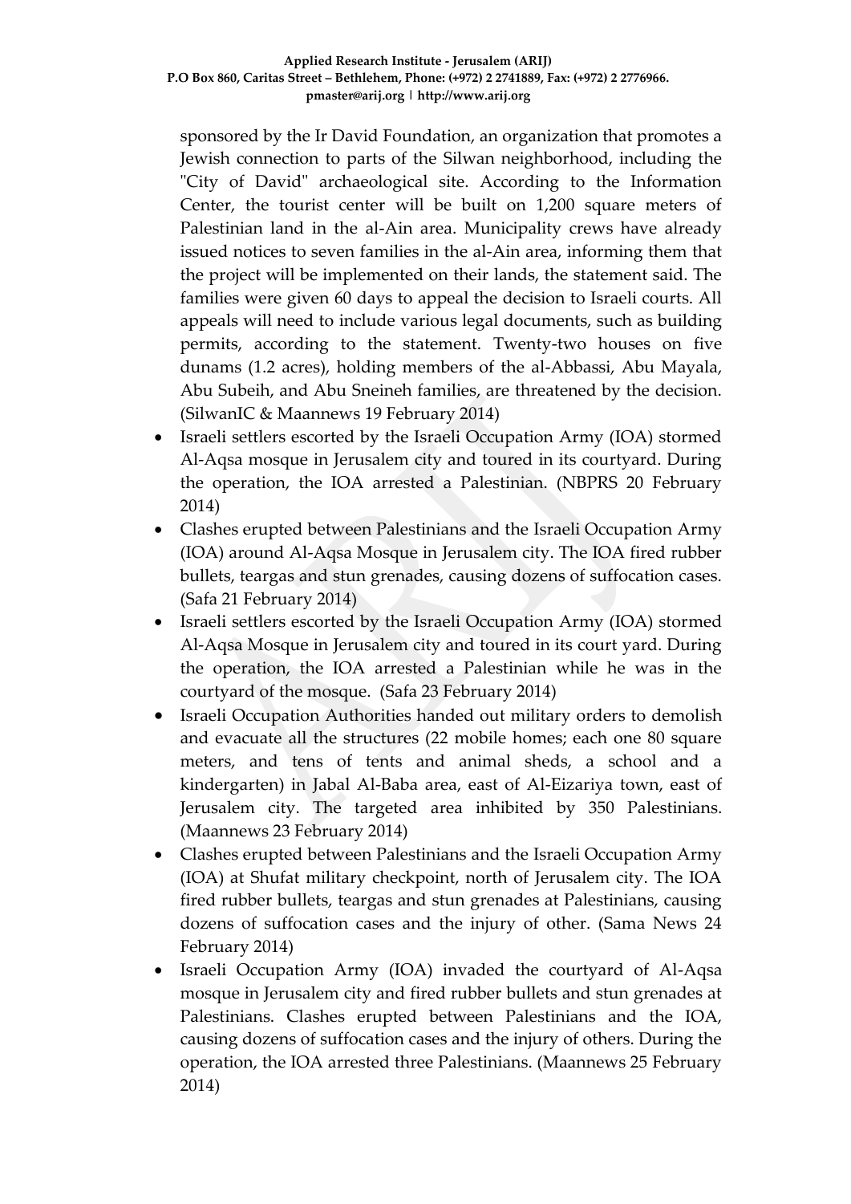sponsored by the Ir David Foundation, an organization that promotes a Jewish connection to parts of the Silwan neighborhood, including the "City of David" archaeological site. According to the Information Center, the tourist center will be built on 1,200 square meters of Palestinian land in the al-Ain area. Municipality crews have already issued notices to seven families in the al-Ain area, informing them that the project will be implemented on their lands, the statement said. The families were given 60 days to appeal the decision to Israeli courts. All appeals will need to include various legal documents, such as building permits, according to the statement. Twenty-two houses on five dunams (1.2 acres), holding members of the al-Abbassi, Abu Mayala, Abu Subeih, and Abu Sneineh families, are threatened by the decision. (SilwanIC & Maannews 19 February 2014)

- Israeli settlers escorted by the Israeli Occupation Army (IOA) stormed Al-Aqsa mosque in Jerusalem city and toured in its courtyard. During the operation, the IOA arrested a Palestinian. (NBPRS 20 February 2014)
- Clashes erupted between Palestinians and the Israeli Occupation Army (IOA) around Al-Aqsa Mosque in Jerusalem city. The IOA fired rubber bullets, teargas and stun grenades, causing dozens of suffocation cases. (Safa 21 February 2014)
- Israeli settlers escorted by the Israeli Occupation Army (IOA) stormed Al-Aqsa Mosque in Jerusalem city and toured in its court yard. During the operation, the IOA arrested a Palestinian while he was in the courtyard of the mosque. (Safa 23 February 2014)
- Israeli Occupation Authorities handed out military orders to demolish and evacuate all the structures (22 mobile homes; each one 80 square meters, and tens of tents and animal sheds, a school and a kindergarten) in Jabal Al-Baba area, east of Al-Eizariya town, east of Jerusalem city. The targeted area inhibited by 350 Palestinians. (Maannews 23 February 2014)
- Clashes erupted between Palestinians and the Israeli Occupation Army (IOA) at Shufat military checkpoint, north of Jerusalem city. The IOA fired rubber bullets, teargas and stun grenades at Palestinians, causing dozens of suffocation cases and the injury of other. (Sama News 24 February 2014)
- Israeli Occupation Army (IOA) invaded the courtyard of Al-Aqsa mosque in Jerusalem city and fired rubber bullets and stun grenades at Palestinians. Clashes erupted between Palestinians and the IOA, causing dozens of suffocation cases and the injury of others. During the operation, the IOA arrested three Palestinians. (Maannews 25 February 2014)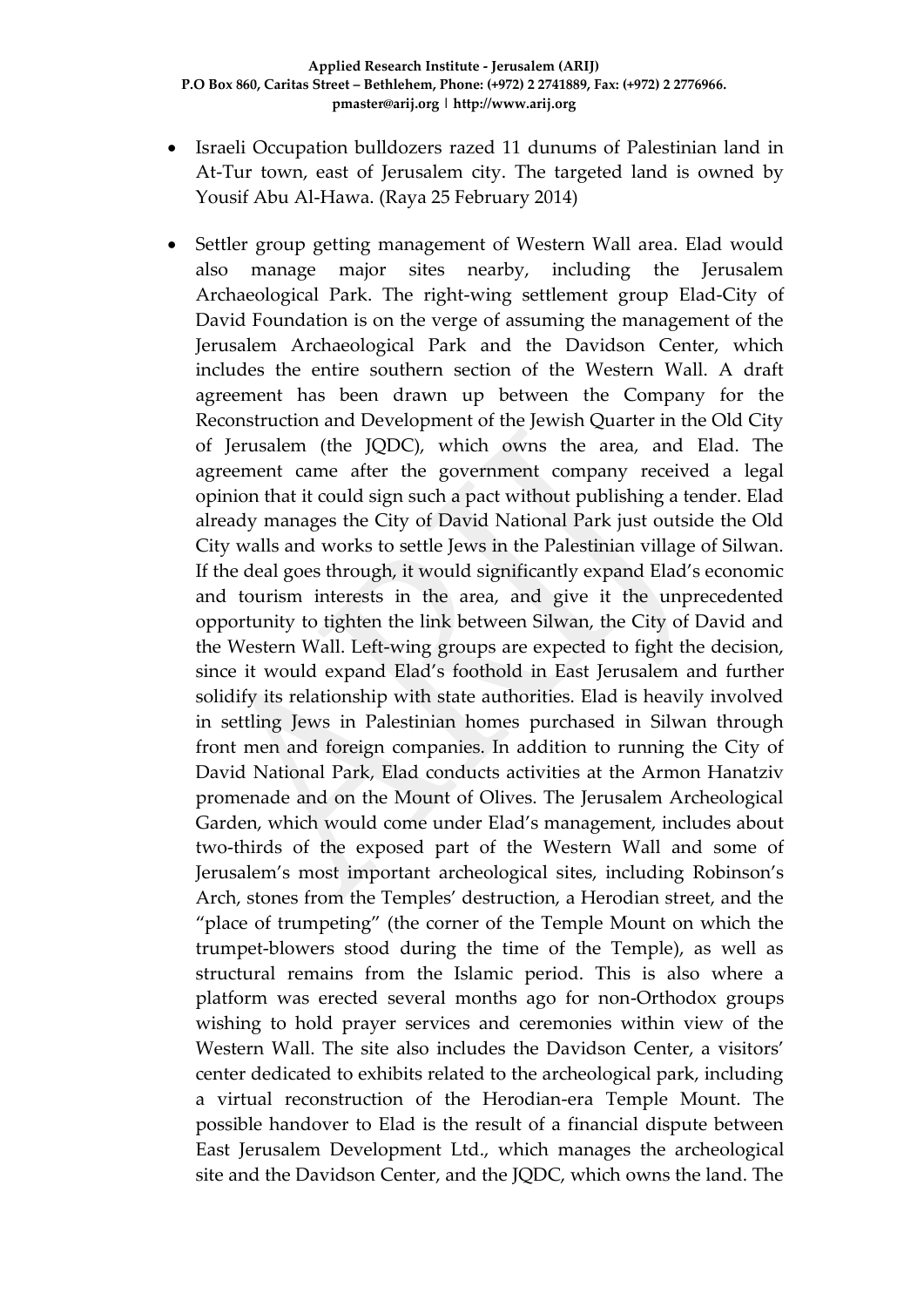- Israeli Occupation bulldozers razed 11 dunums of Palestinian land in At-Tur town, east of Jerusalem city. The targeted land is owned by Yousif Abu Al-Hawa. (Raya 25 February 2014)

- Settler group getting management of Western Wall area. Elad would also manage major sites nearby, including the Jerusalem Archaeological Park. The right-wing settlement group Elad-City of David Foundation is on the verge of assuming the management of the Jerusalem Archaeological Park and the Davidson Center, which includes the entire southern section of the Western Wall. A draft agreement has been drawn up between the Company for the Reconstruction and Development of the Jewish Quarter in the Old City of Jerusalem (the JQDC), which owns the area, and Elad. The agreement came after the government company received a legal opinion that it could sign such a pact without publishing a tender. Elad already manages the City of David National Park just outside the Old City walls and works to settle Jews in the Palestinian village of Silwan. If the deal goes through, it would significantly expand Elad's economic and tourism interests in the area, and give it the unprecedented opportunity to tighten the link between Silwan, the City of David and the Western Wall. Left-wing groups are expected to fight the decision, since it would expand Elad's foothold in East Jerusalem and further solidify its relationship with state authorities. Elad is heavily involved in settling Jews in Palestinian homes purchased in Silwan through front men and foreign companies. In addition to running the City of David National Park, Elad conducts activities at the Armon Hanatziv promenade and on the Mount of Olives. The Jerusalem Archeological Garden, which would come under Elad's management, includes about two-thirds of the exposed part of the Western Wall and some of Jerusalem's most important archeological sites, including Robinson's Arch, stones from the Temples' destruction, a Herodian street, and the "place of trumpeting" (the corner of the Temple Mount on which the trumpet-blowers stood during the time of the Temple), as well as structural remains from the Islamic period. This is also where a platform was erected several months ago for non-Orthodox groups wishing to hold prayer services and ceremonies within view of the Western Wall. The site also includes the Davidson Center, a visitors' center dedicated to exhibits related to the archeological park, including a virtual reconstruction of the Herodian-era Temple Mount. The possible handover to Elad is the result of a financial dispute between East Jerusalem Development Ltd., which manages the archeological site and the Davidson Center, and the JQDC, which owns the land. The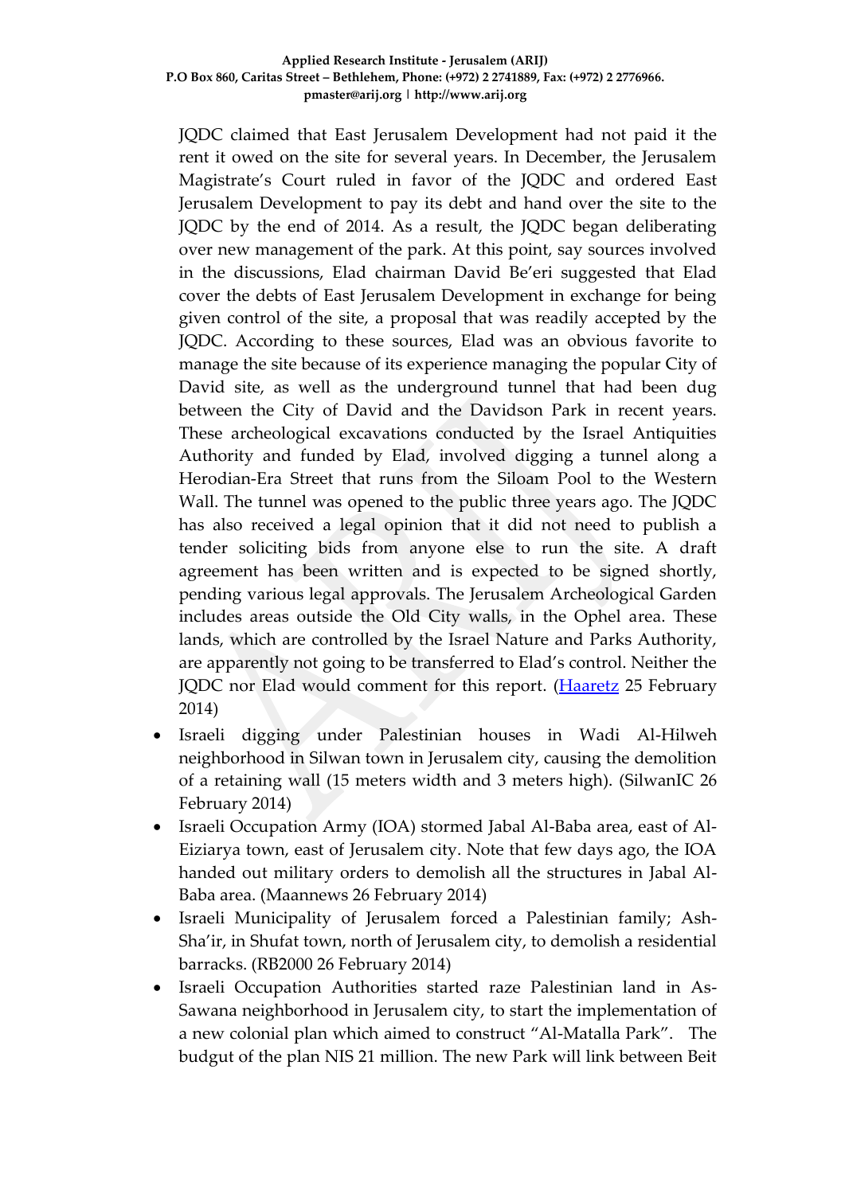JQDC claimed that East Jerusalem Development had not paid it the rent it owed on the site for several years. In December, the Jerusalem Magistrate's Court ruled in favor of the JQDC and ordered East Jerusalem Development to pay its debt and hand over the site to the JQDC by the end of 2014. As a result, the JQDC began deliberating over new management of the park. At this point, say sources involved in the discussions, Elad chairman David Be'eri suggested that Elad cover the debts of East Jerusalem Development in exchange for being given control of the site, a proposal that was readily accepted by the JQDC. According to these sources, Elad was an obvious favorite to manage the site because of its experience managing the popular City of David site, as well as the underground tunnel that had been dug between the City of David and the Davidson Park in recent years. These archeological excavations conducted by the Israel Antiquities Authority and funded by Elad, involved digging a tunnel along a Herodian-Era Street that runs from the Siloam Pool to the Western Wall. The tunnel was opened to the public three years ago. The JQDC has also received a legal opinion that it did not need to publish a tender soliciting bids from anyone else to run the site. A draft agreement has been written and is expected to be signed shortly, pending various legal approvals. The Jerusalem Archeological Garden includes areas outside the Old City walls, in the Ophel area. These lands, which are controlled by the Israel Nature and Parks Authority, are apparently not going to be transferred to Elad's control. Neither the JQDC nor Elad would comment for this report. (Haaretz 25 February 2014)

- Israeli digging under Palestinian houses in Wadi Al-Hilweh neighborhood in Silwan town in Jerusalem city, causing the demolition of a retaining wall (15 meters width and 3 meters high). (SilwanIC 26 February 2014)
- Israeli Occupation Army (IOA) stormed Jabal Al-Baba area, east of Al-Eiziarya town, east of Jerusalem city. Note that few days ago, the IOA handed out military orders to demolish all the structures in Jabal Al-Baba area. (Maannews 26 February 2014)
- Israeli Municipality of Jerusalem forced a Palestinian family; Ash-Sha'ir, in Shufat town, north of Jerusalem city, to demolish a residential barracks. (RB2000 26 February 2014)
- Israeli Occupation Authorities started raze Palestinian land in As-Sawana neighborhood in Jerusalem city, to start the implementation of a new colonial plan which aimed to construct "Al-Matalla Park". The budgut of the plan NIS 21 million. The new Park will link between Beit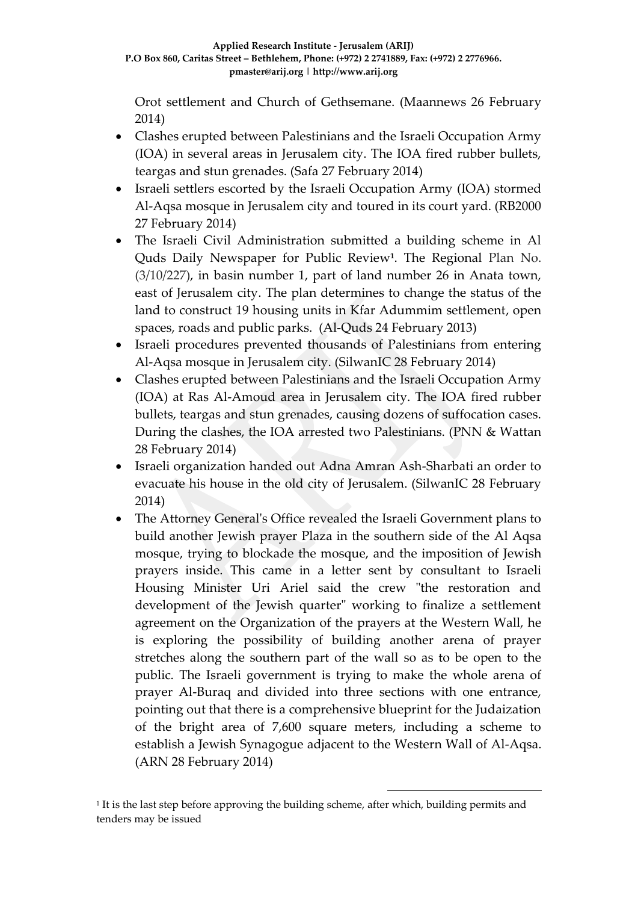Orot settlement and Church of Gethsemane. (Maannews 26 February 2014)

- Clashes erupted between Palestinians and the Israeli Occupation Army (IOA) in several areas in Jerusalem city. The IOA fired rubber bullets, teargas and stun grenades. (Safa 27 February 2014)
- Israeli settlers escorted by the Israeli Occupation Army (IOA) stormed Al-Aqsa mosque in Jerusalem city and toured in its court yard. (RB2000 27 February 2014)
- The Israeli Civil Administration submitted a building scheme in Al Quds Daily Newspaper for Public Review[1]. The Regional Plan No. (3/10/227), in basin number 1, part of land number 26 in Anata town, east of Jerusalem city. The plan determines to change the status of the land to construct 19 housing units in Kfar Adummim settlement, open spaces, roads and public parks. (Al-Quds 24 February 2013)
- Israeli procedures prevented thousands of Palestinians from entering Al-Aqsa mosque in Jerusalem city. (SilwanIC 28 February 2014)
- Clashes erupted between Palestinians and the Israeli Occupation Army (IOA) at Ras Al-Amoud area in Jerusalem city. The IOA fired rubber bullets, teargas and stun grenades, causing dozens of suffocation cases. During the clashes, the IOA arrested two Palestinians. (PNN & Wattan 28 February 2014)
- Israeli organization handed out Adna Amran Ash-Sharbati an order to evacuate his house in the old city of Jerusalem. (SilwanIC 28 February 2014)
- The Attorney General's Office revealed the Israeli Government plans to build another Jewish prayer Plaza in the southern side of the Al Aqsa mosque, trying to blockade the mosque, and the imposition of Jewish prayers inside. This came in a letter sent by consultant to Israeli Housing Minister Uri Ariel said the crew "the restoration and development of the Jewish quarter" working to finalize a settlement agreement on the Organization of the prayers at the Western Wall, he is exploring the possibility of building another arena of prayer stretches along the southern part of the wall so as to be open to the public. The Israeli government is trying to make the whole arena of prayer Al-Buraq and divided into three sections with one entrance, pointing out that there is a comprehensive blueprint for the Judaization of the bright area of 7,600 square meters, including a scheme to establish a Jewish Synagogue adjacent to the Western Wall of Al-Aqsa. (ARN 28 February 2014)

---

[1] It is the last step before approving the building scheme, after which, building permits and tenders may be issued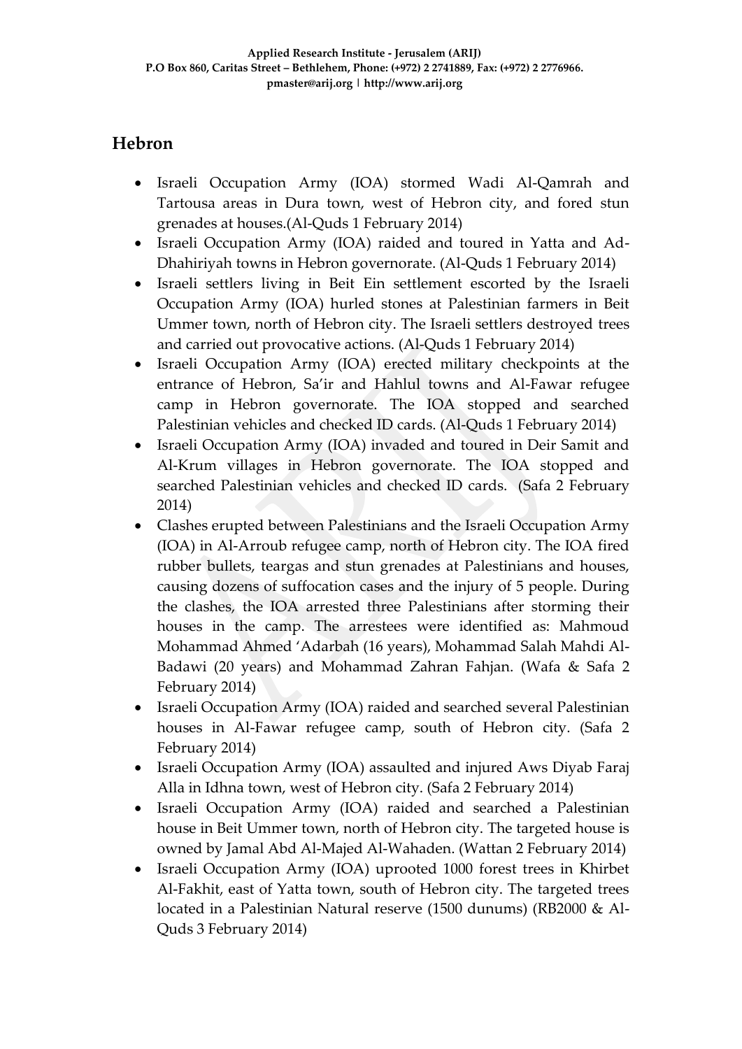## Hebron

- Israeli Occupation Army (IOA) stormed Wadi Al-Qamrah and Tartousa areas in Dura town, west of Hebron city, and fored stun grenades at houses.(Al-Quds 1 February 2014)
- Israeli Occupation Army (IOA) raided and toured in Yatta and Ad-Dhahiriyah towns in Hebron governorate. (Al-Quds 1 February 2014)
- Israeli settlers living in Beit Ein settlement escorted by the Israeli Occupation Army (IOA) hurled stones at Palestinian farmers in Beit Ummer town, north of Hebron city. The Israeli settlers destroyed trees and carried out provocative actions. (Al-Quds 1 February 2014)
- Israeli Occupation Army (IOA) erected military checkpoints at the entrance of Hebron, Sa'ir and Hahlul towns and Al-Fawar refugee camp in Hebron governorate. The IOA stopped and searched Palestinian vehicles and checked ID cards. (Al-Quds 1 February 2014)
- Israeli Occupation Army (IOA) invaded and toured in Deir Samit and Al-Krum villages in Hebron governorate. The IOA stopped and searched Palestinian vehicles and checked ID cards. (Safa 2 February 2014)
- Clashes erupted between Palestinians and the Israeli Occupation Army (IOA) in Al-Arroub refugee camp, north of Hebron city. The IOA fired rubber bullets, teargas and stun grenades at Palestinians and houses, causing dozens of suffocation cases and the injury of 5 people. During the clashes, the IOA arrested three Palestinians after storming their houses in the camp. The arrestees were identified as: Mahmoud Mohammad Ahmed 'Adarbah (16 years), Mohammad Salah Mahdi Al-Badawi (20 years) and Mohammad Zahran Fahjan. (Wafa & Safa 2 February 2014)
- Israeli Occupation Army (IOA) raided and searched several Palestinian houses in Al-Fawar refugee camp, south of Hebron city. (Safa 2 February 2014)
- Israeli Occupation Army (IOA) assaulted and injured Aws Diyab Faraj Alla in Idhna town, west of Hebron city. (Safa 2 February 2014)
- Israeli Occupation Army (IOA) raided and searched a Palestinian house in Beit Ummer town, north of Hebron city. The targeted house is owned by Jamal Abd Al-Majed Al-Wahaden. (Wattan 2 February 2014)
- Israeli Occupation Army (IOA) uprooted 1000 forest trees in Khirbet Al-Fakhit, east of Yatta town, south of Hebron city. The targeted trees located in a Palestinian Natural reserve (1500 dunums) (RB2000 & Al-Quds 3 February 2014)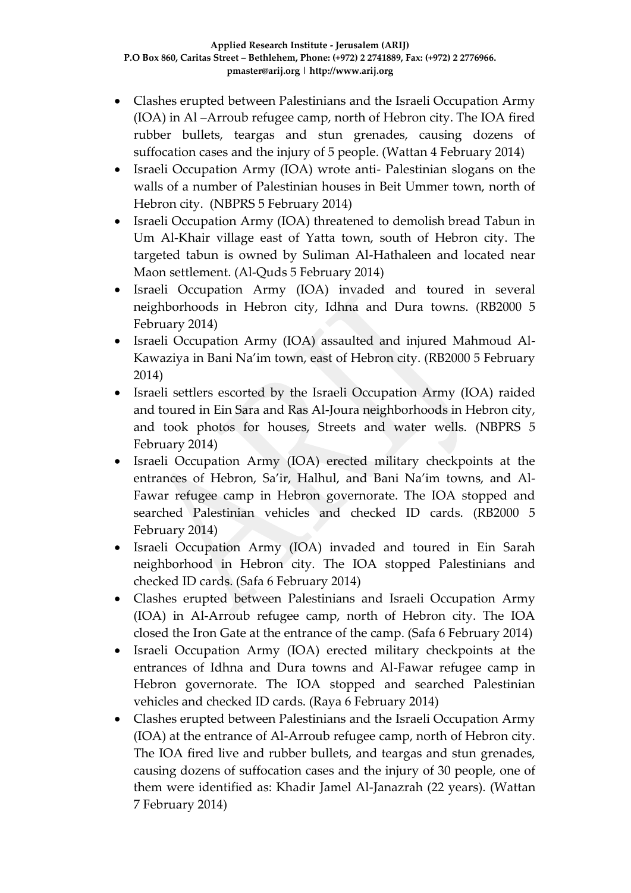- Clashes erupted between Palestinians and the Israeli Occupation Army (IOA) in Al –Arroub refugee camp, north of Hebron city. The IOA fired rubber bullets, teargas and stun grenades, causing dozens of suffocation cases and the injury of 5 people. (Wattan 4 February 2014)
- Israeli Occupation Army (IOA) wrote anti- Palestinian slogans on the walls of a number of Palestinian houses in Beit Ummer town, north of Hebron city. (NBPRS 5 February 2014)
- Israeli Occupation Army (IOA) threatened to demolish bread Tabun in Um Al-Khair village east of Yatta town, south of Hebron city. The targeted tabun is owned by Suliman Al-Hathaleen and located near Maon settlement. (Al-Quds 5 February 2014)
- Israeli Occupation Army (IOA) invaded and toured in several neighborhoods in Hebron city, Idhna and Dura towns. (RB2000 5 February 2014)
- Israeli Occupation Army (IOA) assaulted and injured Mahmoud Al-Kawaziya in Bani Na'im town, east of Hebron city. (RB2000 5 February 2014)
- Israeli settlers escorted by the Israeli Occupation Army (IOA) raided and toured in Ein Sara and Ras Al-Joura neighborhoods in Hebron city, and took photos for houses, Streets and water wells. (NBPRS 5 February 2014)
- Israeli Occupation Army (IOA) erected military checkpoints at the entrances of Hebron, Sa'ir, Halhul, and Bani Na'im towns, and Al-Fawar refugee camp in Hebron governorate. The IOA stopped and searched Palestinian vehicles and checked ID cards. (RB2000 5 February 2014)
- Israeli Occupation Army (IOA) invaded and toured in Ein Sarah neighborhood in Hebron city. The IOA stopped Palestinians and checked ID cards. (Safa 6 February 2014)
- Clashes erupted between Palestinians and Israeli Occupation Army (IOA) in Al-Arroub refugee camp, north of Hebron city. The IOA closed the Iron Gate at the entrance of the camp. (Safa 6 February 2014)
- Israeli Occupation Army (IOA) erected military checkpoints at the entrances of Idhna and Dura towns and Al-Fawar refugee camp in Hebron governorate. The IOA stopped and searched Palestinian vehicles and checked ID cards. (Raya 6 February 2014)
- Clashes erupted between Palestinians and the Israeli Occupation Army (IOA) at the entrance of Al-Arroub refugee camp, north of Hebron city. The IOA fired live and rubber bullets, and teargas and stun grenades, causing dozens of suffocation cases and the injury of 30 people, one of them were identified as: Khadir Jamel Al-Janazrah (22 years). (Wattan 7 February 2014)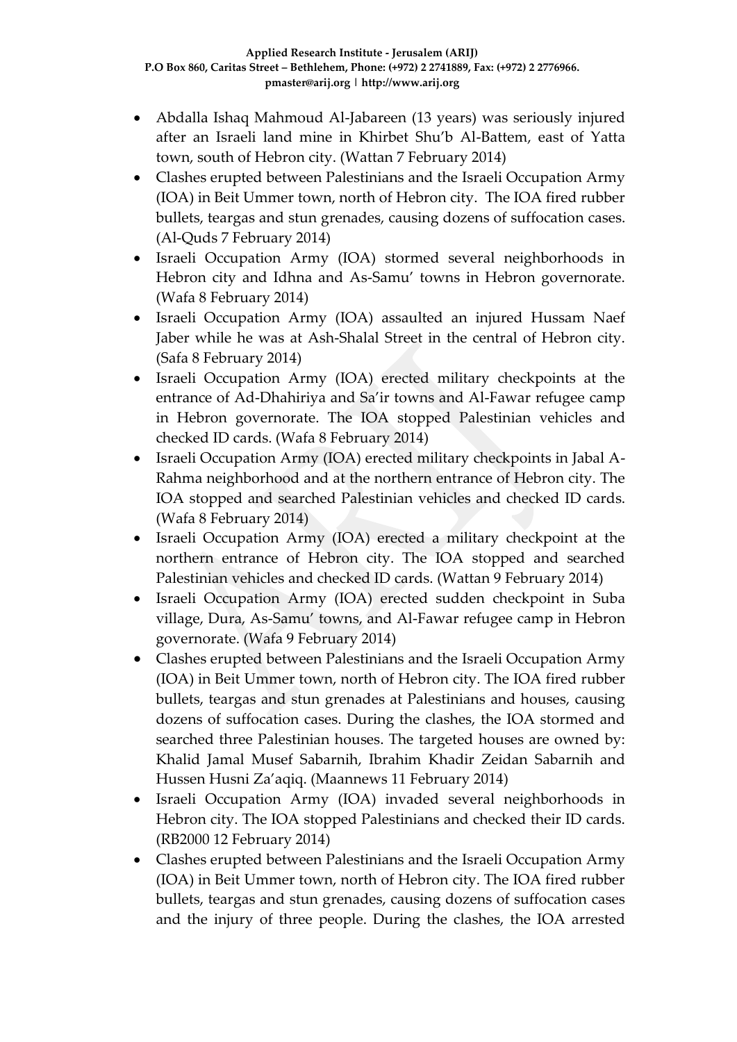- Abdalla Ishaq Mahmoud Al-Jabareen (13 years) was seriously injured after an Israeli land mine in Khirbet Shu'b Al-Battem, east of Yatta town, south of Hebron city. (Wattan 7 February 2014)
- Clashes erupted between Palestinians and the Israeli Occupation Army (IOA) in Beit Ummer town, north of Hebron city. The IOA fired rubber bullets, teargas and stun grenades, causing dozens of suffocation cases. (Al-Quds 7 February 2014)
- Israeli Occupation Army (IOA) stormed several neighborhoods in Hebron city and Idhna and As-Samu' towns in Hebron governorate. (Wafa 8 February 2014)
- Israeli Occupation Army (IOA) assaulted an injured Hussam Naef Jaber while he was at Ash-Shalal Street in the central of Hebron city. (Safa 8 February 2014)
- Israeli Occupation Army (IOA) erected military checkpoints at the entrance of Ad-Dhahiriya and Sa'ir towns and Al-Fawar refugee camp in Hebron governorate. The IOA stopped Palestinian vehicles and checked ID cards. (Wafa 8 February 2014)
- Israeli Occupation Army (IOA) erected military checkpoints in Jabal A-Rahma neighborhood and at the northern entrance of Hebron city. The IOA stopped and searched Palestinian vehicles and checked ID cards. (Wafa 8 February 2014)
- Israeli Occupation Army (IOA) erected a military checkpoint at the northern entrance of Hebron city. The IOA stopped and searched Palestinian vehicles and checked ID cards. (Wattan 9 February 2014)
- Israeli Occupation Army (IOA) erected sudden checkpoint in Suba village, Dura, As-Samu' towns, and Al-Fawar refugee camp in Hebron governorate. (Wafa 9 February 2014)
- Clashes erupted between Palestinians and the Israeli Occupation Army (IOA) in Beit Ummer town, north of Hebron city. The IOA fired rubber bullets, teargas and stun grenades at Palestinians and houses, causing dozens of suffocation cases. During the clashes, the IOA stormed and searched three Palestinian houses. The targeted houses are owned by: Khalid Jamal Musef Sabarnih, Ibrahim Khadir Zeidan Sabarnih and Hussen Husni Za'aqiq. (Maannews 11 February 2014)
- Israeli Occupation Army (IOA) invaded several neighborhoods in Hebron city. The IOA stopped Palestinians and checked their ID cards. (RB2000 12 February 2014)
- Clashes erupted between Palestinians and the Israeli Occupation Army (IOA) in Beit Ummer town, north of Hebron city. The IOA fired rubber bullets, teargas and stun grenades, causing dozens of suffocation cases and the injury of three people. During the clashes, the IOA arrested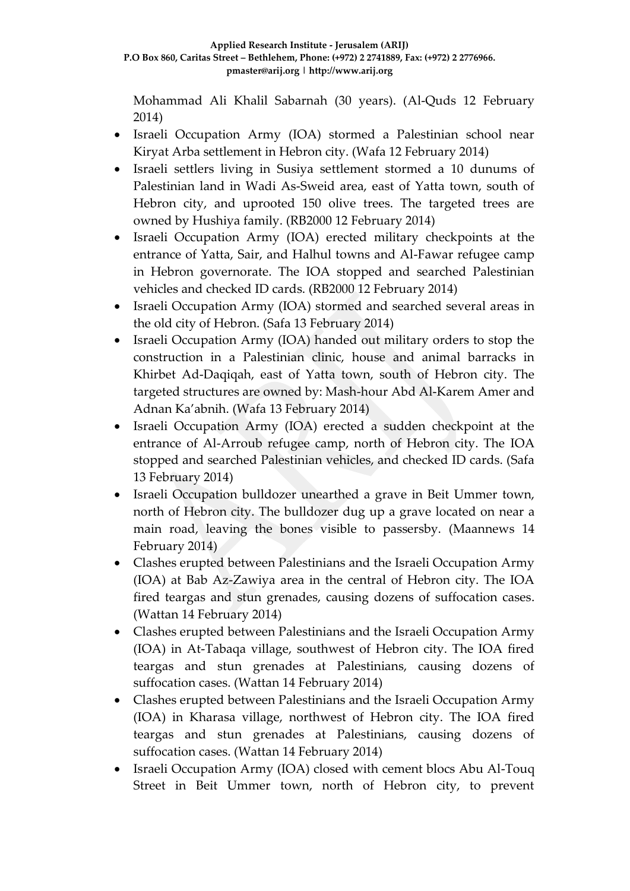Mohammad Ali Khalil Sabarnah (30 years). (Al-Quds 12 February 2014)

- Israeli Occupation Army (IOA) stormed a Palestinian school near Kiryat Arba settlement in Hebron city. (Wafa 12 February 2014)
- Israeli settlers living in Susiya settlement stormed a 10 dunums of Palestinian land in Wadi As-Sweid area, east of Yatta town, south of Hebron city, and uprooted 150 olive trees. The targeted trees are owned by Hushiya family. (RB2000 12 February 2014)
- Israeli Occupation Army (IOA) erected military checkpoints at the entrance of Yatta, Sair, and Halhul towns and Al-Fawar refugee camp in Hebron governorate. The IOA stopped and searched Palestinian vehicles and checked ID cards. (RB2000 12 February 2014)
- Israeli Occupation Army (IOA) stormed and searched several areas in the old city of Hebron. (Safa 13 February 2014)
- Israeli Occupation Army (IOA) handed out military orders to stop the construction in a Palestinian clinic, house and animal barracks in Khirbet Ad-Daqiqah, east of Yatta town, south of Hebron city. The targeted structures are owned by: Mash-hour Abd Al-Karem Amer and Adnan Ka'abnih. (Wafa 13 February 2014)
- Israeli Occupation Army (IOA) erected a sudden checkpoint at the entrance of Al-Arroub refugee camp, north of Hebron city. The IOA stopped and searched Palestinian vehicles, and checked ID cards. (Safa 13 February 2014)
- Israeli Occupation bulldozer unearthed a grave in Beit Ummer town, north of Hebron city. The bulldozer dug up a grave located on near a main road, leaving the bones visible to passersby. (Maannews 14 February 2014)
- Clashes erupted between Palestinians and the Israeli Occupation Army (IOA) at Bab Az-Zawiya area in the central of Hebron city. The IOA fired teargas and stun grenades, causing dozens of suffocation cases. (Wattan 14 February 2014)
- Clashes erupted between Palestinians and the Israeli Occupation Army (IOA) in At-Tabaqa village, southwest of Hebron city. The IOA fired teargas and stun grenades at Palestinians, causing dozens of suffocation cases. (Wattan 14 February 2014)
- Clashes erupted between Palestinians and the Israeli Occupation Army (IOA) in Kharasa village, northwest of Hebron city. The IOA fired teargas and stun grenades at Palestinians, causing dozens of suffocation cases. (Wattan 14 February 2014)
- Israeli Occupation Army (IOA) closed with cement blocs Abu Al-Touq Street in Beit Ummer town, north of Hebron city, to prevent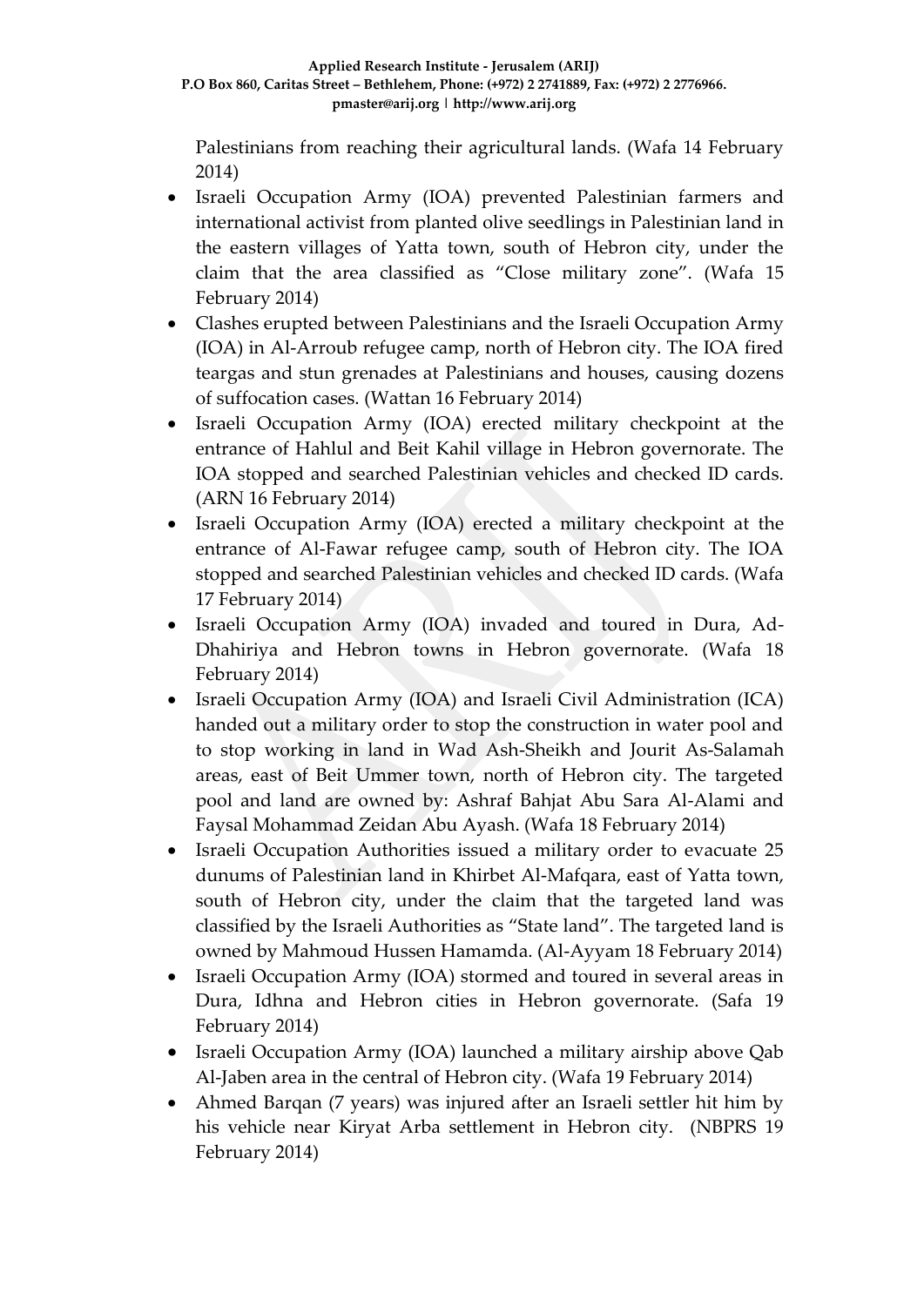Palestinians from reaching their agricultural lands. (Wafa 14 February 2014)

- Israeli Occupation Army (IOA) prevented Palestinian farmers and international activist from planted olive seedlings in Palestinian land in the eastern villages of Yatta town, south of Hebron city, under the claim that the area classified as "Close military zone". (Wafa 15 February 2014)
- Clashes erupted between Palestinians and the Israeli Occupation Army (IOA) in Al-Arroub refugee camp, north of Hebron city. The IOA fired teargas and stun grenades at Palestinians and houses, causing dozens of suffocation cases. (Wattan 16 February 2014)
- Israeli Occupation Army (IOA) erected military checkpoint at the entrance of Hahlul and Beit Kahil village in Hebron governorate. The IOA stopped and searched Palestinian vehicles and checked ID cards. (ARN 16 February 2014)
- Israeli Occupation Army (IOA) erected a military checkpoint at the entrance of Al-Fawar refugee camp, south of Hebron city. The IOA stopped and searched Palestinian vehicles and checked ID cards. (Wafa 17 February 2014)
- Israeli Occupation Army (IOA) invaded and toured in Dura, Ad-Dhahiriya and Hebron towns in Hebron governorate. (Wafa 18 February 2014)
- Israeli Occupation Army (IOA) and Israeli Civil Administration (ICA) handed out a military order to stop the construction in water pool and to stop working in land in Wad Ash-Sheikh and Jourit As-Salamah areas, east of Beit Ummer town, north of Hebron city. The targeted pool and land are owned by: Ashraf Bahjat Abu Sara Al-Alami and Faysal Mohammad Zeidan Abu Ayash. (Wafa 18 February 2014)
- Israeli Occupation Authorities issued a military order to evacuate 25 dunums of Palestinian land in Khirbet Al-Mafqara, east of Yatta town, south of Hebron city, under the claim that the targeted land was classified by the Israeli Authorities as "State land". The targeted land is owned by Mahmoud Hussen Hamamda. (Al-Ayyam 18 February 2014)
- Israeli Occupation Army (IOA) stormed and toured in several areas in Dura, Idhna and Hebron cities in Hebron governorate. (Safa 19 February 2014)
- Israeli Occupation Army (IOA) launched a military airship above Qab Al-Jaben area in the central of Hebron city. (Wafa 19 February 2014)
- Ahmed Barqan (7 years) was injured after an Israeli settler hit him by his vehicle near Kiryat Arba settlement in Hebron city. (NBPRS 19 February 2014)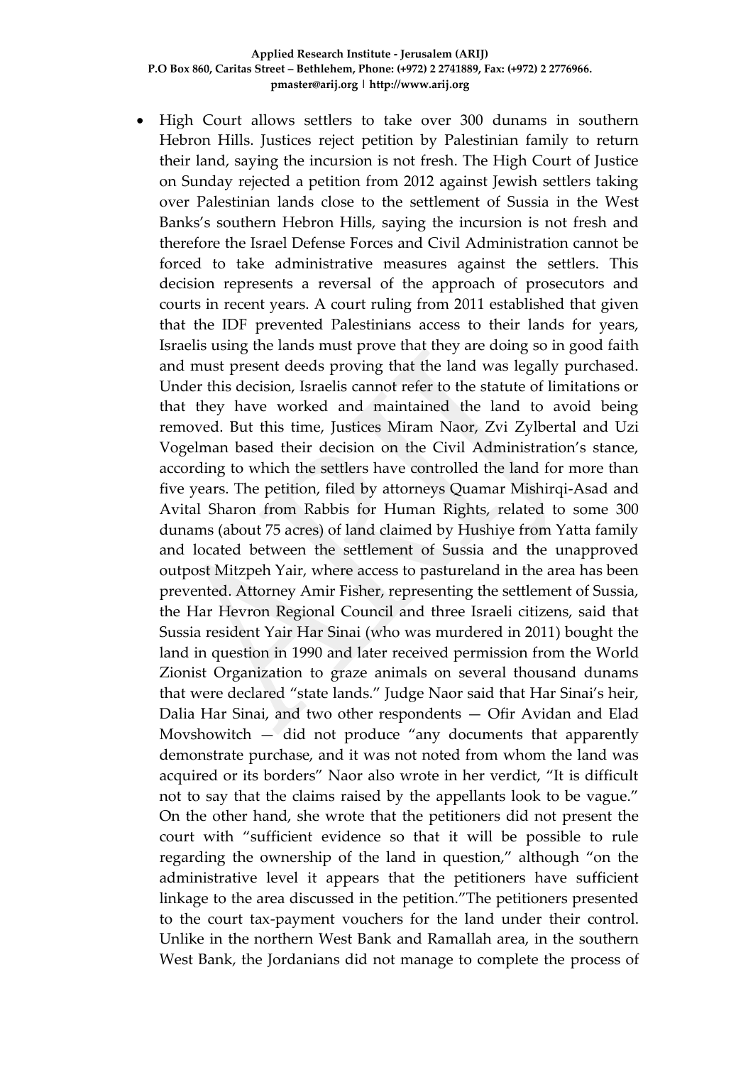- High Court allows settlers to take over 300 dunams in southern Hebron Hills. Justices reject petition by Palestinian family to return their land, saying the incursion is not fresh. The High Court of Justice on Sunday rejected a petition from 2012 against Jewish settlers taking over Palestinian lands close to the settlement of Sussia in the West Banks's southern Hebron Hills, saying the incursion is not fresh and therefore the Israel Defense Forces and Civil Administration cannot be forced to take administrative measures against the settlers. This decision represents a reversal of the approach of prosecutors and courts in recent years. A court ruling from 2011 established that given that the IDF prevented Palestinians access to their lands for years, Israelis using the lands must prove that they are doing so in good faith and must present deeds proving that the land was legally purchased. Under this decision, Israelis cannot refer to the statute of limitations or that they have worked and maintained the land to avoid being removed. But this time, Justices Miram Naor, Zvi Zylbertal and Uzi Vogelman based their decision on the Civil Administration's stance, according to which the settlers have controlled the land for more than five years. The petition, filed by attorneys Quamar Mishirqi-Asad and Avital Sharon from Rabbis for Human Rights, related to some 300 dunams (about 75 acres) of land claimed by Hushiye from Yatta family and located between the settlement of Sussia and the unapproved outpost Mitzpeh Yair, where access to pastureland in the area has been prevented. Attorney Amir Fisher, representing the settlement of Sussia, the Har Hevron Regional Council and three Israeli citizens, said that Sussia resident Yair Har Sinai (who was murdered in 2011) bought the land in question in 1990 and later received permission from the World Zionist Organization to graze animals on several thousand dunams that were declared "state lands." Judge Naor said that Har Sinai's heir, Dalia Har Sinai, and two other respondents — Ofir Avidan and Elad Movshowitch — did not produce "any documents that apparently demonstrate purchase, and it was not noted from whom the land was acquired or its borders" Naor also wrote in her verdict, "It is difficult not to say that the claims raised by the appellants look to be vague." On the other hand, she wrote that the petitioners did not present the court with "sufficient evidence so that it will be possible to rule regarding the ownership of the land in question," although "on the administrative level it appears that the petitioners have sufficient linkage to the area discussed in the petition."The petitioners presented to the court tax-payment vouchers for the land under their control. Unlike in the northern West Bank and Ramallah area, in the southern West Bank, the Jordanians did not manage to complete the process of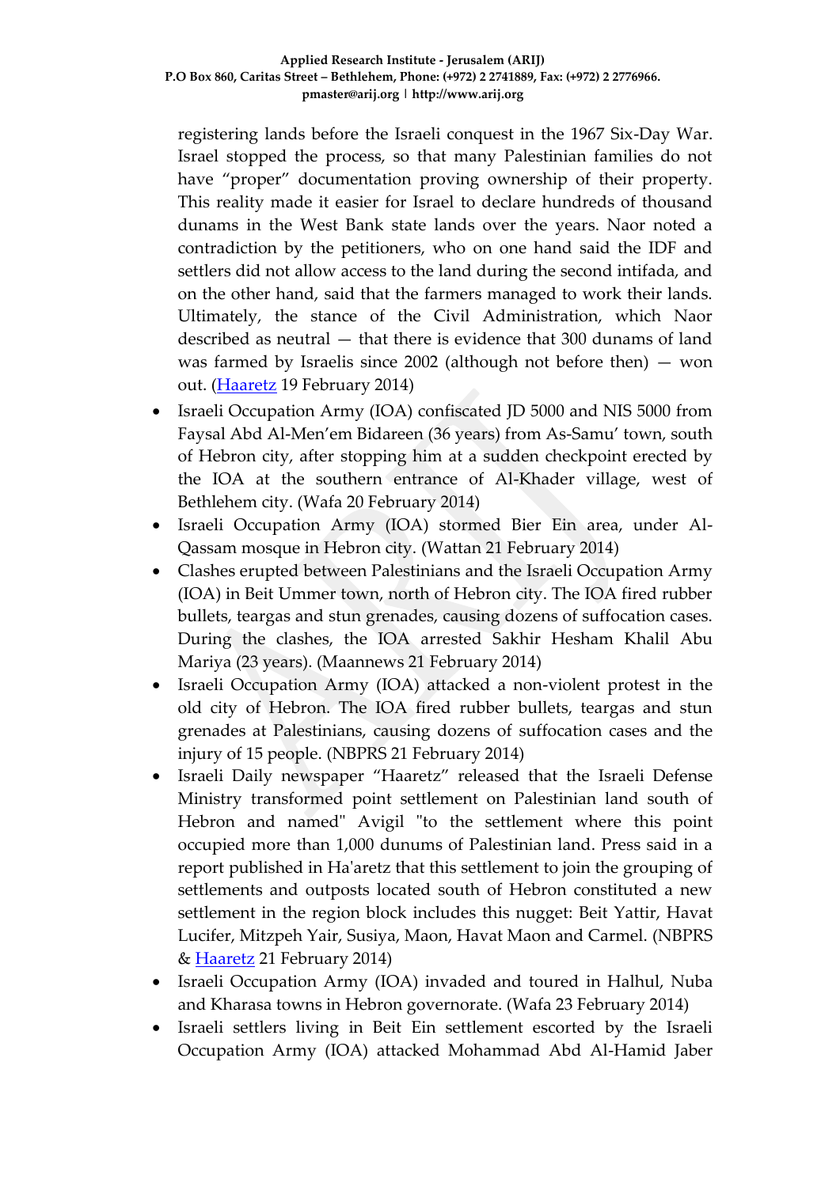registering lands before the Israeli conquest in the 1967 Six-Day War. Israel stopped the process, so that many Palestinian families do not have “proper” documentation proving ownership of their property. This reality made it easier for Israel to declare hundreds of thousand dunams in the West Bank state lands over the years. Naor noted a contradiction by the petitioners, who on one hand said the IDF and settlers did not allow access to the land during the second intifada, and on the other hand, said that the farmers managed to work their lands. Ultimately, the stance of the Civil Administration, which Naor described as neutral — that there is evidence that 300 dunams of land was farmed by Israelis since 2002 (although not before then) — won out. ([Haaretz](#) 19 February 2014)

- Israeli Occupation Army (IOA) confiscated JD 5000 and NIS 5000 from Faysal Abd Al-Men’em Bidareen (36 years) from As-Samu’ town, south of Hebron city, after stopping him at a sudden checkpoint erected by the IOA at the southern entrance of Al-Khader village, west of Bethlehem city. (Wafa 20 February 2014)
- Israeli Occupation Army (IOA) stormed Bier Ein area, under Al-Qassam mosque in Hebron city. (Wattan 21 February 2014)
- Clashes erupted between Palestinians and the Israeli Occupation Army (IOA) in Beit Ummer town, north of Hebron city. The IOA fired rubber bullets, teargas and stun grenades, causing dozens of suffocation cases. During the clashes, the IOA arrested Sakhir Hesham Khalil Abu Mariya (23 years). (Maannews 21 February 2014)
- Israeli Occupation Army (IOA) attacked a non-violent protest in the old city of Hebron. The IOA fired rubber bullets, teargas and stun grenades at Palestinians, causing dozens of suffocation cases and the injury of 15 people. (NBPRS 21 February 2014)
- Israeli Daily newspaper “Haaretz” released that the Israeli Defense Ministry transformed point settlement on Palestinian land south of Hebron and named" Avigil "to the settlement where this point occupied more than 1,000 dunums of Palestinian land. Press said in a report published in Ha'aretz that this settlement to join the grouping of settlements and outposts located south of Hebron constituted a new settlement in the region block includes this nugget: Beit Yattir, Havat Lucifer, Mitzpeh Yair, Susiya, Maon, Havat Maon and Carmel. (NBPRS & [Haaretz](#) 21 February 2014)
- Israeli Occupation Army (IOA) invaded and toured in Halhul, Nuba and Kharasa towns in Hebron governorate. (Wafa 23 February 2014)
- Israeli settlers living in Beit Ein settlement escorted by the Israeli Occupation Army (IOA) attacked Mohammad Abd Al-Hamid Jaber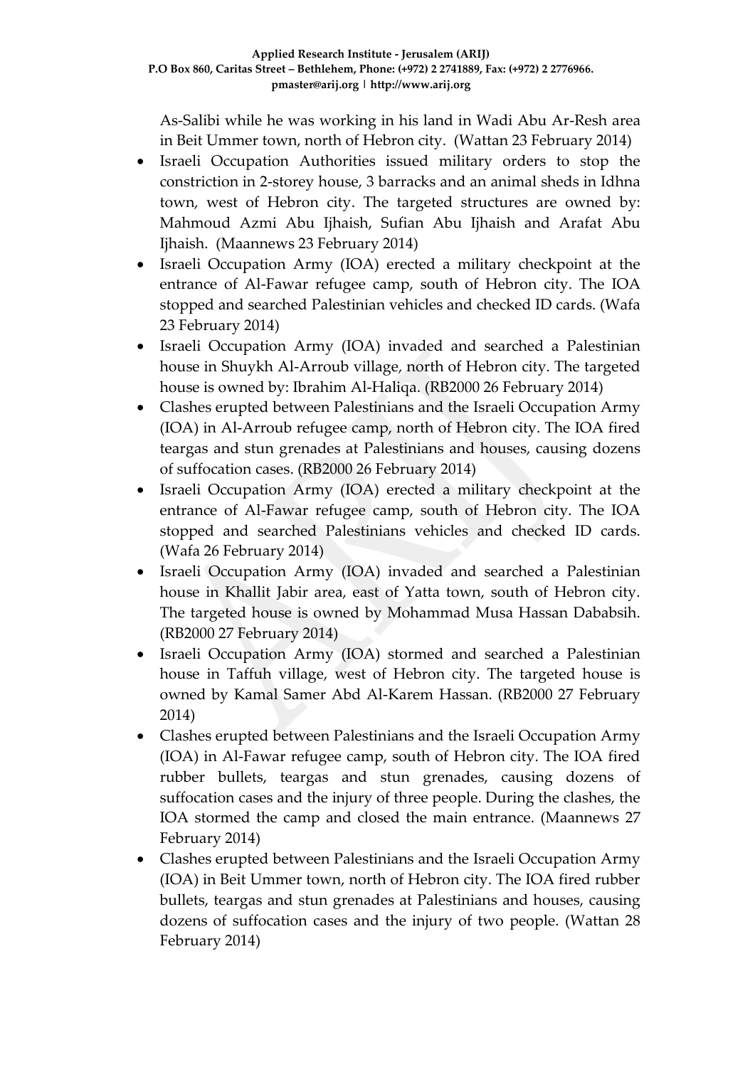As-Salibi while he was working in his land in Wadi Abu Ar-Resh area in Beit Ummer town, north of Hebron city. (Wattan 23 February 2014)

- Israeli Occupation Authorities issued military orders to stop the constriction in 2-storey house, 3 barracks and an animal sheds in Idhna town, west of Hebron city. The targeted structures are owned by: Mahmoud Azmi Abu Ijhaish, Sufian Abu Ijhaish and Arafat Abu Ijhaish. (Maannews 23 February 2014)
- Israeli Occupation Army (IOA) erected a military checkpoint at the entrance of Al-Fawar refugee camp, south of Hebron city. The IOA stopped and searched Palestinian vehicles and checked ID cards. (Wafa 23 February 2014)
- Israeli Occupation Army (IOA) invaded and searched a Palestinian house in Shuykh Al-Arroub village, north of Hebron city. The targeted house is owned by: Ibrahim Al-Haliqa. (RB2000 26 February 2014)
- Clashes erupted between Palestinians and the Israeli Occupation Army (IOA) in Al-Arroub refugee camp, north of Hebron city. The IOA fired teargas and stun grenades at Palestinians and houses, causing dozens of suffocation cases. (RB2000 26 February 2014)
- Israeli Occupation Army (IOA) erected a military checkpoint at the entrance of Al-Fawar refugee camp, south of Hebron city. The IOA stopped and searched Palestinians vehicles and checked ID cards. (Wafa 26 February 2014)
- Israeli Occupation Army (IOA) invaded and searched a Palestinian house in Khallit Jabir area, east of Yatta town, south of Hebron city. The targeted house is owned by Mohammad Musa Hassan Dababsih. (RB2000 27 February 2014)
- Israeli Occupation Army (IOA) stormed and searched a Palestinian house in Taffuh village, west of Hebron city. The targeted house is owned by Kamal Samer Abd Al-Karem Hassan. (RB2000 27 February 2014)
- Clashes erupted between Palestinians and the Israeli Occupation Army (IOA) in Al-Fawar refugee camp, south of Hebron city. The IOA fired rubber bullets, teargas and stun grenades, causing dozens of suffocation cases and the injury of three people. During the clashes, the IOA stormed the camp and closed the main entrance. (Maannews 27 February 2014)
- Clashes erupted between Palestinians and the Israeli Occupation Army (IOA) in Beit Ummer town, north of Hebron city. The IOA fired rubber bullets, teargas and stun grenades at Palestinians and houses, causing dozens of suffocation cases and the injury of two people. (Wattan 28 February 2014)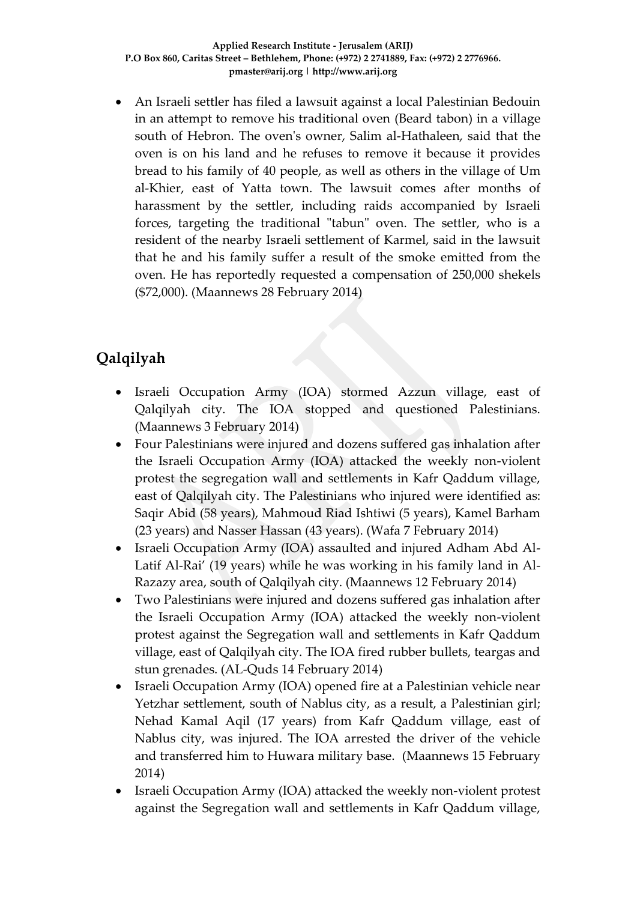- An Israeli settler has filed a lawsuit against a local Palestinian Bedouin in an attempt to remove his traditional oven (Beard tabon) in a village south of Hebron. The oven's owner, Salim al-Hathaleen, said that the oven is on his land and he refuses to remove it because it provides bread to his family of 40 people, as well as others in the village of Um al-Khier, east of Yatta town. The lawsuit comes after months of harassment by the settler, including raids accompanied by Israeli forces, targeting the traditional "tabun" oven. The settler, who is a resident of the nearby Israeli settlement of Karmel, said in the lawsuit that he and his family suffer a result of the smoke emitted from the oven. He has reportedly requested a compensation of 250,000 shekels ($72,000). (Maannews 28 February 2014)

## Qalqilyah

- Israeli Occupation Army (IOA) stormed Azzun village, east of Qalqilyah city. The IOA stopped and questioned Palestinians. (Maannews 3 February 2014)
- Four Palestinians were injured and dozens suffered gas inhalation after the Israeli Occupation Army (IOA) attacked the weekly non-violent protest the segregation wall and settlements in Kafr Qaddum village, east of Qalqilyah city. The Palestinians who injured were identified as: Saqir Abid (58 years), Mahmoud Riad Ishtiwi (5 years), Kamel Barham (23 years) and Nasser Hassan (43 years). (Wafa 7 February 2014)
- Israeli Occupation Army (IOA) assaulted and injured Adham Abd Al-Latif Al-Rai' (19 years) while he was working in his family land in Al-Razazy area, south of Qalqilyah city. (Maannews 12 February 2014)
- Two Palestinians were injured and dozens suffered gas inhalation after the Israeli Occupation Army (IOA) attacked the weekly non-violent protest against the Segregation wall and settlements in Kafr Qaddum village, east of Qalqilyah city. The IOA fired rubber bullets, teargas and stun grenades. (AL-Quds 14 February 2014)
- Israeli Occupation Army (IOA) opened fire at a Palestinian vehicle near Yetzhar settlement, south of Nablus city, as a result, a Palestinian girl; Nehad Kamal Aqil (17 years) from Kafr Qaddum village, east of Nablus city, was injured. The IOA arrested the driver of the vehicle and transferred him to Huwara military base. (Maannews 15 February 2014)
- Israeli Occupation Army (IOA) attacked the weekly non-violent protest against the Segregation wall and settlements in Kafr Qaddum village,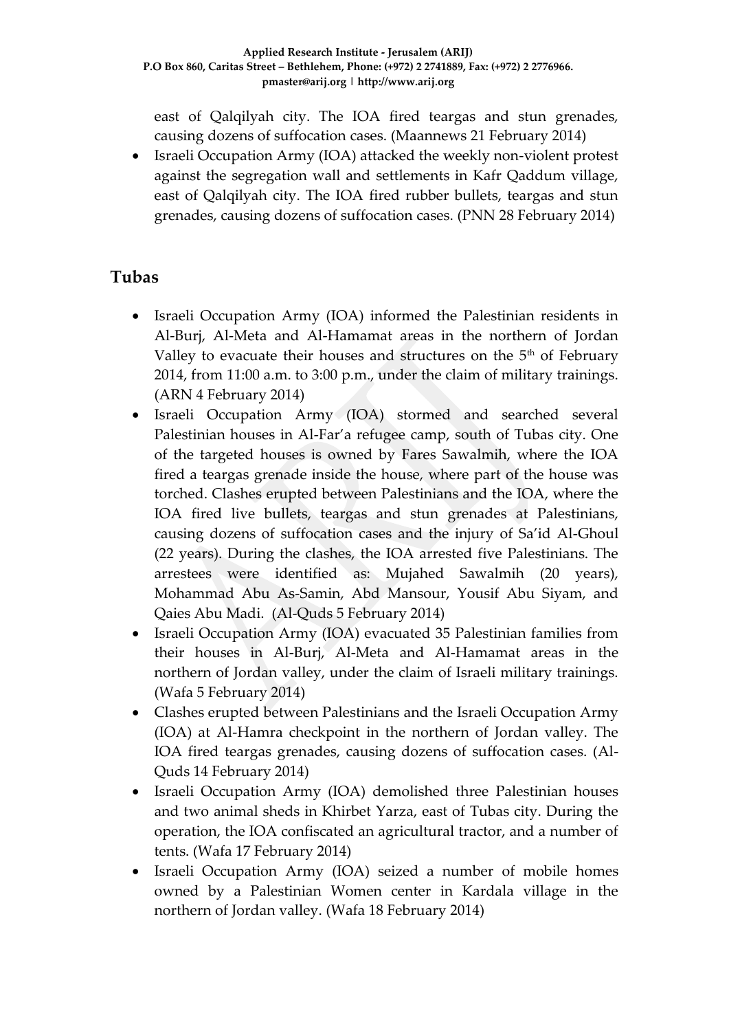east of Qalqilyah city. The IOA fired teargas and stun grenades, causing dozens of suffocation cases. (Maannews 21 February 2014)

- Israeli Occupation Army (IOA) attacked the weekly non-violent protest against the segregation wall and settlements in Kafr Qaddum village, east of Qalqilyah city. The IOA fired rubber bullets, teargas and stun grenades, causing dozens of suffocation cases. (PNN 28 February 2014)

## Tubas

- Israeli Occupation Army (IOA) informed the Palestinian residents in Al-Burj, Al-Meta and Al-Hamamat areas in the northern of Jordan Valley to evacuate their houses and structures on the 5th of February 2014, from 11:00 a.m. to 3:00 p.m., under the claim of military trainings. (ARN 4 February 2014)
- Israeli Occupation Army (IOA) stormed and searched several Palestinian houses in Al-Far'a refugee camp, south of Tubas city. One of the targeted houses is owned by Fares Sawalmih, where the IOA fired a teargas grenade inside the house, where part of the house was torched. Clashes erupted between Palestinians and the IOA, where the IOA fired live bullets, teargas and stun grenades at Palestinians, causing dozens of suffocation cases and the injury of Sa'id Al-Ghoul (22 years). During the clashes, the IOA arrested five Palestinians. The arrestees were identified as: Mujahed Sawalmih (20 years), Mohammad Abu As-Samin, Abd Mansour, Yousif Abu Siyam, and Qaies Abu Madi. (Al-Quds 5 February 2014)
- Israeli Occupation Army (IOA) evacuated 35 Palestinian families from their houses in Al-Burj, Al-Meta and Al-Hamamat areas in the northern of Jordan valley, under the claim of Israeli military trainings. (Wafa 5 February 2014)
- Clashes erupted between Palestinians and the Israeli Occupation Army (IOA) at Al-Hamra checkpoint in the northern of Jordan valley. The IOA fired teargas grenades, causing dozens of suffocation cases. (Al-Quds 14 February 2014)
- Israeli Occupation Army (IOA) demolished three Palestinian houses and two animal sheds in Khirbet Yarza, east of Tubas city. During the operation, the IOA confiscated an agricultural tractor, and a number of tents. (Wafa 17 February 2014)
- Israeli Occupation Army (IOA) seized a number of mobile homes owned by a Palestinian Women center in Kardala village in the northern of Jordan valley. (Wafa 18 February 2014)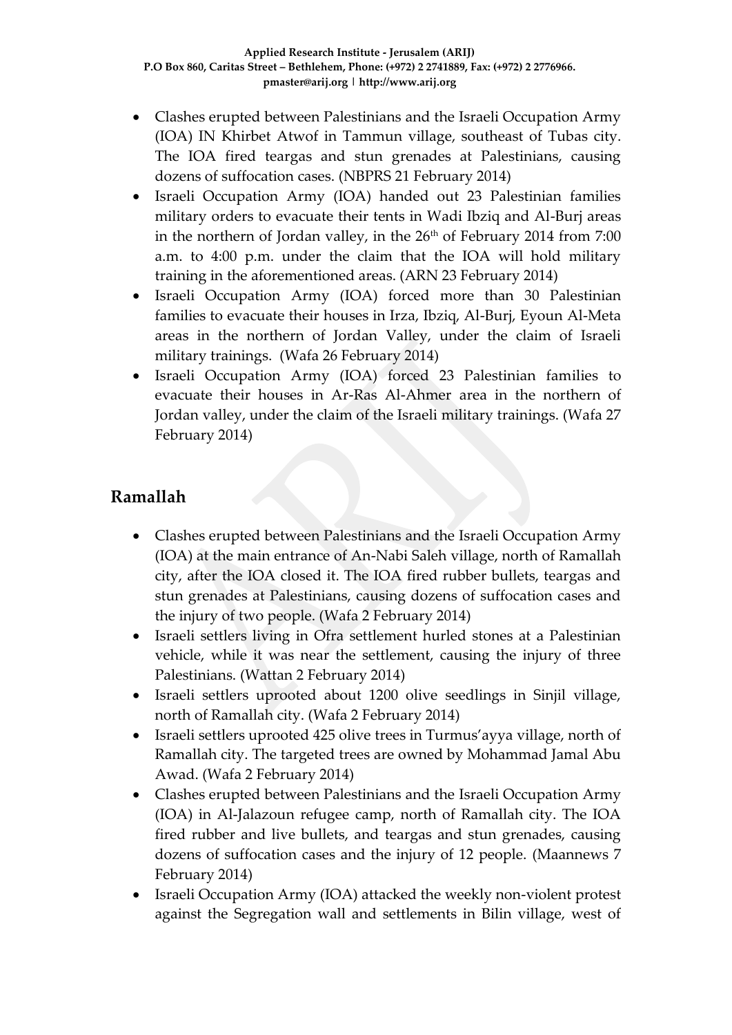- Clashes erupted between Palestinians and the Israeli Occupation Army (IOA) IN Khirbet Atwof in Tammun village, southeast of Tubas city. The IOA fired teargas and stun grenades at Palestinians, causing dozens of suffocation cases. (NBPRS 21 February 2014)
- Israeli Occupation Army (IOA) handed out 23 Palestinian families military orders to evacuate their tents in Wadi Ibziq and Al-Burj areas in the northern of Jordan valley, in the 26th of February 2014 from 7:00 a.m. to 4:00 p.m. under the claim that the IOA will hold military training in the aforementioned areas. (ARN 23 February 2014)
- Israeli Occupation Army (IOA) forced more than 30 Palestinian families to evacuate their houses in Irza, Ibziq, Al-Burj, Eyoun Al-Meta areas in the northern of Jordan Valley, under the claim of Israeli military trainings. (Wafa 26 February 2014)
- Israeli Occupation Army (IOA) forced 23 Palestinian families to evacuate their houses in Ar-Ras Al-Ahmer area in the northern of Jordan valley, under the claim of the Israeli military trainings. (Wafa 27 February 2014)

## Ramallah

- Clashes erupted between Palestinians and the Israeli Occupation Army (IOA) at the main entrance of An-Nabi Saleh village, north of Ramallah city, after the IOA closed it. The IOA fired rubber bullets, teargas and stun grenades at Palestinians, causing dozens of suffocation cases and the injury of two people. (Wafa 2 February 2014)
- Israeli settlers living in Ofra settlement hurled stones at a Palestinian vehicle, while it was near the settlement, causing the injury of three Palestinians. (Wattan 2 February 2014)
- Israeli settlers uprooted about 1200 olive seedlings in Sinjil village, north of Ramallah city. (Wafa 2 February 2014)
- Israeli settlers uprooted 425 olive trees in Turmus'ayya village, north of Ramallah city. The targeted trees are owned by Mohammad Jamal Abu Awad. (Wafa 2 February 2014)
- Clashes erupted between Palestinians and the Israeli Occupation Army (IOA) in Al-Jalazoun refugee camp, north of Ramallah city. The IOA fired rubber and live bullets, and teargas and stun grenades, causing dozens of suffocation cases and the injury of 12 people. (Maannews 7 February 2014)
- Israeli Occupation Army (IOA) attacked the weekly non-violent protest against the Segregation wall and settlements in Bilin village, west of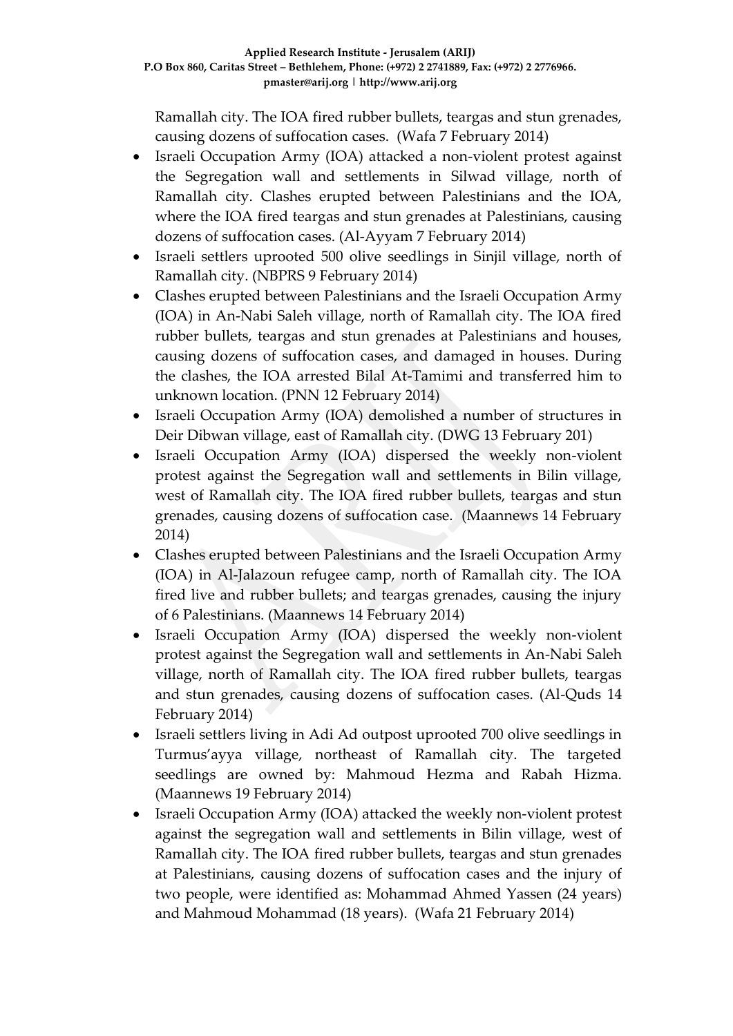Ramallah city. The IOA fired rubber bullets, teargas and stun grenades, causing dozens of suffocation cases. (Wafa 7 February 2014)

- Israeli Occupation Army (IOA) attacked a non-violent protest against the Segregation wall and settlements in Silwad village, north of Ramallah city. Clashes erupted between Palestinians and the IOA, where the IOA fired teargas and stun grenades at Palestinians, causing dozens of suffocation cases. (Al-Ayyam 7 February 2014)
- Israeli settlers uprooted 500 olive seedlings in Sinjil village, north of Ramallah city. (NBPRS 9 February 2014)
- Clashes erupted between Palestinians and the Israeli Occupation Army (IOA) in An-Nabi Saleh village, north of Ramallah city. The IOA fired rubber bullets, teargas and stun grenades at Palestinians and houses, causing dozens of suffocation cases, and damaged in houses. During the clashes, the IOA arrested Bilal At-Tamimi and transferred him to unknown location. (PNN 12 February 2014)
- Israeli Occupation Army (IOA) demolished a number of structures in Deir Dibwan village, east of Ramallah city. (DWG 13 February 201)
- Israeli Occupation Army (IOA) dispersed the weekly non-violent protest against the Segregation wall and settlements in Bilin village, west of Ramallah city. The IOA fired rubber bullets, teargas and stun grenades, causing dozens of suffocation case. (Maannews 14 February 2014)
- Clashes erupted between Palestinians and the Israeli Occupation Army (IOA) in Al-Jalazoun refugee camp, north of Ramallah city. The IOA fired live and rubber bullets; and teargas grenades, causing the injury of 6 Palestinians. (Maannews 14 February 2014)
- Israeli Occupation Army (IOA) dispersed the weekly non-violent protest against the Segregation wall and settlements in An-Nabi Saleh village, north of Ramallah city. The IOA fired rubber bullets, teargas and stun grenades, causing dozens of suffocation cases. (Al-Quds 14 February 2014)
- Israeli settlers living in Adi Ad outpost uprooted 700 olive seedlings in Turmus'ayya village, northeast of Ramallah city. The targeted seedlings are owned by: Mahmoud Hezma and Rabah Hizma. (Maannews 19 February 2014)
- Israeli Occupation Army (IOA) attacked the weekly non-violent protest against the segregation wall and settlements in Bilin village, west of Ramallah city. The IOA fired rubber bullets, teargas and stun grenades at Palestinians, causing dozens of suffocation cases and the injury of two people, were identified as: Mohammad Ahmed Yassen (24 years) and Mahmoud Mohammad (18 years). (Wafa 21 February 2014)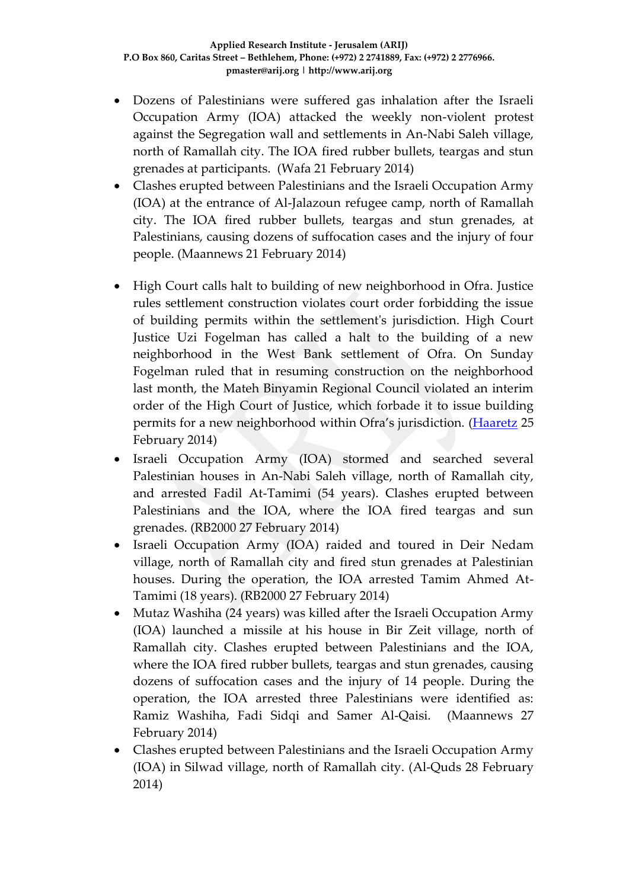- Dozens of Palestinians were suffered gas inhalation after the Israeli Occupation Army (IOA) attacked the weekly non-violent protest against the Segregation wall and settlements in An-Nabi Saleh village, north of Ramallah city. The IOA fired rubber bullets, teargas and stun grenades at participants. (Wafa 21 February 2014)
- Clashes erupted between Palestinians and the Israeli Occupation Army (IOA) at the entrance of Al-Jalazoun refugee camp, north of Ramallah city. The IOA fired rubber bullets, teargas and stun grenades, at Palestinians, causing dozens of suffocation cases and the injury of four people. (Maannews 21 February 2014)

- High Court calls halt to building of new neighborhood in Ofra. Justice rules settlement construction violates court order forbidding the issue of building permits within the settlement's jurisdiction. High Court Justice Uzi Fogelman has called a halt to the building of a new neighborhood in the West Bank settlement of Ofra. On Sunday Fogelman ruled that in resuming construction on the neighborhood last month, the Mateh Binyamin Regional Council violated an interim order of the High Court of Justice, which forbade it to issue building permits for a new neighborhood within Ofra's jurisdiction. (Haaretz 25 February 2014)
- Israeli Occupation Army (IOA) stormed and searched several Palestinian houses in An-Nabi Saleh village, north of Ramallah city, and arrested Fadil At-Tamimi (54 years). Clashes erupted between Palestinians and the IOA, where the IOA fired teargas and sun grenades. (RB2000 27 February 2014)
- Israeli Occupation Army (IOA) raided and toured in Deir Nedam village, north of Ramallah city and fired stun grenades at Palestinian houses. During the operation, the IOA arrested Tamim Ahmed At-Tamimi (18 years). (RB2000 27 February 2014)
- Mutaz Washiha (24 years) was killed after the Israeli Occupation Army (IOA) launched a missile at his house in Bir Zeit village, north of Ramallah city. Clashes erupted between Palestinians and the IOA, where the IOA fired rubber bullets, teargas and stun grenades, causing dozens of suffocation cases and the injury of 14 people. During the operation, the IOA arrested three Palestinians were identified as: Ramiz Washiha, Fadi Sidqi and Samer Al-Qaisi. (Maannews 27 February 2014)
- Clashes erupted between Palestinians and the Israeli Occupation Army (IOA) in Silwad village, north of Ramallah city. (Al-Quds 28 February 2014)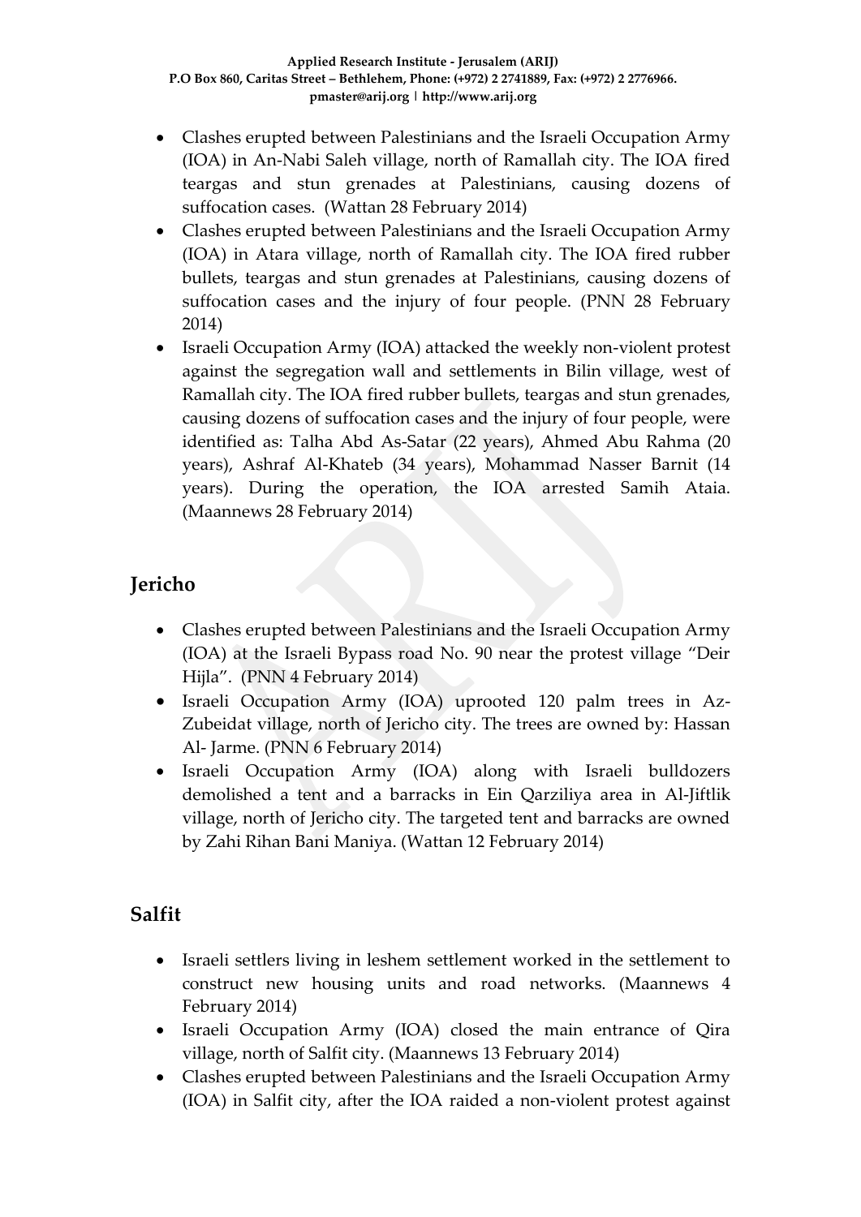- Clashes erupted between Palestinians and the Israeli Occupation Army (IOA) in An-Nabi Saleh village, north of Ramallah city. The IOA fired teargas and stun grenades at Palestinians, causing dozens of suffocation cases. (Wattan 28 February 2014)
- Clashes erupted between Palestinians and the Israeli Occupation Army (IOA) in Atara village, north of Ramallah city. The IOA fired rubber bullets, teargas and stun grenades at Palestinians, causing dozens of suffocation cases and the injury of four people. (PNN 28 February 2014)
- Israeli Occupation Army (IOA) attacked the weekly non-violent protest against the segregation wall and settlements in Bilin village, west of Ramallah city. The IOA fired rubber bullets, teargas and stun grenades, causing dozens of suffocation cases and the injury of four people, were identified as: Talha Abd As-Satar (22 years), Ahmed Abu Rahma (20 years), Ashraf Al-Khateb (34 years), Mohammad Nasser Barnit (14 years). During the operation, the IOA arrested Samih Ataia. (Maannews 28 February 2014)

## Jericho

- Clashes erupted between Palestinians and the Israeli Occupation Army (IOA) at the Israeli Bypass road No. 90 near the protest village "Deir Hijla". (PNN 4 February 2014)
- Israeli Occupation Army (IOA) uprooted 120 palm trees in Az-Zubeidat village, north of Jericho city. The trees are owned by: Hassan Al- Jarme. (PNN 6 February 2014)
- Israeli Occupation Army (IOA) along with Israeli bulldozers demolished a tent and a barracks in Ein Qarziliya area in Al-Jiftlik village, north of Jericho city. The targeted tent and barracks are owned by Zahi Rihan Bani Maniya. (Wattan 12 February 2014)

## Salfit

- Israeli settlers living in leshem settlement worked in the settlement to construct new housing units and road networks. (Maannews 4 February 2014)
- Israeli Occupation Army (IOA) closed the main entrance of Qira village, north of Salfit city. (Maannews 13 February 2014)
- Clashes erupted between Palestinians and the Israeli Occupation Army (IOA) in Salfit city, after the IOA raided a non-violent protest against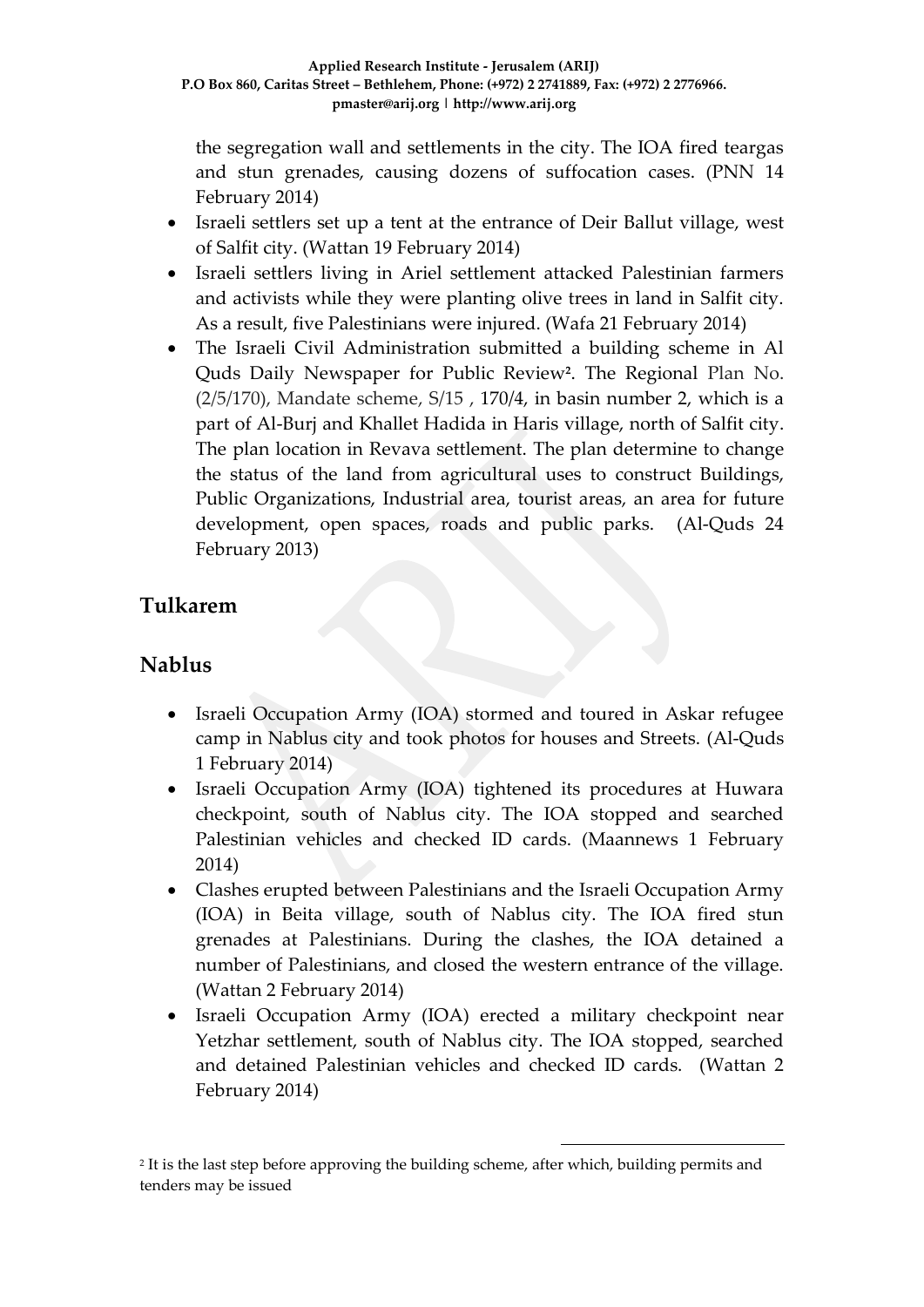the segregation wall and settlements in the city. The IOA fired teargas and stun grenades, causing dozens of suffocation cases. (PNN 14 February 2014)

- Israeli settlers set up a tent at the entrance of Deir Ballut village, west of Salfit city. (Wattan 19 February 2014)
- Israeli settlers living in Ariel settlement attacked Palestinian farmers and activists while they were planting olive trees in land in Salfit city. As a result, five Palestinians were injured. (Wafa 21 February 2014)
- The Israeli Civil Administration submitted a building scheme in Al Quds Daily Newspaper for Public Review[2]. The Regional Plan No. (2/5/170), Mandate scheme, S/15 , 170/4, in basin number 2, which is a part of Al-Burj and Khallet Hadida in Haris village, north of Salfit city. The plan location in Revava settlement. The plan determine to change the status of the land from agricultural uses to construct Buildings, Public Organizations, Industrial area, tourist areas, an area for future development, open spaces, roads and public parks. (Al-Quds 24 February 2013)

## Tulkarem

## Nablus

- Israeli Occupation Army (IOA) stormed and toured in Askar refugee camp in Nablus city and took photos for houses and Streets. (Al-Quds 1 February 2014)
- Israeli Occupation Army (IOA) tightened its procedures at Huwara checkpoint, south of Nablus city. The IOA stopped and searched Palestinian vehicles and checked ID cards. (Maannews 1 February 2014)
- Clashes erupted between Palestinians and the Israeli Occupation Army (IOA) in Beita village, south of Nablus city. The IOA fired stun grenades at Palestinians. During the clashes, the IOA detained a number of Palestinians, and closed the western entrance of the village. (Wattan 2 February 2014)
- Israeli Occupation Army (IOA) erected a military checkpoint near Yetzhar settlement, south of Nablus city. The IOA stopped, searched and detained Palestinian vehicles and checked ID cards. (Wattan 2 February 2014)

[2] It is the last step before approving the building scheme, after which, building permits and tenders may be issued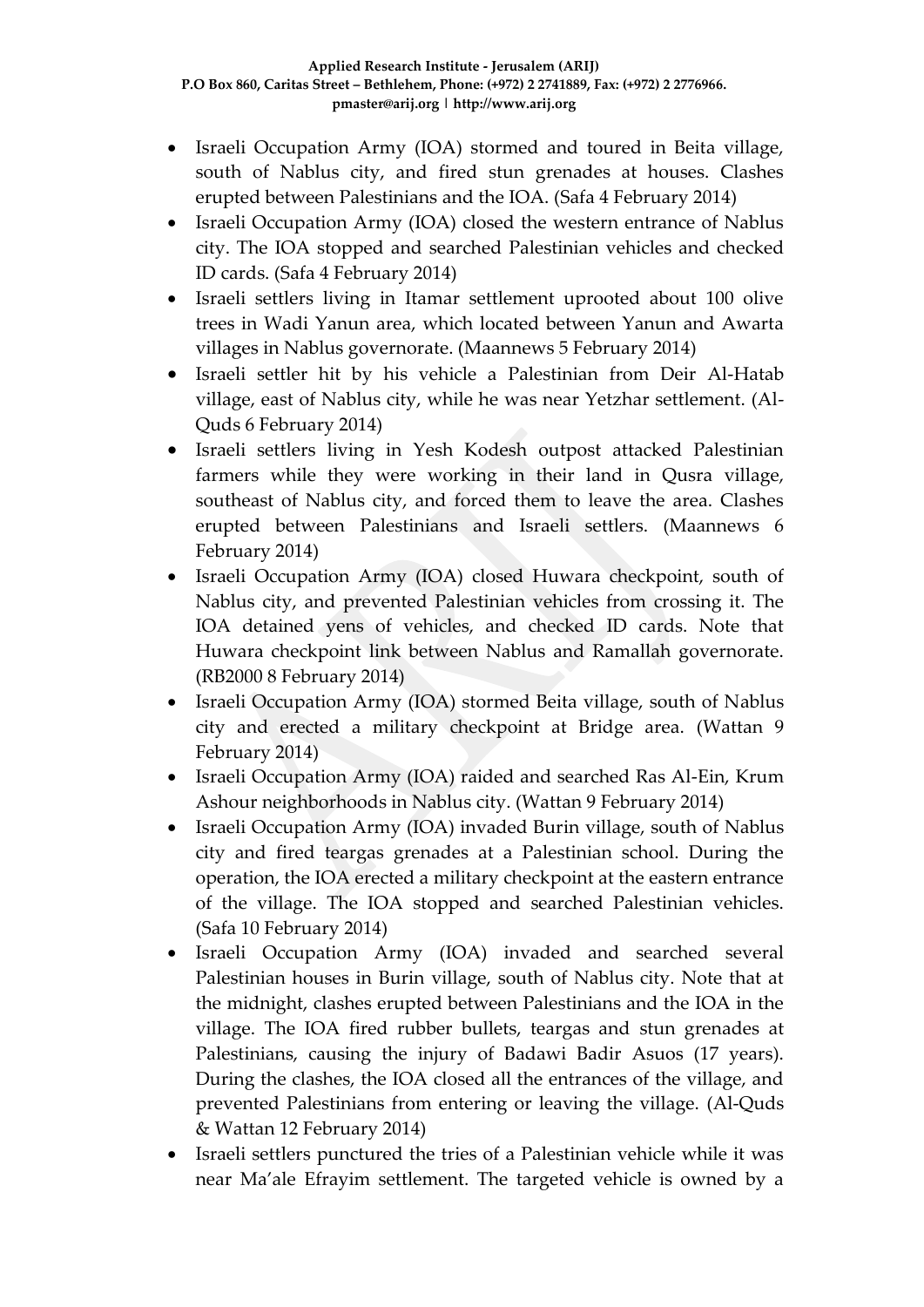- Israeli Occupation Army (IOA) stormed and toured in Beita village, south of Nablus city, and fired stun grenades at houses. Clashes erupted between Palestinians and the IOA. (Safa 4 February 2014)
- Israeli Occupation Army (IOA) closed the western entrance of Nablus city. The IOA stopped and searched Palestinian vehicles and checked ID cards. (Safa 4 February 2014)
- Israeli settlers living in Itamar settlement uprooted about 100 olive trees in Wadi Yanun area, which located between Yanun and Awarta villages in Nablus governorate. (Maannews 5 February 2014)
- Israeli settler hit by his vehicle a Palestinian from Deir Al-Hatab village, east of Nablus city, while he was near Yetzhar settlement. (Al-Quds 6 February 2014)
- Israeli settlers living in Yesh Kodesh outpost attacked Palestinian farmers while they were working in their land in Qusra village, southeast of Nablus city, and forced them to leave the area. Clashes erupted between Palestinians and Israeli settlers. (Maannews 6 February 2014)
- Israeli Occupation Army (IOA) closed Huwara checkpoint, south of Nablus city, and prevented Palestinian vehicles from crossing it. The IOA detained yens of vehicles, and checked ID cards. Note that Huwara checkpoint link between Nablus and Ramallah governorate. (RB2000 8 February 2014)
- Israeli Occupation Army (IOA) stormed Beita village, south of Nablus city and erected a military checkpoint at Bridge area. (Wattan 9 February 2014)
- Israeli Occupation Army (IOA) raided and searched Ras Al-Ein, Krum Ashour neighborhoods in Nablus city. (Wattan 9 February 2014)
- Israeli Occupation Army (IOA) invaded Burin village, south of Nablus city and fired teargas grenades at a Palestinian school. During the operation, the IOA erected a military checkpoint at the eastern entrance of the village. The IOA stopped and searched Palestinian vehicles. (Safa 10 February 2014)
- Israeli Occupation Army (IOA) invaded and searched several Palestinian houses in Burin village, south of Nablus city. Note that at the midnight, clashes erupted between Palestinians and the IOA in the village. The IOA fired rubber bullets, teargas and stun grenades at Palestinians, causing the injury of Badawi Badir Asuos (17 years). During the clashes, the IOA closed all the entrances of the village, and prevented Palestinians from entering or leaving the village. (Al-Quds & Wattan 12 February 2014)
- Israeli settlers punctured the tries of a Palestinian vehicle while it was near Ma'ale Efrayim settlement. The targeted vehicle is owned by a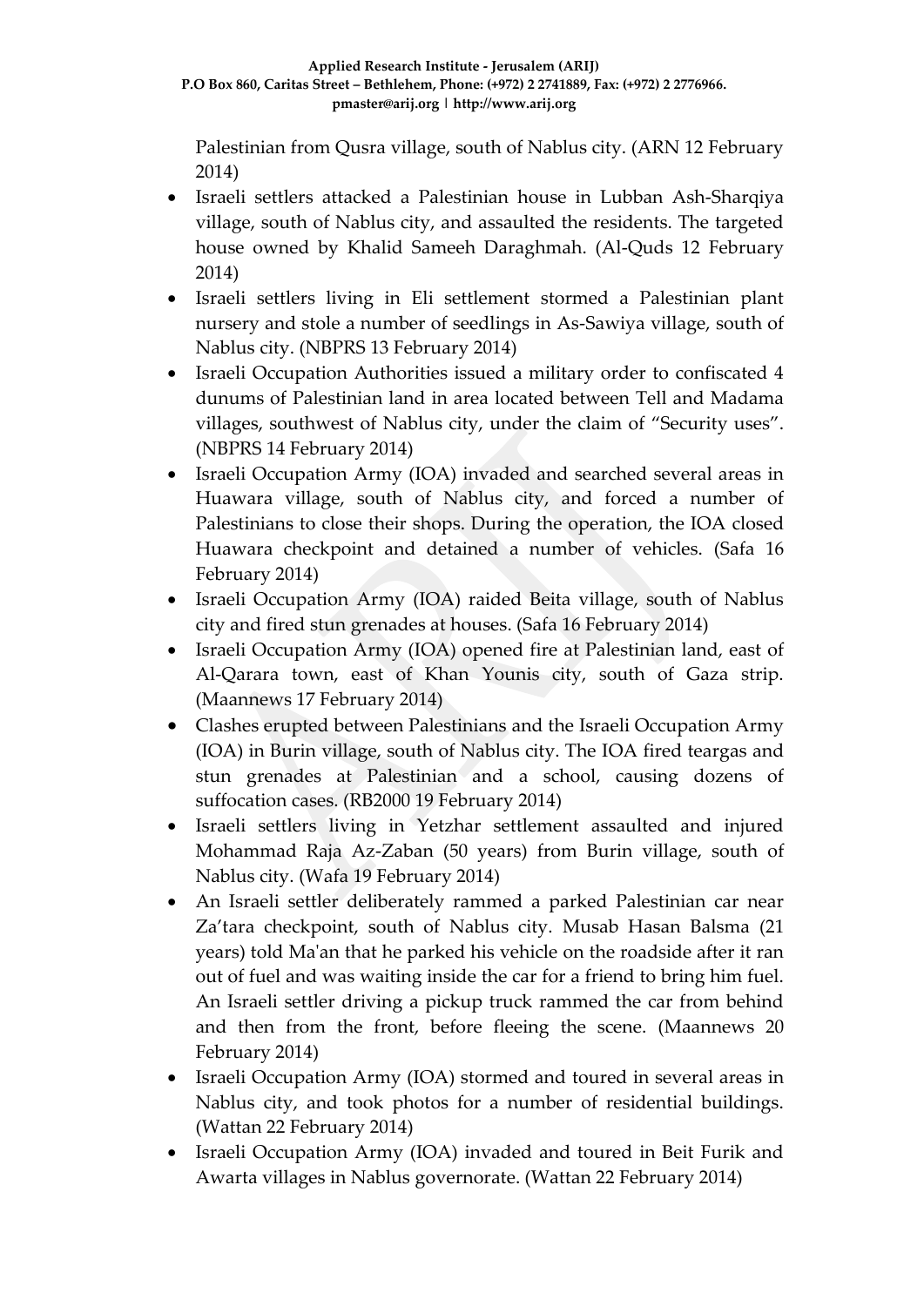Palestinian from Qusra village, south of Nablus city. (ARN 12 February 2014)

- Israeli settlers attacked a Palestinian house in Lubban Ash-Sharqiya village, south of Nablus city, and assaulted the residents. The targeted house owned by Khalid Sameeh Daraghmah. (Al-Quds 12 February 2014)
- Israeli settlers living in Eli settlement stormed a Palestinian plant nursery and stole a number of seedlings in As-Sawiya village, south of Nablus city. (NBPRS 13 February 2014)
- Israeli Occupation Authorities issued a military order to confiscated 4 dunums of Palestinian land in area located between Tell and Madama villages, southwest of Nablus city, under the claim of "Security uses". (NBPRS 14 February 2014)
- Israeli Occupation Army (IOA) invaded and searched several areas in Huawara village, south of Nablus city, and forced a number of Palestinians to close their shops. During the operation, the IOA closed Huawara checkpoint and detained a number of vehicles. (Safa 16 February 2014)
- Israeli Occupation Army (IOA) raided Beita village, south of Nablus city and fired stun grenades at houses. (Safa 16 February 2014)
- Israeli Occupation Army (IOA) opened fire at Palestinian land, east of Al-Qarara town, east of Khan Younis city, south of Gaza strip. (Maannews 17 February 2014)
- Clashes erupted between Palestinians and the Israeli Occupation Army (IOA) in Burin village, south of Nablus city. The IOA fired teargas and stun grenades at Palestinian and a school, causing dozens of suffocation cases. (RB2000 19 February 2014)
- Israeli settlers living in Yetzhar settlement assaulted and injured Mohammad Raja Az-Zaban (50 years) from Burin village, south of Nablus city. (Wafa 19 February 2014)
- An Israeli settler deliberately rammed a parked Palestinian car near Za'tara checkpoint, south of Nablus city. Musab Hasan Balsma (21 years) told Ma'an that he parked his vehicle on the roadside after it ran out of fuel and was waiting inside the car for a friend to bring him fuel. An Israeli settler driving a pickup truck rammed the car from behind and then from the front, before fleeing the scene. (Maannews 20 February 2014)
- Israeli Occupation Army (IOA) stormed and toured in several areas in Nablus city, and took photos for a number of residential buildings. (Wattan 22 February 2014)
- Israeli Occupation Army (IOA) invaded and toured in Beit Furik and Awarta villages in Nablus governorate. (Wattan 22 February 2014)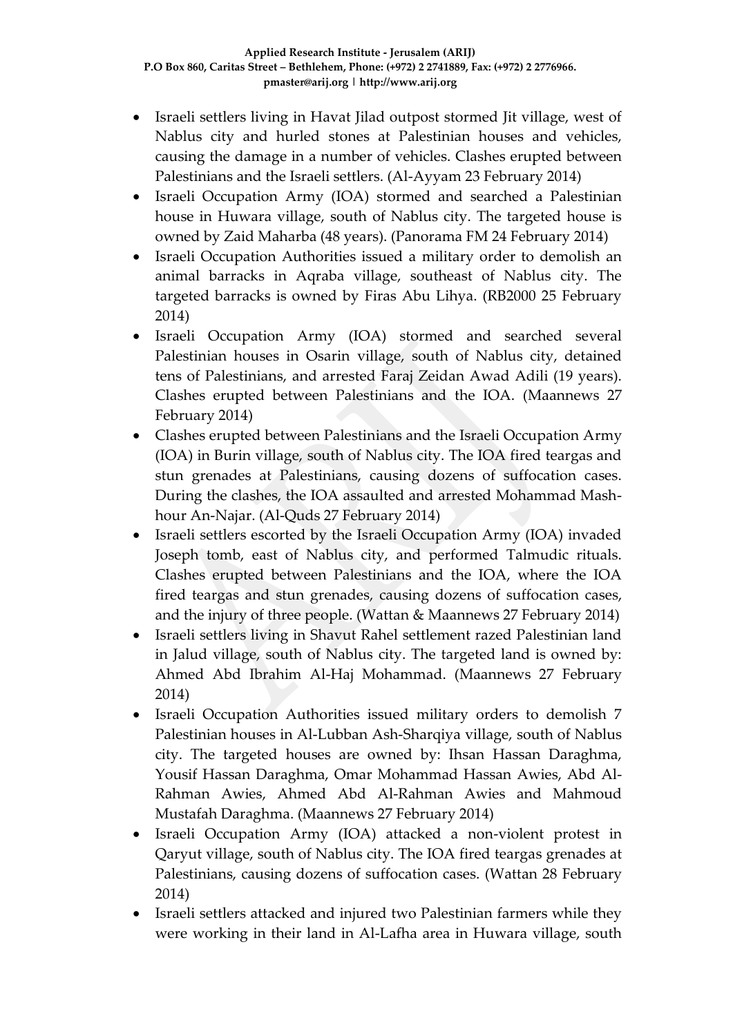- Israeli settlers living in Havat Jilad outpost stormed Jit village, west of Nablus city and hurled stones at Palestinian houses and vehicles, causing the damage in a number of vehicles. Clashes erupted between Palestinians and the Israeli settlers. (Al-Ayyam 23 February 2014)
- Israeli Occupation Army (IOA) stormed and searched a Palestinian house in Huwara village, south of Nablus city. The targeted house is owned by Zaid Maharba (48 years). (Panorama FM 24 February 2014)
- Israeli Occupation Authorities issued a military order to demolish an animal barracks in Aqraba village, southeast of Nablus city. The targeted barracks is owned by Firas Abu Lihya. (RB2000 25 February 2014)
- Israeli Occupation Army (IOA) stormed and searched several Palestinian houses in Osarin village, south of Nablus city, detained tens of Palestinians, and arrested Faraj Zeidan Awad Adili (19 years). Clashes erupted between Palestinians and the IOA. (Maannews 27 February 2014)
- Clashes erupted between Palestinians and the Israeli Occupation Army (IOA) in Burin village, south of Nablus city. The IOA fired teargas and stun grenades at Palestinians, causing dozens of suffocation cases. During the clashes, the IOA assaulted and arrested Mohammad Mash-hour An-Najar. (Al-Quds 27 February 2014)
- Israeli settlers escorted by the Israeli Occupation Army (IOA) invaded Joseph tomb, east of Nablus city, and performed Talmudic rituals. Clashes erupted between Palestinians and the IOA, where the IOA fired teargas and stun grenades, causing dozens of suffocation cases, and the injury of three people. (Wattan & Maannews 27 February 2014)
- Israeli settlers living in Shavut Rahel settlement razed Palestinian land in Jalud village, south of Nablus city. The targeted land is owned by: Ahmed Abd Ibrahim Al-Haj Mohammad. (Maannews 27 February 2014)
- Israeli Occupation Authorities issued military orders to demolish 7 Palestinian houses in Al-Lubban Ash-Sharqiya village, south of Nablus city. The targeted houses are owned by: Ihsan Hassan Daraghma, Yousif Hassan Daraghma, Omar Mohammad Hassan Awies, Abd Al-Rahman Awies, Ahmed Abd Al-Rahman Awies and Mahmoud Mustafah Daraghma. (Maannews 27 February 2014)
- Israeli Occupation Army (IOA) attacked a non-violent protest in Qaryut village, south of Nablus city. The IOA fired teargas grenades at Palestinians, causing dozens of suffocation cases. (Wattan 28 February 2014)
- Israeli settlers attacked and injured two Palestinian farmers while they were working in their land in Al-Lafha area in Huwara village, south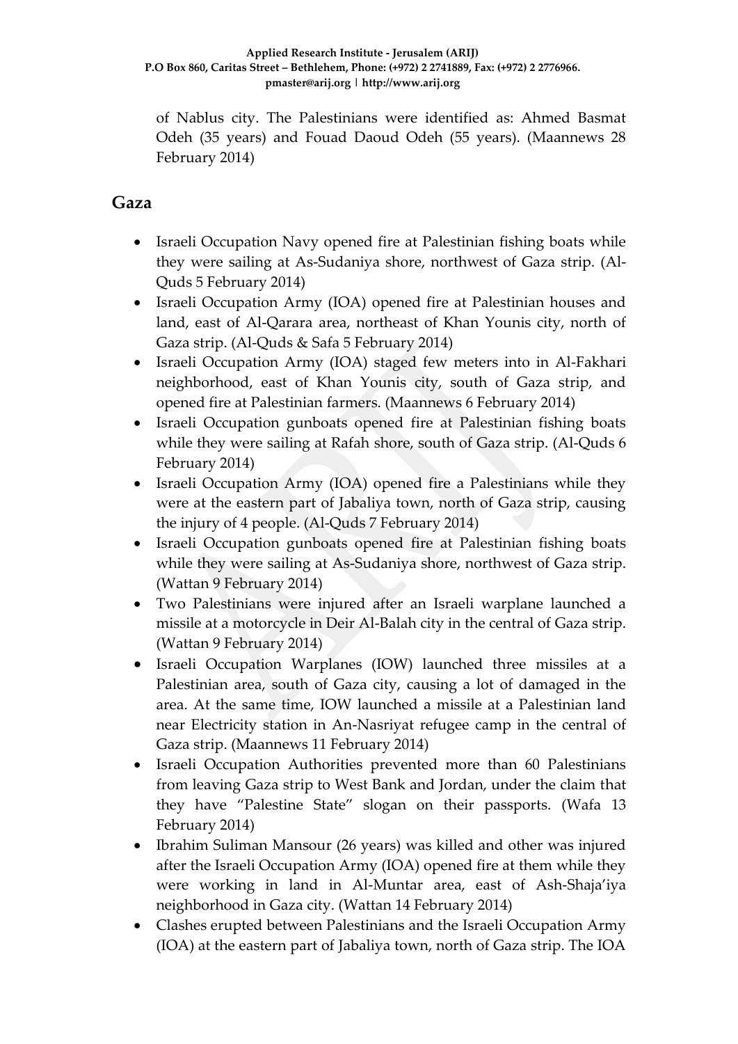of Nablus city. The Palestinians were identified as: Ahmed Basmat Odeh (35 years) and Fouad Daoud Odeh (55 years). (Maannews 28 February 2014)

## Gaza

- Israeli Occupation Navy opened fire at Palestinian fishing boats while they were sailing at As-Sudaniya shore, northwest of Gaza strip. (Al-Quds 5 February 2014)
- Israeli Occupation Army (IOA) opened fire at Palestinian houses and land, east of Al-Qarara area, northeast of Khan Younis city, north of Gaza strip. (Al-Quds & Safa 5 February 2014)
- Israeli Occupation Army (IOA) staged few meters into in Al-Fakhari neighborhood, east of Khan Younis city, south of Gaza strip, and opened fire at Palestinian farmers. (Maannews 6 February 2014)
- Israeli Occupation gunboats opened fire at Palestinian fishing boats while they were sailing at Rafah shore, south of Gaza strip. (Al-Quds 6 February 2014)
- Israeli Occupation Army (IOA) opened fire a Palestinians while they were at the eastern part of Jabaliya town, north of Gaza strip, causing the injury of 4 people. (Al-Quds 7 February 2014)
- Israeli Occupation gunboats opened fire at Palestinian fishing boats while they were sailing at As-Sudaniya shore, northwest of Gaza strip. (Wattan 9 February 2014)
- Two Palestinians were injured after an Israeli warplane launched a missile at a motorcycle in Deir Al-Balah city in the central of Gaza strip. (Wattan 9 February 2014)
- Israeli Occupation Warplanes (IOW) launched three missiles at a Palestinian area, south of Gaza city, causing a lot of damaged in the area. At the same time, IOW launched a missile at a Palestinian land near Electricity station in An-Nasriyat refugee camp in the central of Gaza strip. (Maannews 11 February 2014)
- Israeli Occupation Authorities prevented more than 60 Palestinians from leaving Gaza strip to West Bank and Jordan, under the claim that they have "Palestine State" slogan on their passports. (Wafa 13 February 2014)
- Ibrahim Suliman Mansour (26 years) was killed and other was injured after the Israeli Occupation Army (IOA) opened fire at them while they were working in land in Al-Muntar area, east of Ash-Shaja'iya neighborhood in Gaza city. (Wattan 14 February 2014)
- Clashes erupted between Palestinians and the Israeli Occupation Army (IOA) at the eastern part of Jabaliya town, north of Gaza strip. The IOA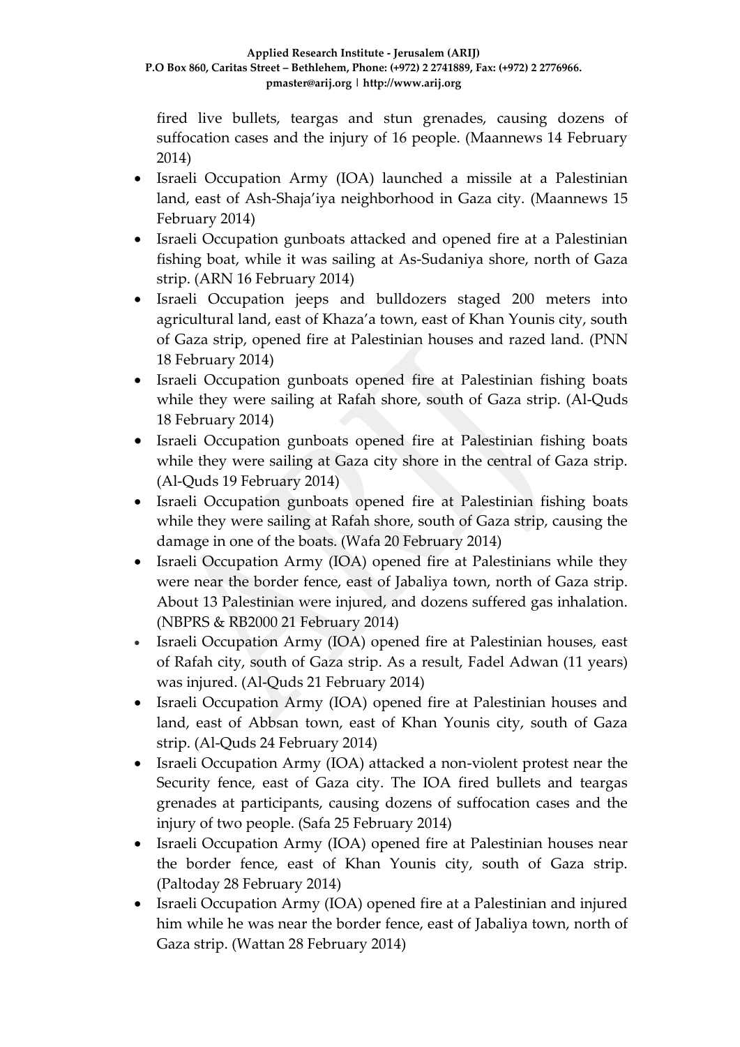fired live bullets, teargas and stun grenades, causing dozens of suffocation cases and the injury of 16 people. (Maannews 14 February 2014)

- Israeli Occupation Army (IOA) launched a missile at a Palestinian land, east of Ash-Shaja'iya neighborhood in Gaza city. (Maannews 15 February 2014)
- Israeli Occupation gunboats attacked and opened fire at a Palestinian fishing boat, while it was sailing at As-Sudaniya shore, north of Gaza strip. (ARN 16 February 2014)
- Israeli Occupation jeeps and bulldozers staged 200 meters into agricultural land, east of Khaza'a town, east of Khan Younis city, south of Gaza strip, opened fire at Palestinian houses and razed land. (PNN 18 February 2014)
- Israeli Occupation gunboats opened fire at Palestinian fishing boats while they were sailing at Rafah shore, south of Gaza strip. (Al-Quds 18 February 2014)
- Israeli Occupation gunboats opened fire at Palestinian fishing boats while they were sailing at Gaza city shore in the central of Gaza strip. (Al-Quds 19 February 2014)
- Israeli Occupation gunboats opened fire at Palestinian fishing boats while they were sailing at Rafah shore, south of Gaza strip, causing the damage in one of the boats. (Wafa 20 February 2014)
- Israeli Occupation Army (IOA) opened fire at Palestinians while they were near the border fence, east of Jabaliya town, north of Gaza strip. About 13 Palestinian were injured, and dozens suffered gas inhalation. (NBPRS & RB2000 21 February 2014)
- Israeli Occupation Army (IOA) opened fire at Palestinian houses, east of Rafah city, south of Gaza strip. As a result, Fadel Adwan (11 years) was injured. (Al-Quds 21 February 2014)
- Israeli Occupation Army (IOA) opened fire at Palestinian houses and land, east of Abbsan town, east of Khan Younis city, south of Gaza strip. (Al-Quds 24 February 2014)
- Israeli Occupation Army (IOA) attacked a non-violent protest near the Security fence, east of Gaza city. The IOA fired bullets and teargas grenades at participants, causing dozens of suffocation cases and the injury of two people. (Safa 25 February 2014)
- Israeli Occupation Army (IOA) opened fire at Palestinian houses near the border fence, east of Khan Younis city, south of Gaza strip. (Paltoday 28 February 2014)
- Israeli Occupation Army (IOA) opened fire at a Palestinian and injured him while he was near the border fence, east of Jabaliya town, north of Gaza strip. (Wattan 28 February 2014)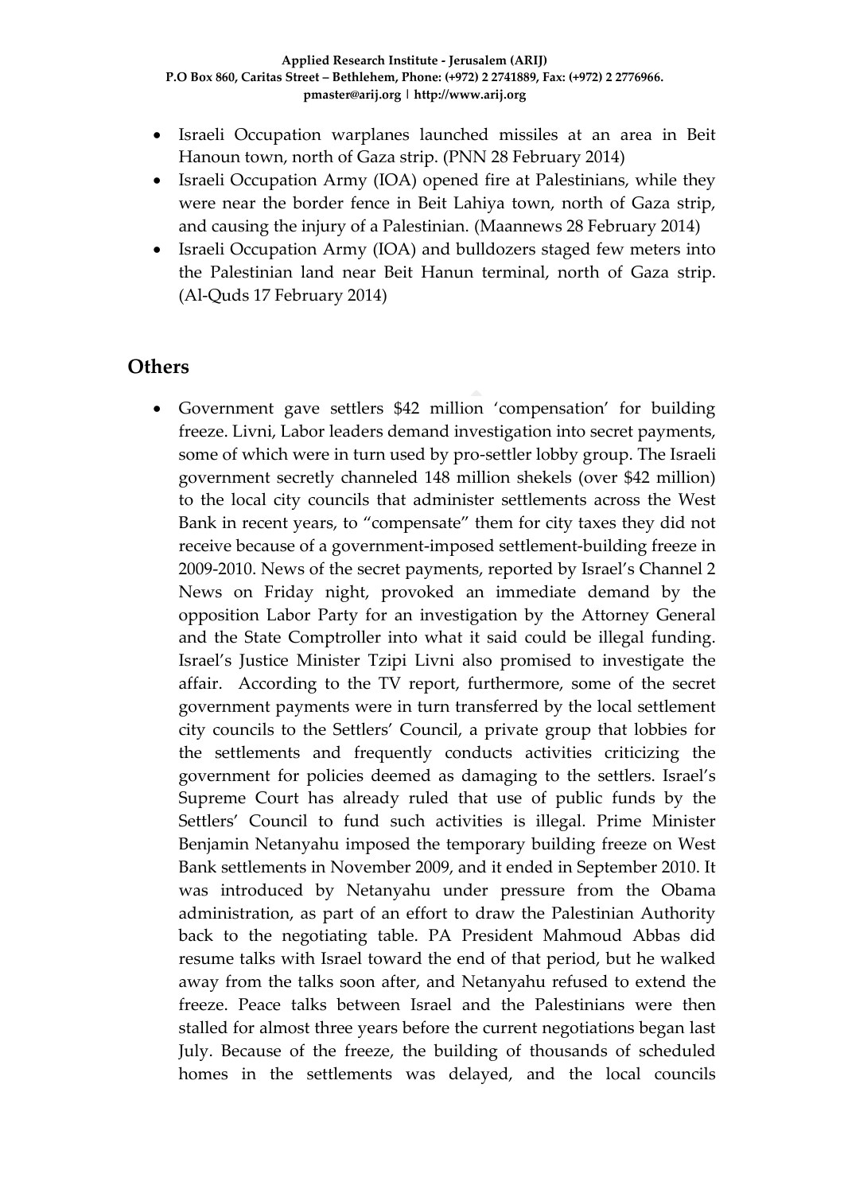- Israeli Occupation warplanes launched missiles at an area in Beit Hanoun town, north of Gaza strip. (PNN 28 February 2014)
- Israeli Occupation Army (IOA) opened fire at Palestinians, while they were near the border fence in Beit Lahiya town, north of Gaza strip, and causing the injury of a Palestinian. (Maannews 28 February 2014)
- Israeli Occupation Army (IOA) and bulldozers staged few meters into the Palestinian land near Beit Hanun terminal, north of Gaza strip. (Al-Quds 17 February 2014)

## Others

- Government gave settlers $42 million 'compensation' for building freeze. Livni, Labor leaders demand investigation into secret payments, some of which were in turn used by pro-settler lobby group. The Israeli government secretly channeled 148 million shekels (over $42 million) to the local city councils that administer settlements across the West Bank in recent years, to "compensate" them for city taxes they did not receive because of a government-imposed settlement-building freeze in 2009-2010. News of the secret payments, reported by Israel's Channel 2 News on Friday night, provoked an immediate demand by the opposition Labor Party for an investigation by the Attorney General and the State Comptroller into what it said could be illegal funding. Israel's Justice Minister Tzipi Livni also promised to investigate the affair. According to the TV report, furthermore, some of the secret government payments were in turn transferred by the local settlement city councils to the Settlers' Council, a private group that lobbies for the settlements and frequently conducts activities criticizing the government for policies deemed as damaging to the settlers. Israel's Supreme Court has already ruled that use of public funds by the Settlers' Council to fund such activities is illegal. Prime Minister Benjamin Netanyahu imposed the temporary building freeze on West Bank settlements in November 2009, and it ended in September 2010. It was introduced by Netanyahu under pressure from the Obama administration, as part of an effort to draw the Palestinian Authority back to the negotiating table. PA President Mahmoud Abbas did resume talks with Israel toward the end of that period, but he walked away from the talks soon after, and Netanyahu refused to extend the freeze. Peace talks between Israel and the Palestinians were then stalled for almost three years before the current negotiations began last July. Because of the freeze, the building of thousands of scheduled homes in the settlements was delayed, and the local councils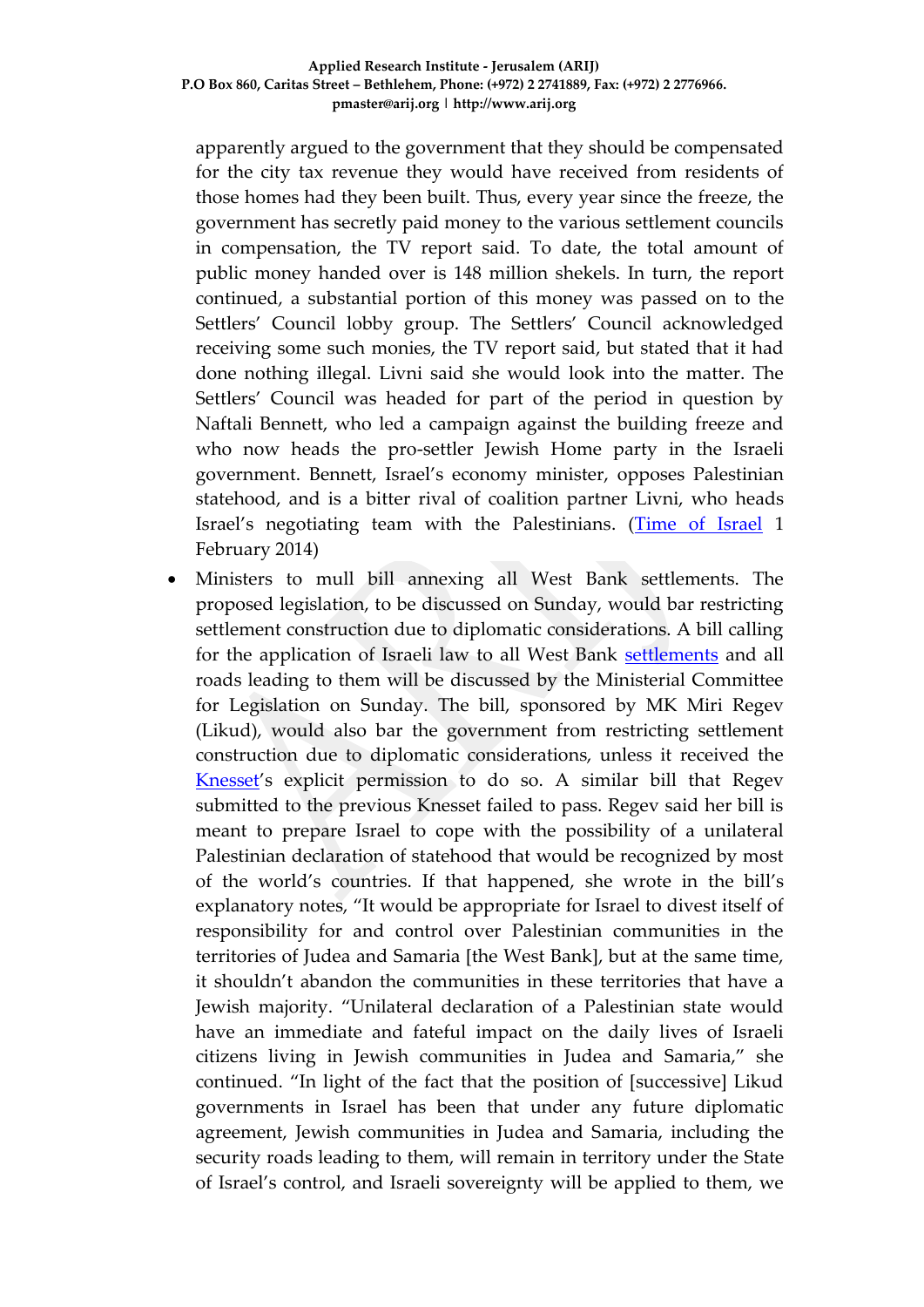apparently argued to the government that they should be compensated for the city tax revenue they would have received from residents of those homes had they been built. Thus, every year since the freeze, the government has secretly paid money to the various settlement councils in compensation, the TV report said. To date, the total amount of public money handed over is 148 million shekels. In turn, the report continued, a substantial portion of this money was passed on to the Settlers' Council lobby group. The Settlers' Council acknowledged receiving some such monies, the TV report said, but stated that it had done nothing illegal. Livni said she would look into the matter. The Settlers' Council was headed for part of the period in question by Naftali Bennett, who led a campaign against the building freeze and who now heads the pro-settler Jewish Home party in the Israeli government. Bennett, Israel's economy minister, opposes Palestinian statehood, and is a bitter rival of coalition partner Livni, who heads Israel's negotiating team with the Palestinians. (Time of Israel 1 February 2014)

- Ministers to mull bill annexing all West Bank settlements. The proposed legislation, to be discussed on Sunday, would bar restricting settlement construction due to diplomatic considerations. A bill calling for the application of Israeli law to all West Bank settlements and all roads leading to them will be discussed by the Ministerial Committee for Legislation on Sunday. The bill, sponsored by MK Miri Regev (Likud), would also bar the government from restricting settlement construction due to diplomatic considerations, unless it received the Knesset's explicit permission to do so. A similar bill that Regev submitted to the previous Knesset failed to pass. Regev said her bill is meant to prepare Israel to cope with the possibility of a unilateral Palestinian declaration of statehood that would be recognized by most of the world's countries. If that happened, she wrote in the bill's explanatory notes, "It would be appropriate for Israel to divest itself of responsibility for and control over Palestinian communities in the territories of Judea and Samaria [the West Bank], but at the same time, it shouldn't abandon the communities in these territories that have a Jewish majority. "Unilateral declaration of a Palestinian state would have an immediate and fateful impact on the daily lives of Israeli citizens living in Jewish communities in Judea and Samaria," she continued. "In light of the fact that the position of [successive] Likud governments in Israel has been that under any future diplomatic agreement, Jewish communities in Judea and Samaria, including the security roads leading to them, will remain in territory under the State of Israel's control, and Israeli sovereignty will be applied to them, we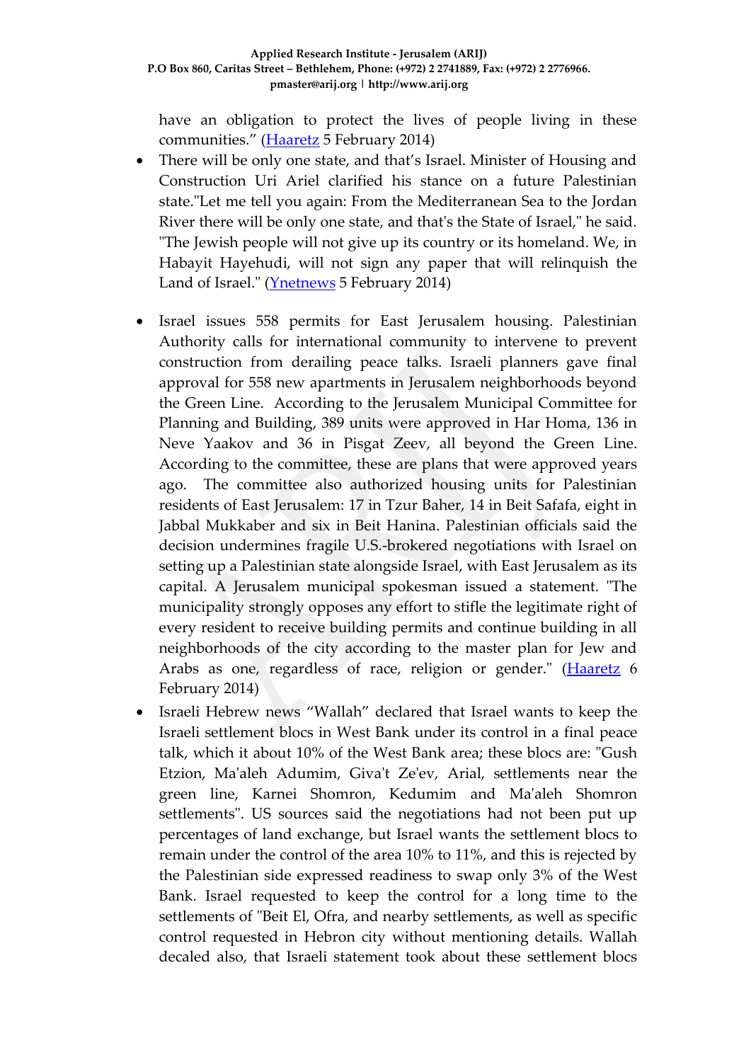have an obligation to protect the lives of people living in these communities.” ([Haaretz](#) 5 February 2014)

- There will be only one state, and that’s Israel. Minister of Housing and Construction Uri Ariel clarified his stance on a future Palestinian state."Let me tell you again: From the Mediterranean Sea to the Jordan River there will be only one state, and that's the State of Israel," he said. "The Jewish people will not give up its country or its homeland. We, in Habayit Hayehudi, will not sign any paper that will relinquish the Land of Israel." ([Ynetnews](#) 5 February 2014)

- Israel issues 558 permits for East Jerusalem housing. Palestinian Authority calls for international community to intervene to prevent construction from derailing peace talks. Israeli planners gave final approval for 558 new apartments in Jerusalem neighborhoods beyond the Green Line. According to the Jerusalem Municipal Committee for Planning and Building, 389 units were approved in Har Homa, 136 in Neve Yaakov and 36 in Pisgat Zeev, all beyond the Green Line. According to the committee, these are plans that were approved years ago. The committee also authorized housing units for Palestinian residents of East Jerusalem: 17 in Tzur Baher, 14 in Beit Safafa, eight in Jabbal Mukkaber and six in Beit Hanina. Palestinian officials said the decision undermines fragile U.S.-brokered negotiations with Israel on setting up a Palestinian state alongside Israel, with East Jerusalem as its capital. A Jerusalem municipal spokesman issued a statement. "The municipality strongly opposes any effort to stifle the legitimate right of every resident to receive building permits and continue building in all neighborhoods of the city according to the master plan for Jew and Arabs as one, regardless of race, religion or gender." ([Haaretz](#) 6 February 2014)
- Israeli Hebrew news “Wallah” declared that Israel wants to keep the Israeli settlement blocs in West Bank under its control in a final peace talk, which it about 10% of the West Bank area; these blocs are: "Gush Etzion, Ma'aleh Adumim, Giva't Ze'ev, Arial, settlements near the green line, Karnei Shomron, Kedumim and Ma'aleh Shomron settlements". US sources said the negotiations had not been put up percentages of land exchange, but Israel wants the settlement blocs to remain under the control of the area 10% to 11%, and this is rejected by the Palestinian side expressed readiness to swap only 3% of the West Bank. Israel requested to keep the control for a long time to the settlements of "Beit El, Ofra, and nearby settlements, as well as specific control requested in Hebron city without mentioning details. Wallah decaled also, that Israeli statement took about these settlement blocs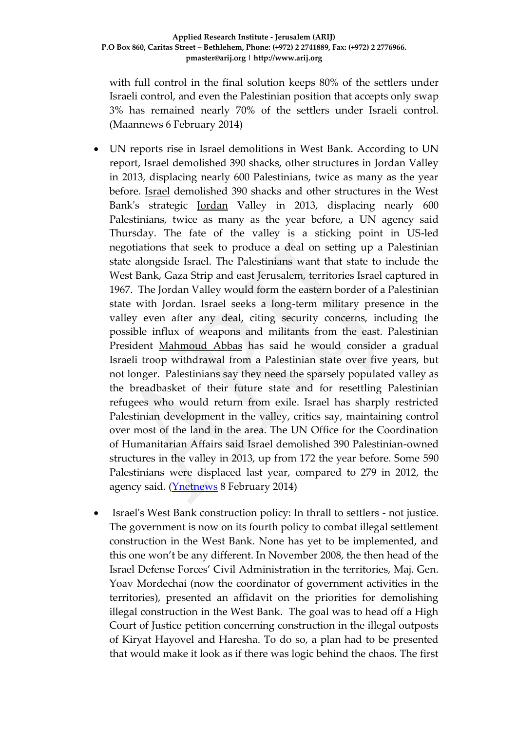with full control in the final solution keeps 80% of the settlers under Israeli control, and even the Palestinian position that accepts only swap 3% has remained nearly 70% of the settlers under Israeli control. (Maannews 6 February 2014)

- UN reports rise in Israel demolitions in West Bank. According to UN report, Israel demolished 390 shacks, other structures in Jordan Valley in 2013, displacing nearly 600 Palestinians, twice as many as the year before. Israel demolished 390 shacks and other structures in the West Bank's strategic Jordan Valley in 2013, displacing nearly 600 Palestinians, twice as many as the year before, a UN agency said Thursday. The fate of the valley is a sticking point in US-led negotiations that seek to produce a deal on setting up a Palestinian state alongside Israel. The Palestinians want that state to include the West Bank, Gaza Strip and east Jerusalem, territories Israel captured in 1967. The Jordan Valley would form the eastern border of a Palestinian state with Jordan. Israel seeks a long-term military presence in the valley even after any deal, citing security concerns, including the possible influx of weapons and militants from the east. Palestinian President Mahmoud Abbas has said he would consider a gradual Israeli troop withdrawal from a Palestinian state over five years, but not longer. Palestinians say they need the sparsely populated valley as the breadbasket of their future state and for resettling Palestinian refugees who would return from exile. Israel has sharply restricted Palestinian development in the valley, critics say, maintaining control over most of the land in the area. The UN Office for the Coordination of Humanitarian Affairs said Israel demolished 390 Palestinian-owned structures in the valley in 2013, up from 172 the year before. Some 590 Palestinians were displaced last year, compared to 279 in 2012, the agency said. (Ynetnews 8 February 2014)

- Israel's West Bank construction policy: In thrall to settlers - not justice. The government is now on its fourth policy to combat illegal settlement construction in the West Bank. None has yet to be implemented, and this one won't be any different. In November 2008, the then head of the Israel Defense Forces' Civil Administration in the territories, Maj. Gen. Yoav Mordechai (now the coordinator of government activities in the territories), presented an affidavit on the priorities for demolishing illegal construction in the West Bank. The goal was to head off a High Court of Justice petition concerning construction in the illegal outposts of Kiryat Hayovel and Haresha. To do so, a plan had to be presented that would make it look as if there was logic behind the chaos. The first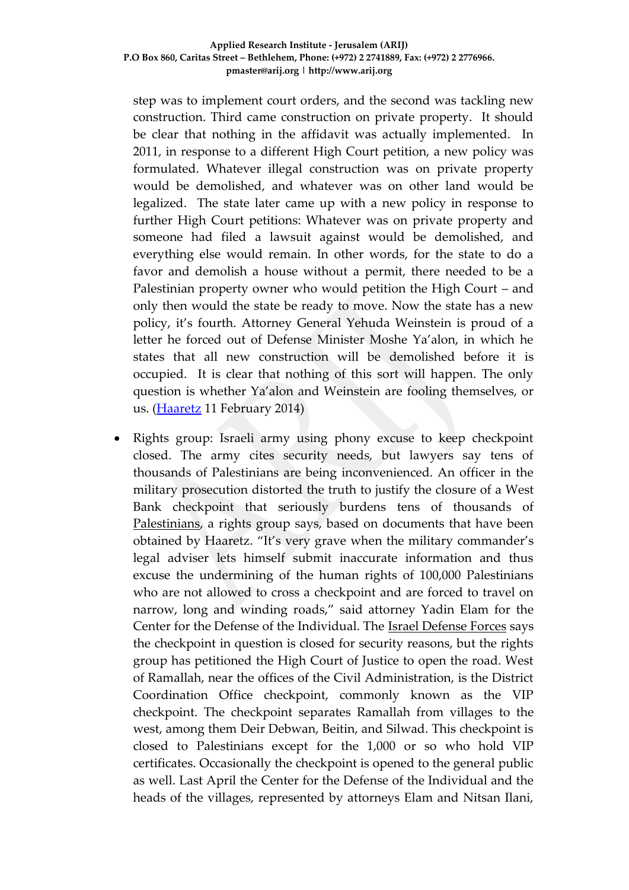step was to implement court orders, and the second was tackling new construction. Third came construction on private property. It should be clear that nothing in the affidavit was actually implemented. In 2011, in response to a different High Court petition, a new policy was formulated. Whatever illegal construction was on private property would be demolished, and whatever was on other land would be legalized. The state later came up with a new policy in response to further High Court petitions: Whatever was on private property and someone had filed a lawsuit against would be demolished, and everything else would remain. In other words, for the state to do a favor and demolish a house without a permit, there needed to be a Palestinian property owner who would petition the High Court – and only then would the state be ready to move. Now the state has a new policy, it's fourth. Attorney General Yehuda Weinstein is proud of a letter he forced out of Defense Minister Moshe Ya'alon, in which he states that all new construction will be demolished before it is occupied. It is clear that nothing of this sort will happen. The only question is whether Ya'alon and Weinstein are fooling themselves, or us. (Haaretz 11 February 2014)

- Rights group: Israeli army using phony excuse to keep checkpoint closed. The army cites security needs, but lawyers say tens of thousands of Palestinians are being inconvenienced. An officer in the military prosecution distorted the truth to justify the closure of a West Bank checkpoint that seriously burdens tens of thousands of Palestinians, a rights group says, based on documents that have been obtained by Haaretz. "It's very grave when the military commander's legal adviser lets himself submit inaccurate information and thus excuse the undermining of the human rights of 100,000 Palestinians who are not allowed to cross a checkpoint and are forced to travel on narrow, long and winding roads," said attorney Yadin Elam for the Center for the Defense of the Individual. The Israel Defense Forces says the checkpoint in question is closed for security reasons, but the rights group has petitioned the High Court of Justice to open the road. West of Ramallah, near the offices of the Civil Administration, is the District Coordination Office checkpoint, commonly known as the VIP checkpoint. The checkpoint separates Ramallah from villages to the west, among them Deir Debwan, Beitin, and Silwad. This checkpoint is closed to Palestinians except for the 1,000 or so who hold VIP certificates. Occasionally the checkpoint is opened to the general public as well. Last April the Center for the Defense of the Individual and the heads of the villages, represented by attorneys Elam and Nitsan Ilani,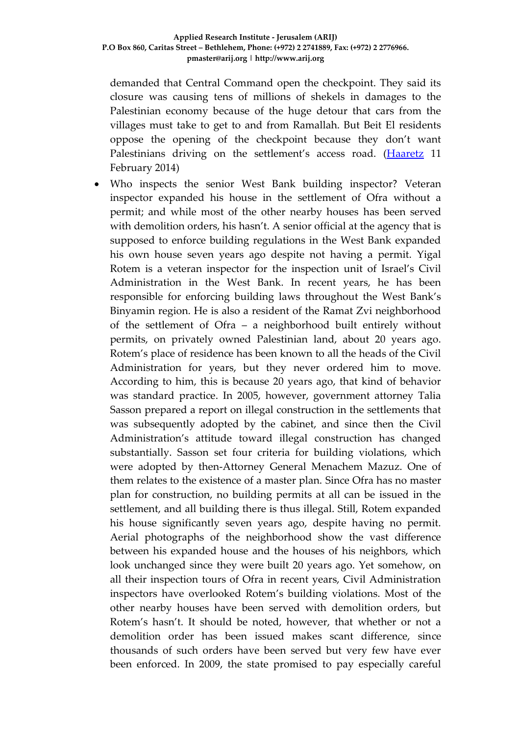demanded that Central Command open the checkpoint. They said its closure was causing tens of millions of shekels in damages to the Palestinian economy because of the huge detour that cars from the villages must take to get to and from Ramallah. But Beit El residents oppose the opening of the checkpoint because they don't want Palestinians driving on the settlement's access road. (Haaretz 11 February 2014)

- Who inspects the senior West Bank building inspector? Veteran inspector expanded his house in the settlement of Ofra without a permit; and while most of the other nearby houses has been served with demolition orders, his hasn't. A senior official at the agency that is supposed to enforce building regulations in the West Bank expanded his own house seven years ago despite not having a permit. Yigal Rotem is a veteran inspector for the inspection unit of Israel's Civil Administration in the West Bank. In recent years, he has been responsible for enforcing building laws throughout the West Bank's Binyamin region. He is also a resident of the Ramat Zvi neighborhood of the settlement of Ofra – a neighborhood built entirely without permits, on privately owned Palestinian land, about 20 years ago. Rotem's place of residence has been known to all the heads of the Civil Administration for years, but they never ordered him to move. According to him, this is because 20 years ago, that kind of behavior was standard practice. In 2005, however, government attorney Talia Sasson prepared a report on illegal construction in the settlements that was subsequently adopted by the cabinet, and since then the Civil Administration's attitude toward illegal construction has changed substantially. Sasson set four criteria for building violations, which were adopted by then-Attorney General Menachem Mazuz. One of them relates to the existence of a master plan. Since Ofra has no master plan for construction, no building permits at all can be issued in the settlement, and all building there is thus illegal. Still, Rotem expanded his house significantly seven years ago, despite having no permit. Aerial photographs of the neighborhood show the vast difference between his expanded house and the houses of his neighbors, which look unchanged since they were built 20 years ago. Yet somehow, on all their inspection tours of Ofra in recent years, Civil Administration inspectors have overlooked Rotem's building violations. Most of the other nearby houses have been served with demolition orders, but Rotem's hasn't. It should be noted, however, that whether or not a demolition order has been issued makes scant difference, since thousands of such orders have been served but very few have ever been enforced. In 2009, the state promised to pay especially careful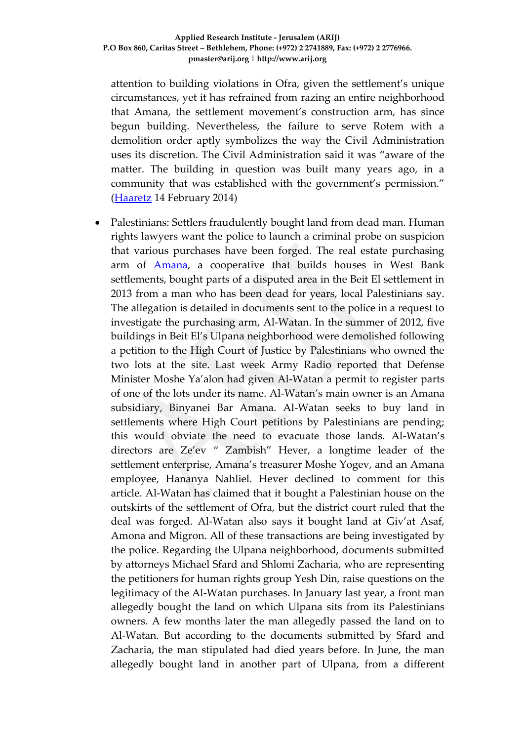attention to building violations in Ofra, given the settlement's unique circumstances, yet it has refrained from razing an entire neighborhood that Amana, the settlement movement's construction arm, has since begun building. Nevertheless, the failure to serve Rotem with a demolition order aptly symbolizes the way the Civil Administration uses its discretion. The Civil Administration said it was "aware of the matter. The building in question was built many years ago, in a community that was established with the government's permission." (Haaretz 14 February 2014)

- Palestinians: Settlers fraudulently bought land from dead man. Human rights lawyers want the police to launch a criminal probe on suspicion that various purchases have been forged. The real estate purchasing arm of Amana, a cooperative that builds houses in West Bank settlements, bought parts of a disputed area in the Beit El settlement in 2013 from a man who has been dead for years, local Palestinians say. The allegation is detailed in documents sent to the police in a request to investigate the purchasing arm, Al-Watan. In the summer of 2012, five buildings in Beit El's Ulpana neighborhood were demolished following a petition to the High Court of Justice by Palestinians who owned the two lots at the site. Last week Army Radio reported that Defense Minister Moshe Ya'alon had given Al-Watan a permit to register parts of one of the lots under its name. Al-Watan's main owner is an Amana subsidiary, Binyanei Bar Amana. Al-Watan seeks to buy land in settlements where High Court petitions by Palestinians are pending; this would obviate the need to evacuate those lands. Al-Watan's directors are Ze'ev " Zambish" Hever, a longtime leader of the settlement enterprise, Amana's treasurer Moshe Yogev, and an Amana employee, Hananya Nahliel. Hever declined to comment for this article. Al-Watan has claimed that it bought a Palestinian house on the outskirts of the settlement of Ofra, but the district court ruled that the deal was forged. Al-Watan also says it bought land at Giv'at Asaf, Amona and Migron. All of these transactions are being investigated by the police. Regarding the Ulpana neighborhood, documents submitted by attorneys Michael Sfard and Shlomi Zacharia, who are representing the petitioners for human rights group Yesh Din, raise questions on the legitimacy of the Al-Watan purchases. In January last year, a front man allegedly bought the land on which Ulpana sits from its Palestinians owners. A few months later the man allegedly passed the land on to Al-Watan. But according to the documents submitted by Sfard and Zacharia, the man stipulated had died years before. In June, the man allegedly bought land in another part of Ulpana, from a different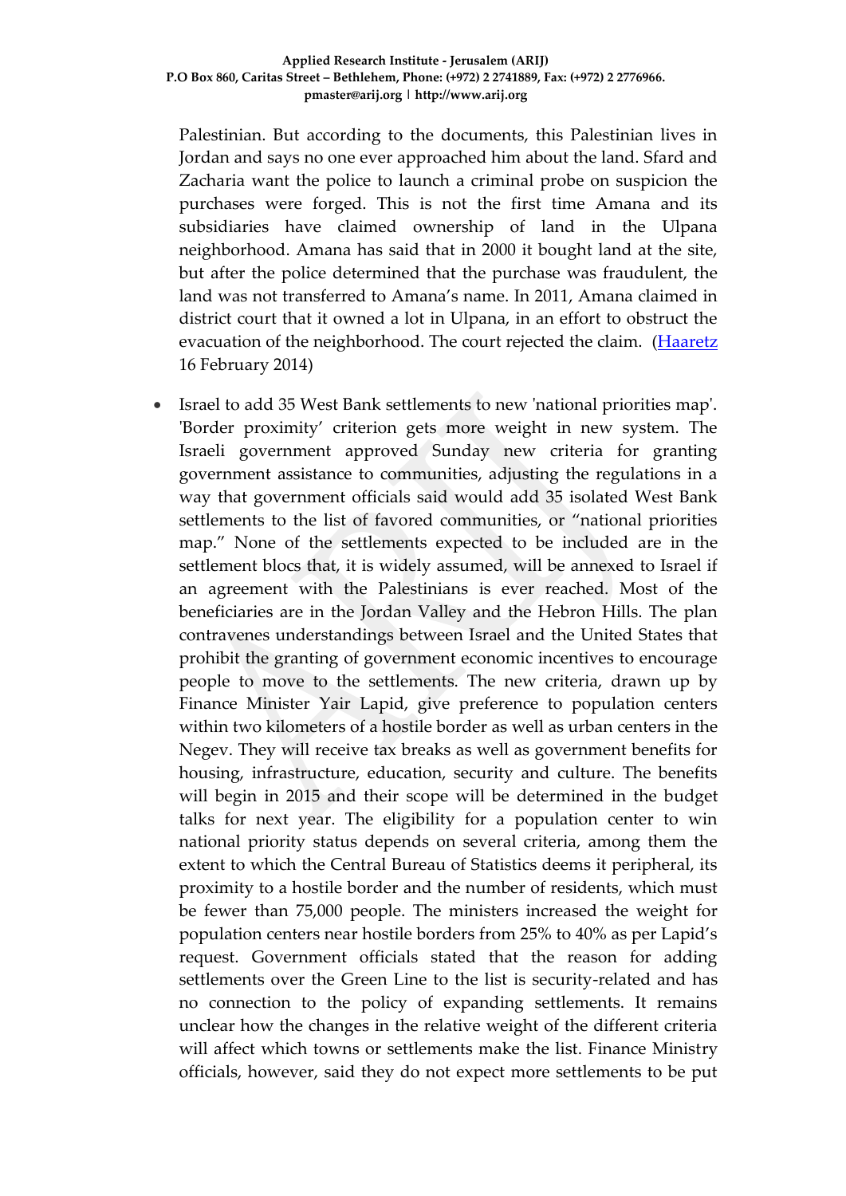Palestinian. But according to the documents, this Palestinian lives in Jordan and says no one ever approached him about the land. Sfard and Zacharia want the police to launch a criminal probe on suspicion the purchases were forged. This is not the first time Amana and its subsidiaries have claimed ownership of land in the Ulpana neighborhood. Amana has said that in 2000 it bought land at the site, but after the police determined that the purchase was fraudulent, the land was not transferred to Amana's name. In 2011, Amana claimed in district court that it owned a lot in Ulpana, in an effort to obstruct the evacuation of the neighborhood. The court rejected the claim. (Haaretz 16 February 2014)

- Israel to add 35 West Bank settlements to new 'national priorities map'. 'Border proximity' criterion gets more weight in new system. The Israeli government approved Sunday new criteria for granting government assistance to communities, adjusting the regulations in a way that government officials said would add 35 isolated West Bank settlements to the list of favored communities, or "national priorities map." None of the settlements expected to be included are in the settlement blocs that, it is widely assumed, will be annexed to Israel if an agreement with the Palestinians is ever reached. Most of the beneficiaries are in the Jordan Valley and the Hebron Hills. The plan contravenes understandings between Israel and the United States that prohibit the granting of government economic incentives to encourage people to move to the settlements. The new criteria, drawn up by Finance Minister Yair Lapid, give preference to population centers within two kilometers of a hostile border as well as urban centers in the Negev. They will receive tax breaks as well as government benefits for housing, infrastructure, education, security and culture. The benefits will begin in 2015 and their scope will be determined in the budget talks for next year. The eligibility for a population center to win national priority status depends on several criteria, among them the extent to which the Central Bureau of Statistics deems it peripheral, its proximity to a hostile border and the number of residents, which must be fewer than 75,000 people. The ministers increased the weight for population centers near hostile borders from 25% to 40% as per Lapid's request. Government officials stated that the reason for adding settlements over the Green Line to the list is security-related and has no connection to the policy of expanding settlements. It remains unclear how the changes in the relative weight of the different criteria will affect which towns or settlements make the list. Finance Ministry officials, however, said they do not expect more settlements to be put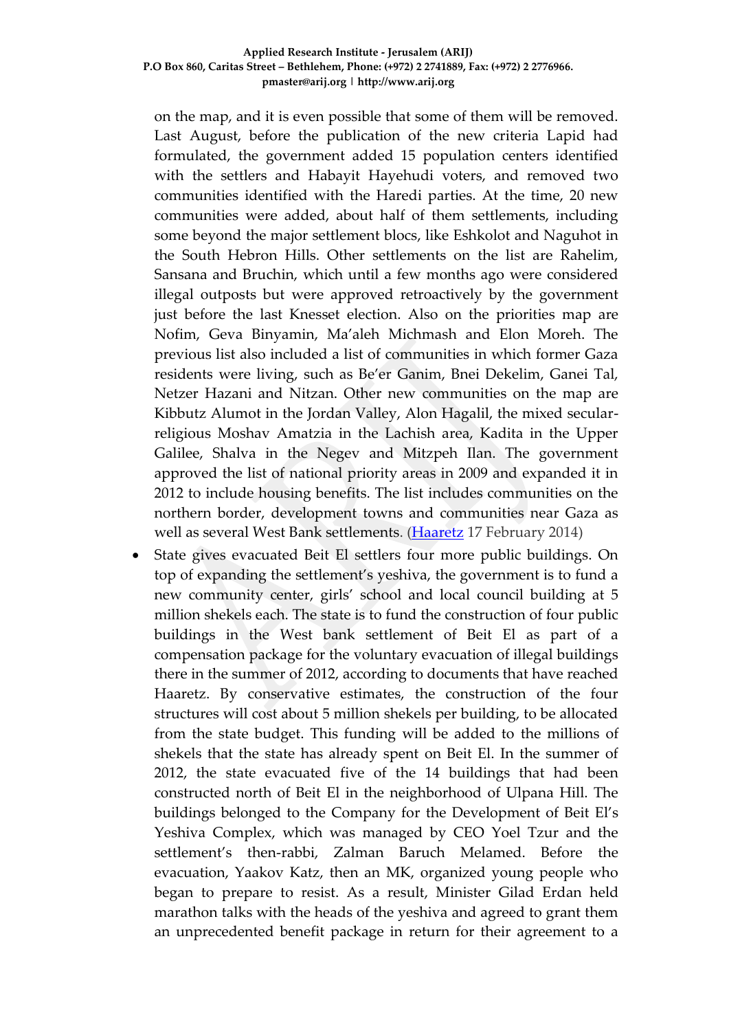on the map, and it is even possible that some of them will be removed. Last August, before the publication of the new criteria Lapid had formulated, the government added 15 population centers identified with the settlers and Habayit Hayehudi voters, and removed two communities identified with the Haredi parties. At the time, 20 new communities were added, about half of them settlements, including some beyond the major settlement blocs, like Eshkolot and Naguhot in the South Hebron Hills. Other settlements on the list are Rahelim, Sansana and Bruchin, which until a few months ago were considered illegal outposts but were approved retroactively by the government just before the last Knesset election. Also on the priorities map are Nofim, Geva Binyamin, Ma'aleh Michmash and Elon Moreh. The previous list also included a list of communities in which former Gaza residents were living, such as Be'er Ganim, Bnei Dekelim, Ganei Tal, Netzer Hazani and Nitzan. Other new communities on the map are Kibbutz Alumot in the Jordan Valley, Alon Hagalil, the mixed secular-religious Moshav Amatzia in the Lachish area, Kadita in the Upper Galilee, Shalva in the Negev and Mitzpeh Ilan. The government approved the list of national priority areas in 2009 and expanded it in 2012 to include housing benefits. The list includes communities on the northern border, development towns and communities near Gaza as well as several West Bank settlements. (Haaretz 17 February 2014)

- State gives evacuated Beit El settlers four more public buildings. On top of expanding the settlement's yeshiva, the government is to fund a new community center, girls' school and local council building at 5 million shekels each. The state is to fund the construction of four public buildings in the West bank settlement of Beit El as part of a compensation package for the voluntary evacuation of illegal buildings there in the summer of 2012, according to documents that have reached Haaretz. By conservative estimates, the construction of the four structures will cost about 5 million shekels per building, to be allocated from the state budget. This funding will be added to the millions of shekels that the state has already spent on Beit El. In the summer of 2012, the state evacuated five of the 14 buildings that had been constructed north of Beit El in the neighborhood of Ulpana Hill. The buildings belonged to the Company for the Development of Beit El's Yeshiva Complex, which was managed by CEO Yoel Tzur and the settlement's then-rabbi, Zalman Baruch Melamed. Before the evacuation, Yaakov Katz, then an MK, organized young people who began to prepare to resist. As a result, Minister Gilad Erdan held marathon talks with the heads of the yeshiva and agreed to grant them an unprecedented benefit package in return for their agreement to a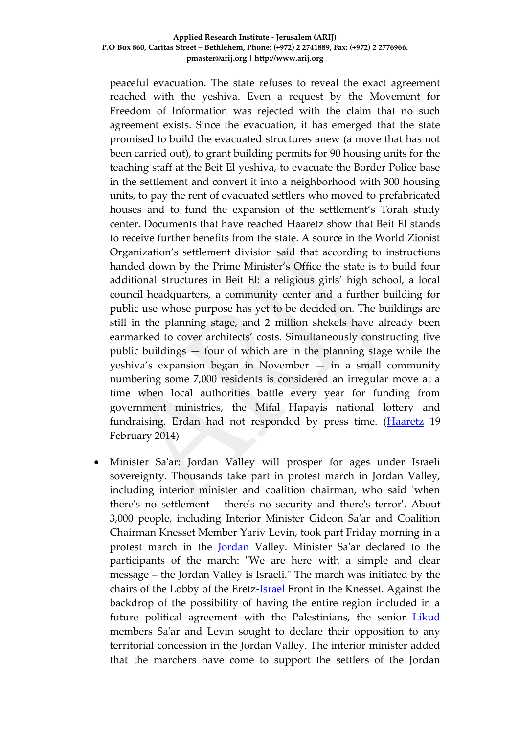peaceful evacuation. The state refuses to reveal the exact agreement reached with the yeshiva. Even a request by the Movement for Freedom of Information was rejected with the claim that no such agreement exists. Since the evacuation, it has emerged that the state promised to build the evacuated structures anew (a move that has not been carried out), to grant building permits for 90 housing units for the teaching staff at the Beit El yeshiva, to evacuate the Border Police base in the settlement and convert it into a neighborhood with 300 housing units, to pay the rent of evacuated settlers who moved to prefabricated houses and to fund the expansion of the settlement's Torah study center. Documents that have reached Haaretz show that Beit El stands to receive further benefits from the state. A source in the World Zionist Organization's settlement division said that according to instructions handed down by the Prime Minister's Office the state is to build four additional structures in Beit El: a religious girls' high school, a local council headquarters, a community center and a further building for public use whose purpose has yet to be decided on. The buildings are still in the planning stage, and 2 million shekels have already been earmarked to cover architects' costs. Simultaneously constructing five public buildings — four of which are in the planning stage while the yeshiva's expansion began in November — in a small community numbering some 7,000 residents is considered an irregular move at a time when local authorities battle every year for funding from government ministries, the Mifal Hapayis national lottery and fundraising. Erdan had not responded by press time. (Haaretz 19 February 2014)

- Minister Sa'ar: Jordan Valley will prosper for ages under Israeli sovereignty. Thousands take part in protest march in Jordan Valley, including interior minister and coalition chairman, who said 'when there's no settlement – there's no security and there's terror'. About 3,000 people, including Interior Minister Gideon Sa'ar and Coalition Chairman Knesset Member Yariv Levin, took part Friday morning in a protest march in the Jordan Valley. Minister Sa'ar declared to the participants of the march: "We are here with a simple and clear message – the Jordan Valley is Israeli." The march was initiated by the chairs of the Lobby of the Eretz-Israel Front in the Knesset. Against the backdrop of the possibility of having the entire region included in a future political agreement with the Palestinians, the senior Likud members Sa'ar and Levin sought to declare their opposition to any territorial concession in the Jordan Valley. The interior minister added that the marchers have come to support the settlers of the Jordan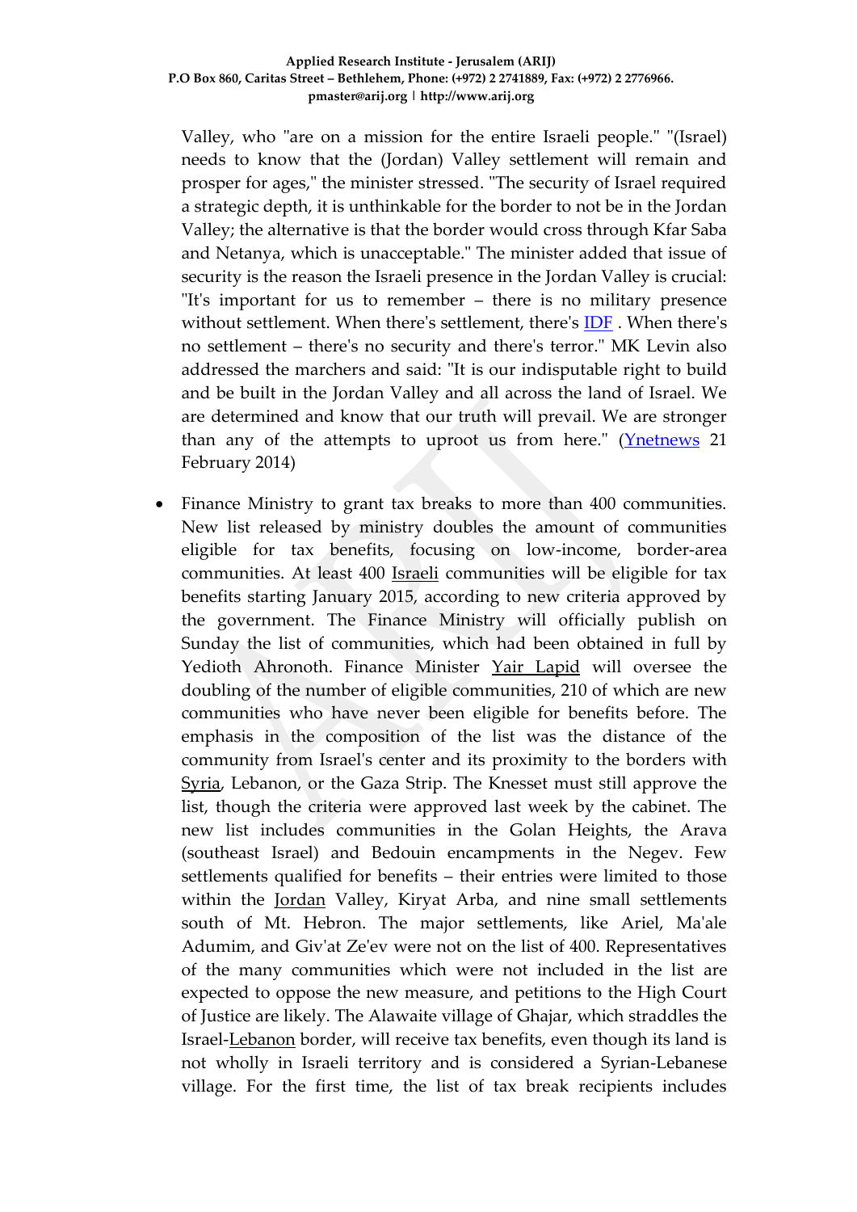Valley, who "are on a mission for the entire Israeli people." "(Israel) needs to know that the (Jordan) Valley settlement will remain and prosper for ages," the minister stressed. "The security of Israel required a strategic depth, it is unthinkable for the border to not be in the Jordan Valley; the alternative is that the border would cross through Kfar Saba and Netanya, which is unacceptable." The minister added that issue of security is the reason the Israeli presence in the Jordan Valley is crucial: "It's important for us to remember – there is no military presence without settlement. When there's settlement, there's IDF . When there's no settlement – there's no security and there's terror." MK Levin also addressed the marchers and said: "It is our indisputable right to build and be built in the Jordan Valley and all across the land of Israel. We are determined and know that our truth will prevail. We are stronger than any of the attempts to uproot us from here." (Ynetnews 21 February 2014)

- Finance Ministry to grant tax breaks to more than 400 communities. New list released by ministry doubles the amount of communities eligible for tax benefits, focusing on low-income, border-area communities. At least 400 Israeli communities will be eligible for tax benefits starting January 2015, according to new criteria approved by the government. The Finance Ministry will officially publish on Sunday the list of communities, which had been obtained in full by Yedioth Ahronoth. Finance Minister Yair Lapid will oversee the doubling of the number of eligible communities, 210 of which are new communities who have never been eligible for benefits before. The emphasis in the composition of the list was the distance of the community from Israel's center and its proximity to the borders with Syria, Lebanon, or the Gaza Strip. The Knesset must still approve the list, though the criteria were approved last week by the cabinet. The new list includes communities in the Golan Heights, the Arava (southeast Israel) and Bedouin encampments in the Negev. Few settlements qualified for benefits – their entries were limited to those within the Jordan Valley, Kiryat Arba, and nine small settlements south of Mt. Hebron. The major settlements, like Ariel, Ma'ale Adumim, and Giv'at Ze'ev were not on the list of 400. Representatives of the many communities which were not included in the list are expected to oppose the new measure, and petitions to the High Court of Justice are likely. The Alawaite village of Ghajar, which straddles the Israel-Lebanon border, will receive tax benefits, even though its land is not wholly in Israeli territory and is considered a Syrian-Lebanese village. For the first time, the list of tax break recipients includes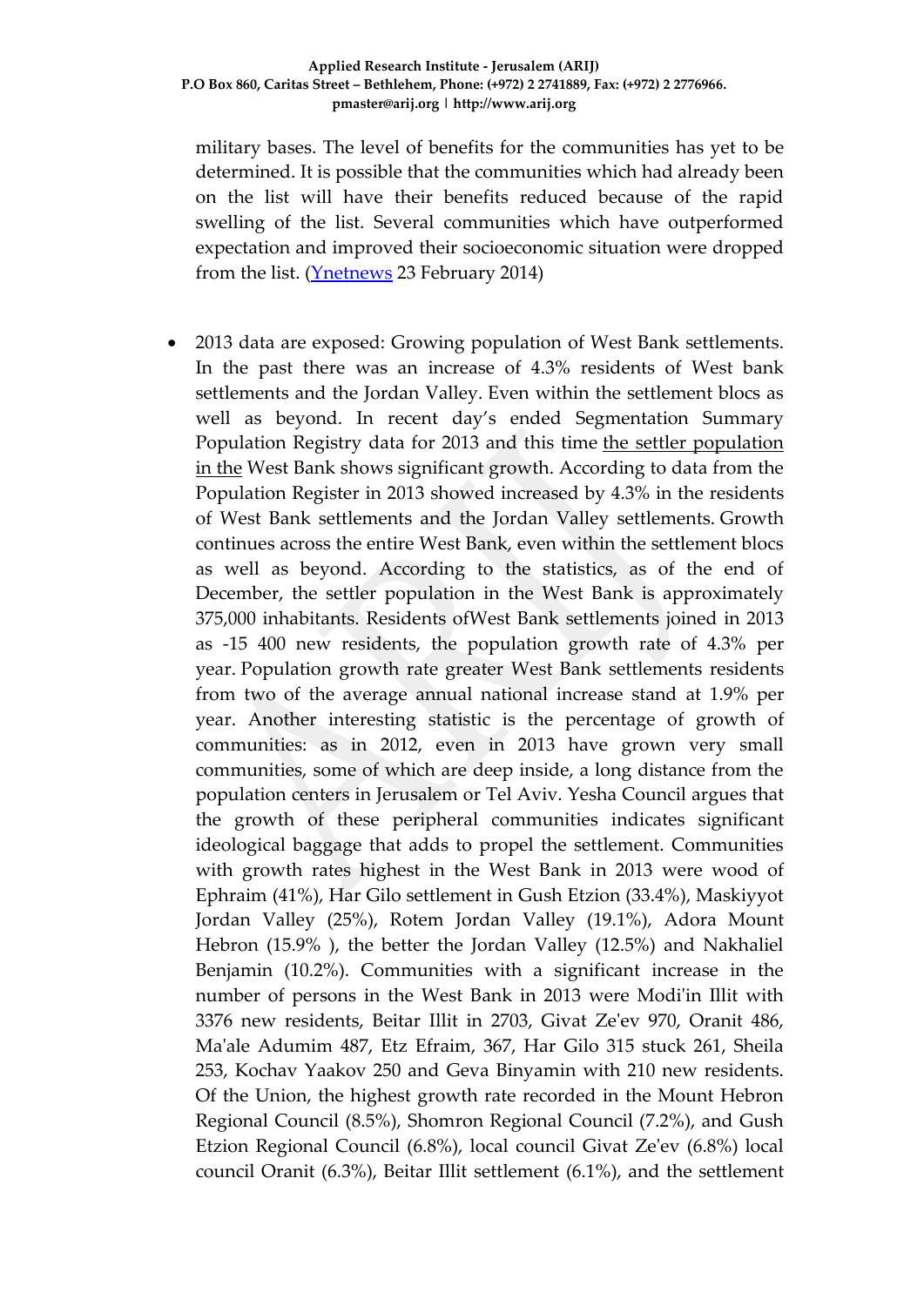military bases. The level of benefits for the communities has yet to be determined. It is possible that the communities which had already been on the list will have their benefits reduced because of the rapid swelling of the list. Several communities which have outperformed expectation and improved their socioeconomic situation were dropped from the list. (Ynetnews 23 February 2014)

- 2013 data are exposed: Growing population of West Bank settlements. In the past there was an increase of 4.3% residents of West bank settlements and the Jordan Valley. Even within the settlement blocs as well as beyond. In recent day's ended Segmentation Summary Population Registry data for 2013 and this time the settler population in the West Bank shows significant growth. According to data from the Population Register in 2013 showed increased by 4.3% in the residents of West Bank settlements and the Jordan Valley settlements. Growth continues across the entire West Bank, even within the settlement blocs as well as beyond. According to the statistics, as of the end of December, the settler population in the West Bank is approximately 375,000 inhabitants. Residents ofWest Bank settlements joined in 2013 as -15 400 new residents, the population growth rate of 4.3% per year. Population growth rate greater West Bank settlements residents from two of the average annual national increase stand at 1.9% per year. Another interesting statistic is the percentage of growth of communities: as in 2012, even in 2013 have grown very small communities, some of which are deep inside, a long distance from the population centers in Jerusalem or Tel Aviv. Yesha Council argues that the growth of these peripheral communities indicates significant ideological baggage that adds to propel the settlement. Communities with growth rates highest in the West Bank in 2013 were wood of Ephraim (41%), Har Gilo settlement in Gush Etzion (33.4%), Maskiyyot Jordan Valley (25%), Rotem Jordan Valley (19.1%), Adora Mount Hebron (15.9% ), the better the Jordan Valley (12.5%) and Nakhaliel Benjamin (10.2%). Communities with a significant increase in the number of persons in the West Bank in 2013 were Modi'in Illit with 3376 new residents, Beitar Illit in 2703, Givat Ze'ev 970, Oranit 486, Ma'ale Adumim 487, Etz Efraim, 367, Har Gilo 315 stuck 261, Sheila 253, Kochav Yaakov 250 and Geva Binyamin with 210 new residents. Of the Union, the highest growth rate recorded in the Mount Hebron Regional Council (8.5%), Shomron Regional Council (7.2%), and Gush Etzion Regional Council (6.8%), local council Givat Ze'ev (6.8%) local council Oranit (6.3%), Beitar Illit settlement (6.1%), and the settlement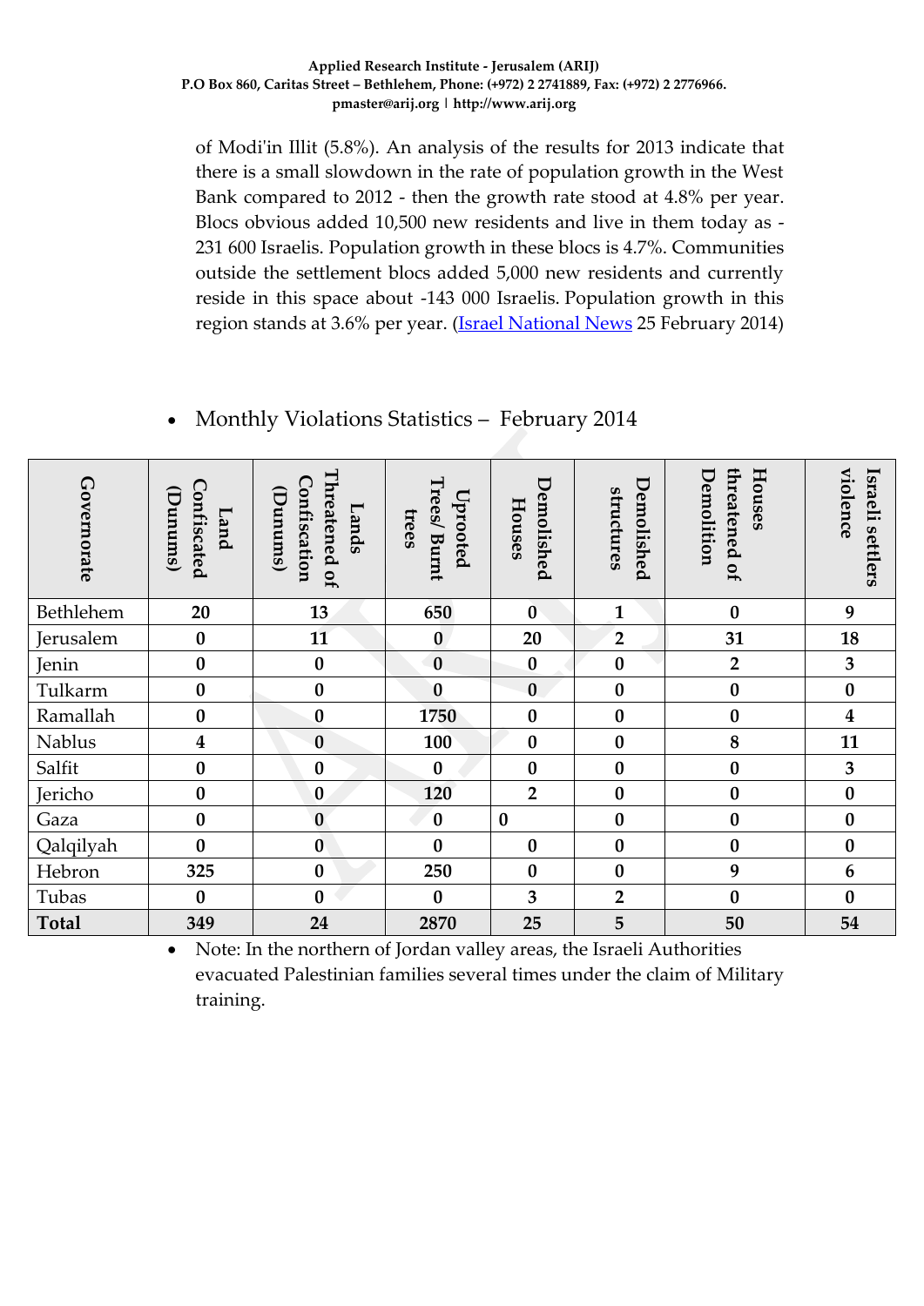of Modi'in Illit (5.8%). An analysis of the results for 2013 indicate that there is a small slowdown in the rate of population growth in the West Bank compared to 2012 - then the growth rate stood at 4.8% per year. Blocs obvious added 10,500 new residents and live in them today as - 231 600 Israelis. Population growth in these blocs is 4.7%. Communities outside the settlement blocs added 5,000 new residents and currently reside in this space about -143 000 Israelis. Population growth in this region stands at 3.6% per year. ([Israel National News](http://www.inn.co.il) 25 February 2014)

- Monthly Violations Statistics – February 2014

| Governorate | Land Confiscated (Dunums) | Lands Threatened of Confiscation (Dunums) | Uprooted Trees/ Burnt trees | Demolished Houses | Demolished structures | Houses threatened of Demolition | Israeli settlers violence |
|---|---|---|---|---|---|---|---|
| Bethlehem | **20** | **13** | **650** | **0** | **1** | **0** | **9** |
| Jerusalem | **0** | **11** | **0** | **20** | **2** | **31** | **18** |
| Jenin | **0** | **0** | **0** | **0** | **0** | **2** | **3** |
| Tulkarm | **0** | **0** | **0** | **0** | **0** | **0** | **0** |
| Ramallah | **0** | **0** | **1750** | **0** | **0** | **0** | **4** |
| Nablus | **4** | **0** | **100** | **0** | **0** | **8** | **11** |
| Salfit | **0** | **0** | **0** | **0** | **0** | **0** | **3** |
| Jericho | **0** | **0** | **120** | **2** | **0** | **0** | **0** |
| Gaza | **0** | **0** | **0** | **0** | **0** | **0** | **0** |
| Qalqilyah | **0** | **0** | **0** | **0** | **0** | **0** | **0** |
| Hebron | **325** | **0** | **250** | **0** | **0** | **9** | **6** |
| Tubas | **0** | **0** | **0** | **3** | **2** | **0** | **0** |
| **Total** | **349** | **24** | **2870** | **25** | **5** | **50** | **54** |

- Note: In the northern of Jordan valley areas, the Israeli Authorities evacuated Palestinian families several times under the claim of Military training.